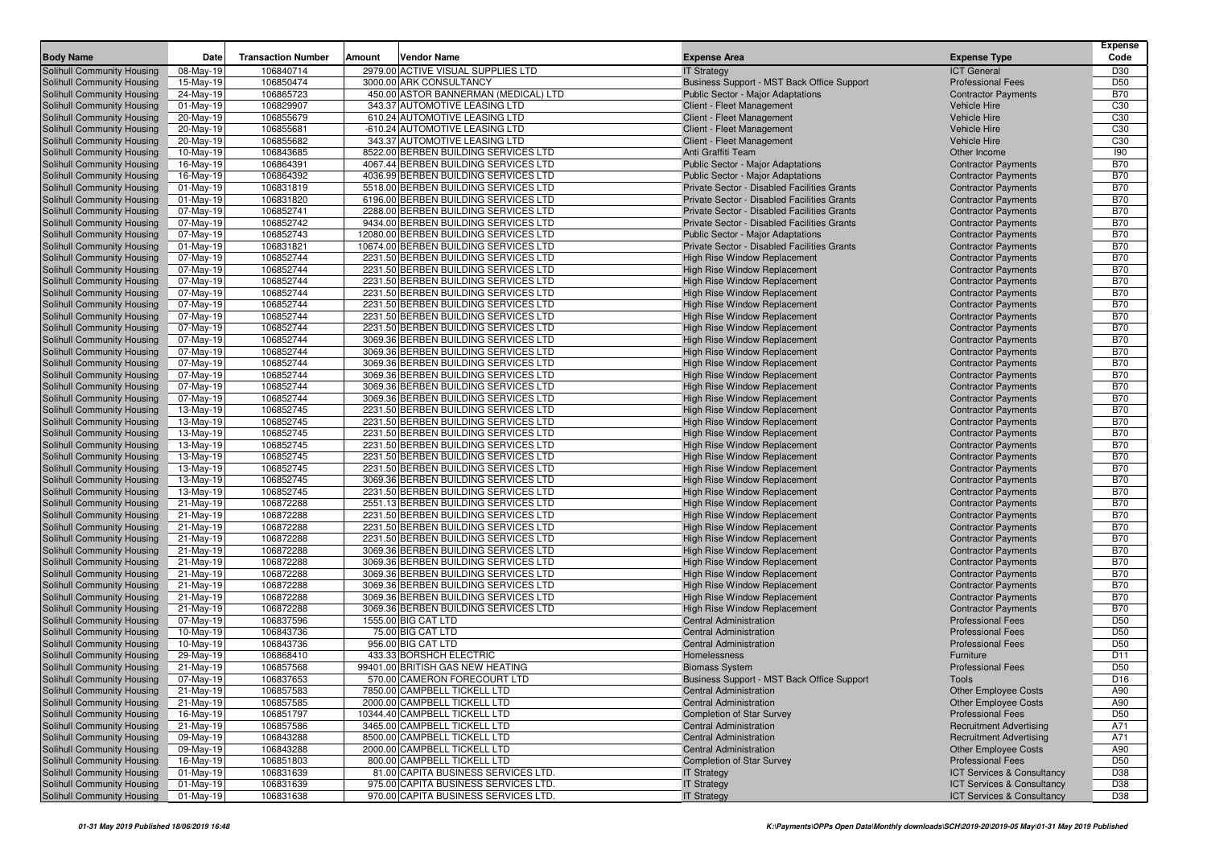| Body Name | Date | Transaction Number | Amount | Vendor Name | Expense Area | Expense Type | Expense Code |
|---|---|---|---|---|---|---|---|
| Solihull Community Housing | 08-May-19 | 106840714 | 2979.00 | ACTIVE VISUAL SUPPLIES LTD | IT Strategy | ICT General | D30 |
| Solihull Community Housing | 15-May-19 | 106850474 | 3000.00 | ARK CONSULTANCY | Business Support - MST Back Office Support | Professional Fees | D50 |
| Solihull Community Housing | 24-May-19 | 106865723 | 450.00 | ASTOR BANNERMAN (MEDICAL) LTD | Public Sector - Major Adaptations | Contractor Payments | B70 |
| Solihull Community Housing | 01-May-19 | 106829907 | 343.37 | AUTOMOTIVE LEASING LTD | Client - Fleet Management | Vehicle Hire | C30 |
| Solihull Community Housing | 20-May-19 | 106855679 | 610.24 | AUTOMOTIVE LEASING LTD | Client - Fleet Management | Vehicle Hire | C30 |
| Solihull Community Housing | 20-May-19 | 106855681 | -610.24 | AUTOMOTIVE LEASING LTD | Client - Fleet Management | Vehicle Hire | C30 |
| Solihull Community Housing | 20-May-19 | 106855682 | 343.37 | AUTOMOTIVE LEASING LTD | Client - Fleet Management | Vehicle Hire | C30 |
| Solihull Community Housing | 10-May-19 | 106843685 | 8522.00 | BERBEN BUILDING SERVICES LTD | Anti Graffiti Team | Other Income | I90 |
| Solihull Community Housing | 16-May-19 | 106864391 | 4067.44 | BERBEN BUILDING SERVICES LTD | Public Sector - Major Adaptations | Contractor Payments | B70 |
| Solihull Community Housing | 16-May-19 | 106864392 | 4036.99 | BERBEN BUILDING SERVICES LTD | Public Sector - Major Adaptations | Contractor Payments | B70 |
| Solihull Community Housing | 01-May-19 | 106831819 | 5518.00 | BERBEN BUILDING SERVICES LTD | Private Sector - Disabled Facilities Grants | Contractor Payments | B70 |
| Solihull Community Housing | 01-May-19 | 106831820 | 6196.00 | BERBEN BUILDING SERVICES LTD | Private Sector - Disabled Facilities Grants | Contractor Payments | B70 |
| Solihull Community Housing | 07-May-19 | 106852741 | 2288.00 | BERBEN BUILDING SERVICES LTD | Private Sector - Disabled Facilities Grants | Contractor Payments | B70 |
| Solihull Community Housing | 07-May-19 | 106852742 | 9434.00 | BERBEN BUILDING SERVICES LTD | Private Sector - Disabled Facilities Grants | Contractor Payments | B70 |
| Solihull Community Housing | 07-May-19 | 106852743 | 12080.00 | BERBEN BUILDING SERVICES LTD | Public Sector - Major Adaptations | Contractor Payments | B70 |
| Solihull Community Housing | 01-May-19 | 106831821 | 10674.00 | BERBEN BUILDING SERVICES LTD | Private Sector - Disabled Facilities Grants | Contractor Payments | B70 |
| Solihull Community Housing | 07-May-19 | 106852744 | 2231.50 | BERBEN BUILDING SERVICES LTD | High Rise Window Replacement | Contractor Payments | B70 |
| Solihull Community Housing | 07-May-19 | 106852744 | 2231.50 | BERBEN BUILDING SERVICES LTD | High Rise Window Replacement | Contractor Payments | B70 |
| Solihull Community Housing | 07-May-19 | 106852744 | 2231.50 | BERBEN BUILDING SERVICES LTD | High Rise Window Replacement | Contractor Payments | B70 |
| Solihull Community Housing | 07-May-19 | 106852744 | 2231.50 | BERBEN BUILDING SERVICES LTD | High Rise Window Replacement | Contractor Payments | B70 |
| Solihull Community Housing | 07-May-19 | 106852744 | 2231.50 | BERBEN BUILDING SERVICES LTD | High Rise Window Replacement | Contractor Payments | B70 |
| Solihull Community Housing | 07-May-19 | 106852744 | 2231.50 | BERBEN BUILDING SERVICES LTD | High Rise Window Replacement | Contractor Payments | B70 |
| Solihull Community Housing | 07-May-19 | 106852744 | 2231.50 | BERBEN BUILDING SERVICES LTD | High Rise Window Replacement | Contractor Payments | B70 |
| Solihull Community Housing | 07-May-19 | 106852744 | 3069.36 | BERBEN BUILDING SERVICES LTD | High Rise Window Replacement | Contractor Payments | B70 |
| Solihull Community Housing | 07-May-19 | 106852744 | 3069.36 | BERBEN BUILDING SERVICES LTD | High Rise Window Replacement | Contractor Payments | B70 |
| Solihull Community Housing | 07-May-19 | 106852744 | 3069.36 | BERBEN BUILDING SERVICES LTD | High Rise Window Replacement | Contractor Payments | B70 |
| Solihull Community Housing | 07-May-19 | 106852744 | 3069.36 | BERBEN BUILDING SERVICES LTD | High Rise Window Replacement | Contractor Payments | B70 |
| Solihull Community Housing | 07-May-19 | 106852744 | 3069.36 | BERBEN BUILDING SERVICES LTD | High Rise Window Replacement | Contractor Payments | B70 |
| Solihull Community Housing | 07-May-19 | 106852744 | 3069.36 | BERBEN BUILDING SERVICES LTD | High Rise Window Replacement | Contractor Payments | B70 |
| Solihull Community Housing | 13-May-19 | 106852745 | 2231.50 | BERBEN BUILDING SERVICES LTD | High Rise Window Replacement | Contractor Payments | B70 |
| Solihull Community Housing | 13-May-19 | 106852745 | 2231.50 | BERBEN BUILDING SERVICES LTD | High Rise Window Replacement | Contractor Payments | B70 |
| Solihull Community Housing | 13-May-19 | 106852745 | 2231.50 | BERBEN BUILDING SERVICES LTD | High Rise Window Replacement | Contractor Payments | B70 |
| Solihull Community Housing | 13-May-19 | 106852745 | 2231.50 | BERBEN BUILDING SERVICES LTD | High Rise Window Replacement | Contractor Payments | B70 |
| Solihull Community Housing | 13-May-19 | 106852745 | 2231.50 | BERBEN BUILDING SERVICES LTD | High Rise Window Replacement | Contractor Payments | B70 |
| Solihull Community Housing | 13-May-19 | 106852745 | 2231.50 | BERBEN BUILDING SERVICES LTD | High Rise Window Replacement | Contractor Payments | B70 |
| Solihull Community Housing | 13-May-19 | 106852745 | 3069.36 | BERBEN BUILDING SERVICES LTD | High Rise Window Replacement | Contractor Payments | B70 |
| Solihull Community Housing | 13-May-19 | 106852745 | 2231.50 | BERBEN BUILDING SERVICES LTD | High Rise Window Replacement | Contractor Payments | B70 |
| Solihull Community Housing | 21-May-19 | 106872288 | 2551.13 | BERBEN BUILDING SERVICES LTD | High Rise Window Replacement | Contractor Payments | B70 |
| Solihull Community Housing | 21-May-19 | 106872288 | 2231.50 | BERBEN BUILDING SERVICES LTD | High Rise Window Replacement | Contractor Payments | B70 |
| Solihull Community Housing | 21-May-19 | 106872288 | 2231.50 | BERBEN BUILDING SERVICES LTD | High Rise Window Replacement | Contractor Payments | B70 |
| Solihull Community Housing | 21-May-19 | 106872288 | 2231.50 | BERBEN BUILDING SERVICES LTD | High Rise Window Replacement | Contractor Payments | B70 |
| Solihull Community Housing | 21-May-19 | 106872288 | 3069.36 | BERBEN BUILDING SERVICES LTD | High Rise Window Replacement | Contractor Payments | B70 |
| Solihull Community Housing | 21-May-19 | 106872288 | 3069.36 | BERBEN BUILDING SERVICES LTD | High Rise Window Replacement | Contractor Payments | B70 |
| Solihull Community Housing | 21-May-19 | 106872288 | 3069.36 | BERBEN BUILDING SERVICES LTD | High Rise Window Replacement | Contractor Payments | B70 |
| Solihull Community Housing | 21-May-19 | 106872288 | 3069.36 | BERBEN BUILDING SERVICES LTD | High Rise Window Replacement | Contractor Payments | B70 |
| Solihull Community Housing | 21-May-19 | 106872288 | 3069.36 | BERBEN BUILDING SERVICES LTD | High Rise Window Replacement | Contractor Payments | B70 |
| Solihull Community Housing | 21-May-19 | 106872288 | 3069.36 | BERBEN BUILDING SERVICES LTD | High Rise Window Replacement | Contractor Payments | B70 |
| Solihull Community Housing | 07-May-19 | 106837596 | 1555.00 | BIG CAT LTD | Central Administration | Professional Fees | D50 |
| Solihull Community Housing | 10-May-19 | 106843736 | 75.00 | BIG CAT LTD | Central Administration | Professional Fees | D50 |
| Solihull Community Housing | 10-May-19 | 106843736 | 956.00 | BIG CAT LTD | Central Administration | Professional Fees | D50 |
| Solihull Community Housing | 29-May-19 | 106868410 | 433.33 | BORSHCH ELECTRIC | Homelessness | Furniture | D11 |
| Solihull Community Housing | 21-May-19 | 106857568 | 99401.00 | BRITISH GAS NEW HEATING | Biomass System | Professional Fees | D50 |
| Solihull Community Housing | 07-May-19 | 106837653 | 570.00 | CAMERON FORECOURT LTD | Business Support - MST Back Office Support | Tools | D16 |
| Solihull Community Housing | 21-May-19 | 106857583 | 7850.00 | CAMPBELL TICKELL LTD | Central Administration | Other Employee Costs | A90 |
| Solihull Community Housing | 21-May-19 | 106857585 | 2000.00 | CAMPBELL TICKELL LTD | Central Administration | Other Employee Costs | A90 |
| Solihull Community Housing | 16-May-19 | 106851797 | 10344.40 | CAMPBELL TICKELL LTD | Completion of Star Survey | Professional Fees | D50 |
| Solihull Community Housing | 21-May-19 | 106857586 | 3465.00 | CAMPBELL TICKELL LTD | Central Administration | Recruitment Advertising | A71 |
| Solihull Community Housing | 09-May-19 | 106843288 | 8500.00 | CAMPBELL TICKELL LTD | Central Administration | Recruitment Advertising | A71 |
| Solihull Community Housing | 09-May-19 | 106843288 | 2000.00 | CAMPBELL TICKELL LTD | Central Administration | Other Employee Costs | A90 |
| Solihull Community Housing | 16-May-19 | 106851803 | 800.00 | CAMPBELL TICKELL LTD | Completion of Star Survey | Professional Fees | D50 |
| Solihull Community Housing | 01-May-19 | 106831639 | 81.00 | CAPITA BUSINESS SERVICES LTD. | IT Strategy | ICT Services & Consultancy | D38 |
| Solihull Community Housing | 01-May-19 | 106831639 | 975.00 | CAPITA BUSINESS SERVICES LTD. | IT Strategy | ICT Services & Consultancy | D38 |
| Solihull Community Housing | 01-May-19 | 106831638 | 970.00 | CAPITA BUSINESS SERVICES LTD. | IT Strategy | ICT Services & Consultancy | D38 |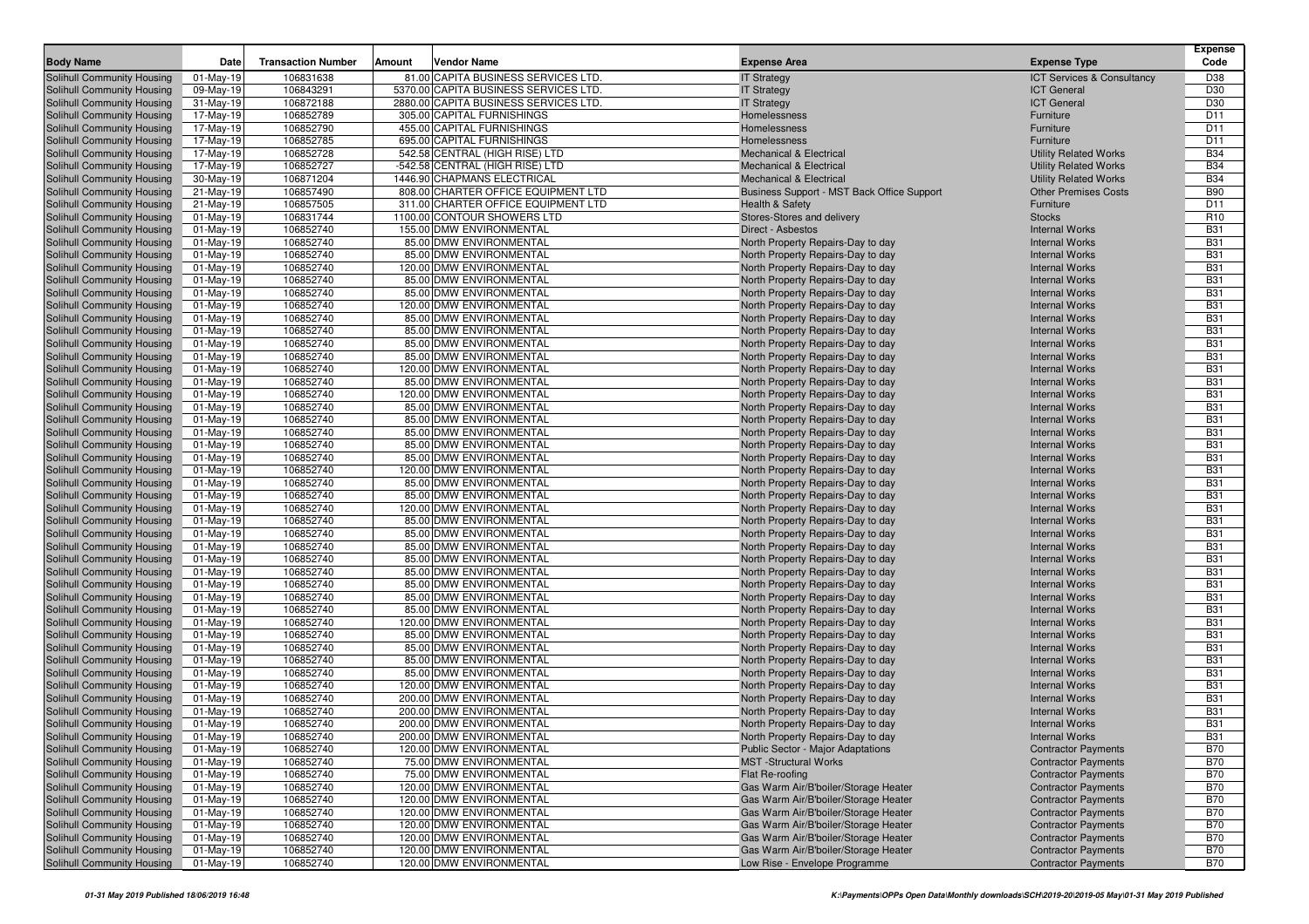| Body Name | Date | Transaction Number | Amount | Vendor Name | Expense Area | Expense Type | Expense Code |
|---|---|---|---|---|---|---|---|
| Solihull Community Housing | 01-May-19 | 106831638 | 81.00 | CAPITA BUSINESS SERVICES LTD. | IT Strategy | ICT Services & Consultancy | D38 |
| Solihull Community Housing | 09-May-19 | 106843291 | 5370.00 | CAPITA BUSINESS SERVICES LTD. | IT Strategy | ICT General | D30 |
| Solihull Community Housing | 31-May-19 | 106872188 | 2880.00 | CAPITA BUSINESS SERVICES LTD. | IT Strategy | ICT General | D30 |
| Solihull Community Housing | 17-May-19 | 106852789 | 305.00 | CAPITAL FURNISHINGS | Homelessness | Furniture | D11 |
| Solihull Community Housing | 17-May-19 | 106852790 | 455.00 | CAPITAL FURNISHINGS | Homelessness | Furniture | D11 |
| Solihull Community Housing | 17-May-19 | 106852785 | 695.00 | CAPITAL FURNISHINGS | Homelessness | Furniture | D11 |
| Solihull Community Housing | 17-May-19 | 106852728 | 542.58 | CENTRAL (HIGH RISE) LTD | Mechanical & Electrical | Utility Related Works | B34 |
| Solihull Community Housing | 17-May-19 | 106852727 | -542.58 | CENTRAL (HIGH RISE) LTD | Mechanical & Electrical | Utility Related Works | B34 |
| Solihull Community Housing | 30-May-19 | 106871204 | 1446.90 | CHAPMANS ELECTRICAL | Mechanical & Electrical | Utility Related Works | B34 |
| Solihull Community Housing | 21-May-19 | 106857490 | 808.00 | CHARTER OFFICE EQUIPMENT LTD | Business Support - MST Back Office Support | Other Premises Costs | B90 |
| Solihull Community Housing | 21-May-19 | 106857505 | 311.00 | CHARTER OFFICE EQUIPMENT LTD | Health & Safety | Furniture | D11 |
| Solihull Community Housing | 01-May-19 | 106831744 | 1100.00 | CONTOUR SHOWERS LTD | Stores-Stores and delivery | Stocks | R10 |
| Solihull Community Housing | 01-May-19 | 106852740 | 155.00 | DMW ENVIRONMENTAL | Direct - Asbestos | Internal Works | B31 |
| Solihull Community Housing | 01-May-19 | 106852740 | 85.00 | DMW ENVIRONMENTAL | North Property Repairs-Day to day | Internal Works | B31 |
| Solihull Community Housing | 01-May-19 | 106852740 | 85.00 | DMW ENVIRONMENTAL | North Property Repairs-Day to day | Internal Works | B31 |
| Solihull Community Housing | 01-May-19 | 106852740 | 120.00 | DMW ENVIRONMENTAL | North Property Repairs-Day to day | Internal Works | B31 |
| Solihull Community Housing | 01-May-19 | 106852740 | 85.00 | DMW ENVIRONMENTAL | North Property Repairs-Day to day | Internal Works | B31 |
| Solihull Community Housing | 01-May-19 | 106852740 | 85.00 | DMW ENVIRONMENTAL | North Property Repairs-Day to day | Internal Works | B31 |
| Solihull Community Housing | 01-May-19 | 106852740 | 120.00 | DMW ENVIRONMENTAL | North Property Repairs-Day to day | Internal Works | B31 |
| Solihull Community Housing | 01-May-19 | 106852740 | 85.00 | DMW ENVIRONMENTAL | North Property Repairs-Day to day | Internal Works | B31 |
| Solihull Community Housing | 01-May-19 | 106852740 | 85.00 | DMW ENVIRONMENTAL | North Property Repairs-Day to day | Internal Works | B31 |
| Solihull Community Housing | 01-May-19 | 106852740 | 85.00 | DMW ENVIRONMENTAL | North Property Repairs-Day to day | Internal Works | B31 |
| Solihull Community Housing | 01-May-19 | 106852740 | 85.00 | DMW ENVIRONMENTAL | North Property Repairs-Day to day | Internal Works | B31 |
| Solihull Community Housing | 01-May-19 | 106852740 | 120.00 | DMW ENVIRONMENTAL | North Property Repairs-Day to day | Internal Works | B31 |
| Solihull Community Housing | 01-May-19 | 106852740 | 85.00 | DMW ENVIRONMENTAL | North Property Repairs-Day to day | Internal Works | B31 |
| Solihull Community Housing | 01-May-19 | 106852740 | 120.00 | DMW ENVIRONMENTAL | North Property Repairs-Day to day | Internal Works | B31 |
| Solihull Community Housing | 01-May-19 | 106852740 | 85.00 | DMW ENVIRONMENTAL | North Property Repairs-Day to day | Internal Works | B31 |
| Solihull Community Housing | 01-May-19 | 106852740 | 85.00 | DMW ENVIRONMENTAL | North Property Repairs-Day to day | Internal Works | B31 |
| Solihull Community Housing | 01-May-19 | 106852740 | 85.00 | DMW ENVIRONMENTAL | North Property Repairs-Day to day | Internal Works | B31 |
| Solihull Community Housing | 01-May-19 | 106852740 | 85.00 | DMW ENVIRONMENTAL | North Property Repairs-Day to day | Internal Works | B31 |
| Solihull Community Housing | 01-May-19 | 106852740 | 85.00 | DMW ENVIRONMENTAL | North Property Repairs-Day to day | Internal Works | B31 |
| Solihull Community Housing | 01-May-19 | 106852740 | 120.00 | DMW ENVIRONMENTAL | North Property Repairs-Day to day | Internal Works | B31 |
| Solihull Community Housing | 01-May-19 | 106852740 | 85.00 | DMW ENVIRONMENTAL | North Property Repairs-Day to day | Internal Works | B31 |
| Solihull Community Housing | 01-May-19 | 106852740 | 85.00 | DMW ENVIRONMENTAL | North Property Repairs-Day to day | Internal Works | B31 |
| Solihull Community Housing | 01-May-19 | 106852740 | 120.00 | DMW ENVIRONMENTAL | North Property Repairs-Day to day | Internal Works | B31 |
| Solihull Community Housing | 01-May-19 | 106852740 | 85.00 | DMW ENVIRONMENTAL | North Property Repairs-Day to day | Internal Works | B31 |
| Solihull Community Housing | 01-May-19 | 106852740 | 85.00 | DMW ENVIRONMENTAL | North Property Repairs-Day to day | Internal Works | B31 |
| Solihull Community Housing | 01-May-19 | 106852740 | 85.00 | DMW ENVIRONMENTAL | North Property Repairs-Day to day | Internal Works | B31 |
| Solihull Community Housing | 01-May-19 | 106852740 | 85.00 | DMW ENVIRONMENTAL | North Property Repairs-Day to day | Internal Works | B31 |
| Solihull Community Housing | 01-May-19 | 106852740 | 85.00 | DMW ENVIRONMENTAL | North Property Repairs-Day to day | Internal Works | B31 |
| Solihull Community Housing | 01-May-19 | 106852740 | 85.00 | DMW ENVIRONMENTAL | North Property Repairs-Day to day | Internal Works | B31 |
| Solihull Community Housing | 01-May-19 | 106852740 | 85.00 | DMW ENVIRONMENTAL | North Property Repairs-Day to day | Internal Works | B31 |
| Solihull Community Housing | 01-May-19 | 106852740 | 85.00 | DMW ENVIRONMENTAL | North Property Repairs-Day to day | Internal Works | B31 |
| Solihull Community Housing | 01-May-19 | 106852740 | 120.00 | DMW ENVIRONMENTAL | North Property Repairs-Day to day | Internal Works | B31 |
| Solihull Community Housing | 01-May-19 | 106852740 | 85.00 | DMW ENVIRONMENTAL | North Property Repairs-Day to day | Internal Works | B31 |
| Solihull Community Housing | 01-May-19 | 106852740 | 85.00 | DMW ENVIRONMENTAL | North Property Repairs-Day to day | Internal Works | B31 |
| Solihull Community Housing | 01-May-19 | 106852740 | 85.00 | DMW ENVIRONMENTAL | North Property Repairs-Day to day | Internal Works | B31 |
| Solihull Community Housing | 01-May-19 | 106852740 | 85.00 | DMW ENVIRONMENTAL | North Property Repairs-Day to day | Internal Works | B31 |
| Solihull Community Housing | 01-May-19 | 106852740 | 120.00 | DMW ENVIRONMENTAL | North Property Repairs-Day to day | Internal Works | B31 |
| Solihull Community Housing | 01-May-19 | 106852740 | 200.00 | DMW ENVIRONMENTAL | North Property Repairs-Day to day | Internal Works | B31 |
| Solihull Community Housing | 01-May-19 | 106852740 | 200.00 | DMW ENVIRONMENTAL | North Property Repairs-Day to day | Internal Works | B31 |
| Solihull Community Housing | 01-May-19 | 106852740 | 200.00 | DMW ENVIRONMENTAL | North Property Repairs-Day to day | Internal Works | B31 |
| Solihull Community Housing | 01-May-19 | 106852740 | 200.00 | DMW ENVIRONMENTAL | North Property Repairs-Day to day | Internal Works | B31 |
| Solihull Community Housing | 01-May-19 | 106852740 | 120.00 | DMW ENVIRONMENTAL | Public Sector - Major Adaptations | Contractor Payments | B70 |
| Solihull Community Housing | 01-May-19 | 106852740 | 75.00 | DMW ENVIRONMENTAL | MST -Structural Works | Contractor Payments | B70 |
| Solihull Community Housing | 01-May-19 | 106852740 | 75.00 | DMW ENVIRONMENTAL | Flat Re-roofing | Contractor Payments | B70 |
| Solihull Community Housing | 01-May-19 | 106852740 | 120.00 | DMW ENVIRONMENTAL | Gas Warm Air/B'boiler/Storage Heater | Contractor Payments | B70 |
| Solihull Community Housing | 01-May-19 | 106852740 | 120.00 | DMW ENVIRONMENTAL | Gas Warm Air/B'boiler/Storage Heater | Contractor Payments | B70 |
| Solihull Community Housing | 01-May-19 | 106852740 | 120.00 | DMW ENVIRONMENTAL | Gas Warm Air/B'boiler/Storage Heater | Contractor Payments | B70 |
| Solihull Community Housing | 01-May-19 | 106852740 | 120.00 | DMW ENVIRONMENTAL | Gas Warm Air/B'boiler/Storage Heater | Contractor Payments | B70 |
| Solihull Community Housing | 01-May-19 | 106852740 | 120.00 | DMW ENVIRONMENTAL | Gas Warm Air/B'boiler/Storage Heater | Contractor Payments | B70 |
| Solihull Community Housing | 01-May-19 | 106852740 | 120.00 | DMW ENVIRONMENTAL | Gas Warm Air/B'boiler/Storage Heater | Contractor Payments | B70 |
| Solihull Community Housing | 01-May-19 | 106852740 | 120.00 | DMW ENVIRONMENTAL | Low Rise - Envelope Programme | Contractor Payments | B70 |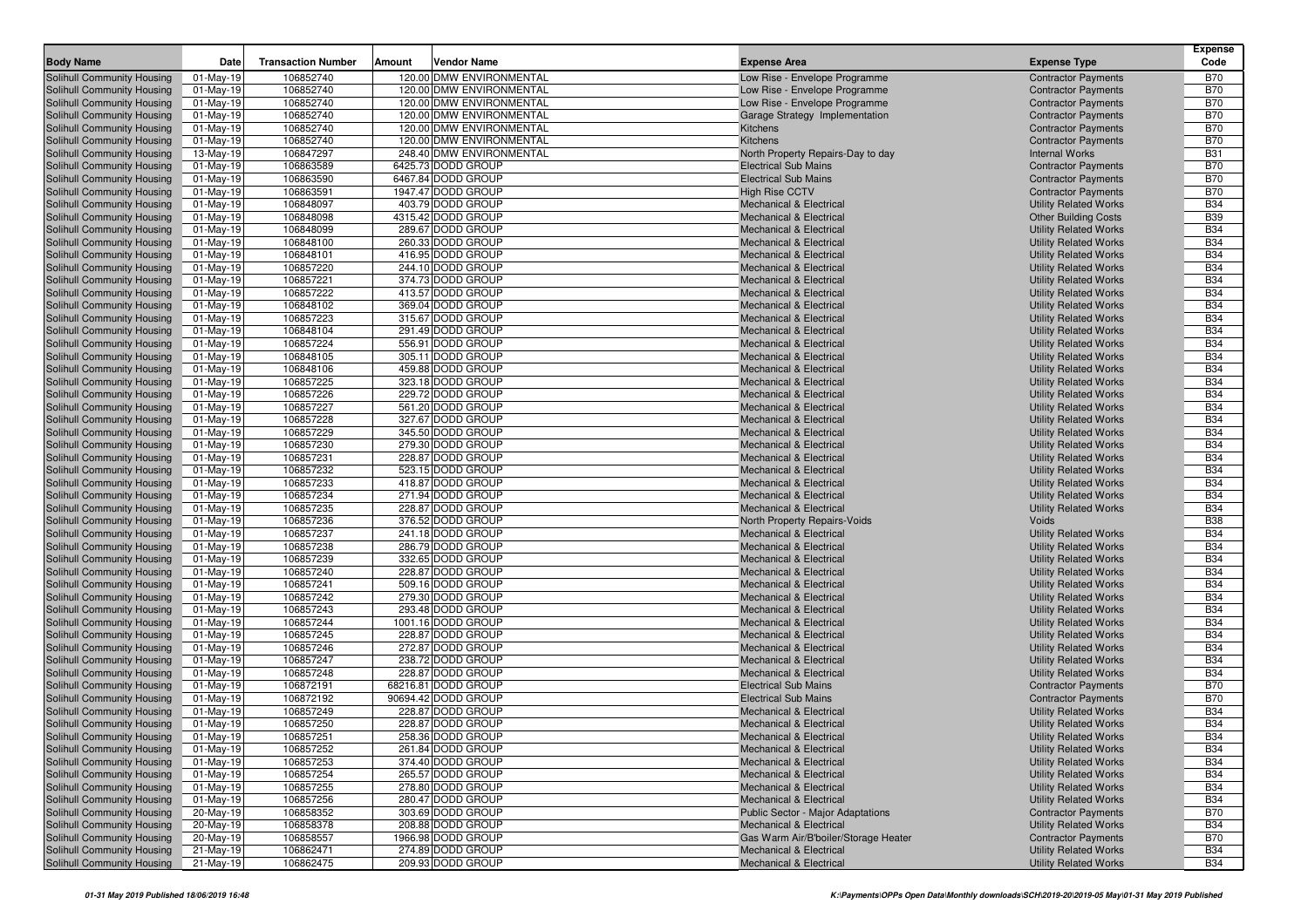| Body Name | Date | Transaction Number | Amount | Vendor Name | Expense Area | Expense Type | Expense Code |
|---|---|---|---|---|---|---|---|
| Solihull Community Housing | 01-May-19 | 106852740 | 120.00 | DMW ENVIRONMENTAL | Low Rise - Envelope Programme | Contractor Payments | B70 |
| Solihull Community Housing | 01-May-19 | 106852740 | 120.00 | DMW ENVIRONMENTAL | Low Rise - Envelope Programme | Contractor Payments | B70 |
| Solihull Community Housing | 01-May-19 | 106852740 | 120.00 | DMW ENVIRONMENTAL | Low Rise - Envelope Programme | Contractor Payments | B70 |
| Solihull Community Housing | 01-May-19 | 106852740 | 120.00 | DMW ENVIRONMENTAL | Garage Strategy Implementation | Contractor Payments | B70 |
| Solihull Community Housing | 01-May-19 | 106852740 | 120.00 | DMW ENVIRONMENTAL | Kitchens | Contractor Payments | B70 |
| Solihull Community Housing | 01-May-19 | 106852740 | 120.00 | DMW ENVIRONMENTAL | Kitchens | Contractor Payments | B70 |
| Solihull Community Housing | 13-May-19 | 106847297 | 248.40 | DMW ENVIRONMENTAL | North Property Repairs-Day to day | Internal Works | B31 |
| Solihull Community Housing | 01-May-19 | 106863589 | 6425.73 | DODD GROUP | Electrical Sub Mains | Contractor Payments | B70 |
| Solihull Community Housing | 01-May-19 | 106863590 | 6467.84 | DODD GROUP | Electrical Sub Mains | Contractor Payments | B70 |
| Solihull Community Housing | 01-May-19 | 106863591 | 1947.47 | DODD GROUP | High Rise CCTV | Contractor Payments | B70 |
| Solihull Community Housing | 01-May-19 | 106848097 | 403.79 | DODD GROUP | Mechanical & Electrical | Utility Related Works | B34 |
| Solihull Community Housing | 01-May-19 | 106848098 | 4315.42 | DODD GROUP | Mechanical & Electrical | Other Building Costs | B39 |
| Solihull Community Housing | 01-May-19 | 106848099 | 289.67 | DODD GROUP | Mechanical & Electrical | Utility Related Works | B34 |
| Solihull Community Housing | 01-May-19 | 106848100 | 260.33 | DODD GROUP | Mechanical & Electrical | Utility Related Works | B34 |
| Solihull Community Housing | 01-May-19 | 106848101 | 416.95 | DODD GROUP | Mechanical & Electrical | Utility Related Works | B34 |
| Solihull Community Housing | 01-May-19 | 106857220 | 244.10 | DODD GROUP | Mechanical & Electrical | Utility Related Works | B34 |
| Solihull Community Housing | 01-May-19 | 106857221 | 374.73 | DODD GROUP | Mechanical & Electrical | Utility Related Works | B34 |
| Solihull Community Housing | 01-May-19 | 106857222 | 413.57 | DODD GROUP | Mechanical & Electrical | Utility Related Works | B34 |
| Solihull Community Housing | 01-May-19 | 106848102 | 369.04 | DODD GROUP | Mechanical & Electrical | Utility Related Works | B34 |
| Solihull Community Housing | 01-May-19 | 106857223 | 315.67 | DODD GROUP | Mechanical & Electrical | Utility Related Works | B34 |
| Solihull Community Housing | 01-May-19 | 106848104 | 291.49 | DODD GROUP | Mechanical & Electrical | Utility Related Works | B34 |
| Solihull Community Housing | 01-May-19 | 106857224 | 556.91 | DODD GROUP | Mechanical & Electrical | Utility Related Works | B34 |
| Solihull Community Housing | 01-May-19 | 106848105 | 305.11 | DODD GROUP | Mechanical & Electrical | Utility Related Works | B34 |
| Solihull Community Housing | 01-May-19 | 106848106 | 459.88 | DODD GROUP | Mechanical & Electrical | Utility Related Works | B34 |
| Solihull Community Housing | 01-May-19 | 106857225 | 323.18 | DODD GROUP | Mechanical & Electrical | Utility Related Works | B34 |
| Solihull Community Housing | 01-May-19 | 106857226 | 229.72 | DODD GROUP | Mechanical & Electrical | Utility Related Works | B34 |
| Solihull Community Housing | 01-May-19 | 106857227 | 561.20 | DODD GROUP | Mechanical & Electrical | Utility Related Works | B34 |
| Solihull Community Housing | 01-May-19 | 106857228 | 327.67 | DODD GROUP | Mechanical & Electrical | Utility Related Works | B34 |
| Solihull Community Housing | 01-May-19 | 106857229 | 345.50 | DODD GROUP | Mechanical & Electrical | Utility Related Works | B34 |
| Solihull Community Housing | 01-May-19 | 106857230 | 279.30 | DODD GROUP | Mechanical & Electrical | Utility Related Works | B34 |
| Solihull Community Housing | 01-May-19 | 106857231 | 228.87 | DODD GROUP | Mechanical & Electrical | Utility Related Works | B34 |
| Solihull Community Housing | 01-May-19 | 106857232 | 523.15 | DODD GROUP | Mechanical & Electrical | Utility Related Works | B34 |
| Solihull Community Housing | 01-May-19 | 106857233 | 418.87 | DODD GROUP | Mechanical & Electrical | Utility Related Works | B34 |
| Solihull Community Housing | 01-May-19 | 106857234 | 271.94 | DODD GROUP | Mechanical & Electrical | Utility Related Works | B34 |
| Solihull Community Housing | 01-May-19 | 106857235 | 228.87 | DODD GROUP | Mechanical & Electrical | Utility Related Works | B34 |
| Solihull Community Housing | 01-May-19 | 106857236 | 376.52 | DODD GROUP | North Property Repairs-Voids | Voids | B38 |
| Solihull Community Housing | 01-May-19 | 106857237 | 241.18 | DODD GROUP | Mechanical & Electrical | Utility Related Works | B34 |
| Solihull Community Housing | 01-May-19 | 106857238 | 286.79 | DODD GROUP | Mechanical & Electrical | Utility Related Works | B34 |
| Solihull Community Housing | 01-May-19 | 106857239 | 332.65 | DODD GROUP | Mechanical & Electrical | Utility Related Works | B34 |
| Solihull Community Housing | 01-May-19 | 106857240 | 228.87 | DODD GROUP | Mechanical & Electrical | Utility Related Works | B34 |
| Solihull Community Housing | 01-May-19 | 106857241 | 509.16 | DODD GROUP | Mechanical & Electrical | Utility Related Works | B34 |
| Solihull Community Housing | 01-May-19 | 106857242 | 279.30 | DODD GROUP | Mechanical & Electrical | Utility Related Works | B34 |
| Solihull Community Housing | 01-May-19 | 106857243 | 293.48 | DODD GROUP | Mechanical & Electrical | Utility Related Works | B34 |
| Solihull Community Housing | 01-May-19 | 106857244 | 1001.16 | DODD GROUP | Mechanical & Electrical | Utility Related Works | B34 |
| Solihull Community Housing | 01-May-19 | 106857245 | 228.87 | DODD GROUP | Mechanical & Electrical | Utility Related Works | B34 |
| Solihull Community Housing | 01-May-19 | 106857246 | 272.87 | DODD GROUP | Mechanical & Electrical | Utility Related Works | B34 |
| Solihull Community Housing | 01-May-19 | 106857247 | 238.72 | DODD GROUP | Mechanical & Electrical | Utility Related Works | B34 |
| Solihull Community Housing | 01-May-19 | 106857248 | 228.87 | DODD GROUP | Mechanical & Electrical | Utility Related Works | B34 |
| Solihull Community Housing | 01-May-19 | 106872191 | 68216.81 | DODD GROUP | Electrical Sub Mains | Contractor Payments | B70 |
| Solihull Community Housing | 01-May-19 | 106872192 | 90694.42 | DODD GROUP | Electrical Sub Mains | Contractor Payments | B70 |
| Solihull Community Housing | 01-May-19 | 106857249 | 228.87 | DODD GROUP | Mechanical & Electrical | Utility Related Works | B34 |
| Solihull Community Housing | 01-May-19 | 106857250 | 228.87 | DODD GROUP | Mechanical & Electrical | Utility Related Works | B34 |
| Solihull Community Housing | 01-May-19 | 106857251 | 258.36 | DODD GROUP | Mechanical & Electrical | Utility Related Works | B34 |
| Solihull Community Housing | 01-May-19 | 106857252 | 261.84 | DODD GROUP | Mechanical & Electrical | Utility Related Works | B34 |
| Solihull Community Housing | 01-May-19 | 106857253 | 374.40 | DODD GROUP | Mechanical & Electrical | Utility Related Works | B34 |
| Solihull Community Housing | 01-May-19 | 106857254 | 265.57 | DODD GROUP | Mechanical & Electrical | Utility Related Works | B34 |
| Solihull Community Housing | 01-May-19 | 106857255 | 278.80 | DODD GROUP | Mechanical & Electrical | Utility Related Works | B34 |
| Solihull Community Housing | 01-May-19 | 106857256 | 280.47 | DODD GROUP | Mechanical & Electrical | Utility Related Works | B34 |
| Solihull Community Housing | 20-May-19 | 106858352 | 303.69 | DODD GROUP | Public Sector - Major Adaptations | Contractor Payments | B70 |
| Solihull Community Housing | 20-May-19 | 106858378 | 208.88 | DODD GROUP | Mechanical & Electrical | Utility Related Works | B34 |
| Solihull Community Housing | 20-May-19 | 106858557 | 1966.98 | DODD GROUP | Gas Warm Air/B'boiler/Storage Heater | Contractor Payments | B70 |
| Solihull Community Housing | 21-May-19 | 106862471 | 274.89 | DODD GROUP | Mechanical & Electrical | Utility Related Works | B34 |
| Solihull Community Housing | 21-May-19 | 106862475 | 209.93 | DODD GROUP | Mechanical & Electrical | Utility Related Works | B34 |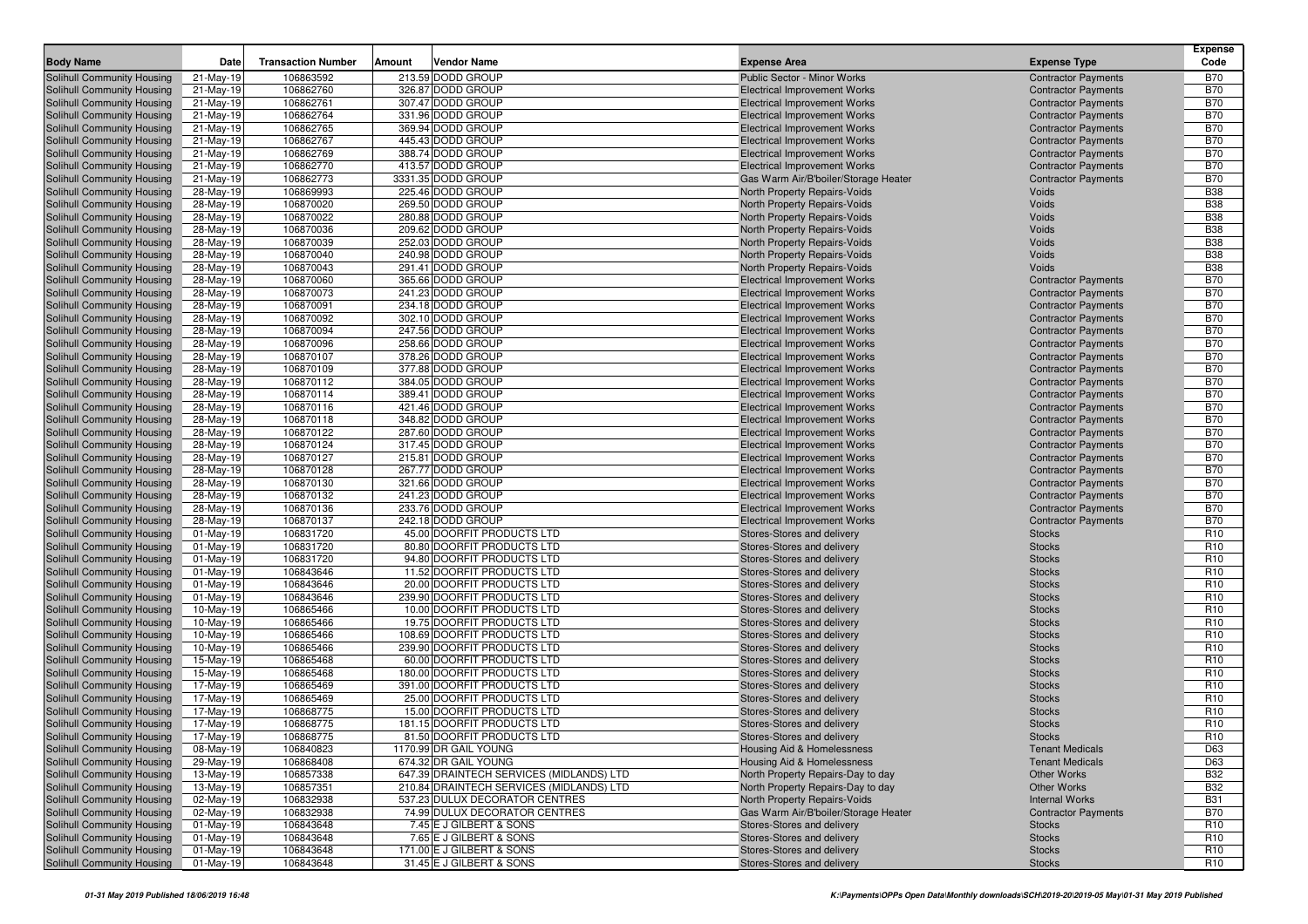| Body Name | Date | Transaction Number | Amount | Vendor Name | Expense Area | Expense Type | Expense Code |
|---|---|---|---|---|---|---|---|
| Solihull Community Housing | 21-May-19 | 106863592 | 213.59 | DODD GROUP | Public Sector - Minor Works | Contractor Payments | B70 |
| Solihull Community Housing | 21-May-19 | 106862760 | 326.87 | DODD GROUP | Electrical Improvement Works | Contractor Payments | B70 |
| Solihull Community Housing | 21-May-19 | 106862761 | 307.47 | DODD GROUP | Electrical Improvement Works | Contractor Payments | B70 |
| Solihull Community Housing | 21-May-19 | 106862764 | 331.96 | DODD GROUP | Electrical Improvement Works | Contractor Payments | B70 |
| Solihull Community Housing | 21-May-19 | 106862765 | 369.94 | DODD GROUP | Electrical Improvement Works | Contractor Payments | B70 |
| Solihull Community Housing | 21-May-19 | 106862767 | 445.43 | DODD GROUP | Electrical Improvement Works | Contractor Payments | B70 |
| Solihull Community Housing | 21-May-19 | 106862769 | 388.74 | DODD GROUP | Electrical Improvement Works | Contractor Payments | B70 |
| Solihull Community Housing | 21-May-19 | 106862770 | 413.57 | DODD GROUP | Electrical Improvement Works | Contractor Payments | B70 |
| Solihull Community Housing | 21-May-19 | 106862773 | 3331.35 | DODD GROUP | Gas Warm Air/B'boiler/Storage Heater | Contractor Payments | B70 |
| Solihull Community Housing | 28-May-19 | 106869993 | 225.46 | DODD GROUP | North Property Repairs-Voids | Voids | B38 |
| Solihull Community Housing | 28-May-19 | 106870020 | 269.50 | DODD GROUP | North Property Repairs-Voids | Voids | B38 |
| Solihull Community Housing | 28-May-19 | 106870022 | 280.88 | DODD GROUP | North Property Repairs-Voids | Voids | B38 |
| Solihull Community Housing | 28-May-19 | 106870036 | 209.62 | DODD GROUP | North Property Repairs-Voids | Voids | B38 |
| Solihull Community Housing | 28-May-19 | 106870039 | 252.03 | DODD GROUP | North Property Repairs-Voids | Voids | B38 |
| Solihull Community Housing | 28-May-19 | 106870040 | 240.98 | DODD GROUP | North Property Repairs-Voids | Voids | B38 |
| Solihull Community Housing | 28-May-19 | 106870043 | 291.41 | DODD GROUP | North Property Repairs-Voids | Voids | B38 |
| Solihull Community Housing | 28-May-19 | 106870060 | 365.66 | DODD GROUP | Electrical Improvement Works | Contractor Payments | B70 |
| Solihull Community Housing | 28-May-19 | 106870073 | 241.23 | DODD GROUP | Electrical Improvement Works | Contractor Payments | B70 |
| Solihull Community Housing | 28-May-19 | 106870091 | 234.18 | DODD GROUP | Electrical Improvement Works | Contractor Payments | B70 |
| Solihull Community Housing | 28-May-19 | 106870092 | 302.10 | DODD GROUP | Electrical Improvement Works | Contractor Payments | B70 |
| Solihull Community Housing | 28-May-19 | 106870094 | 247.56 | DODD GROUP | Electrical Improvement Works | Contractor Payments | B70 |
| Solihull Community Housing | 28-May-19 | 106870096 | 258.66 | DODD GROUP | Electrical Improvement Works | Contractor Payments | B70 |
| Solihull Community Housing | 28-May-19 | 106870107 | 378.26 | DODD GROUP | Electrical Improvement Works | Contractor Payments | B70 |
| Solihull Community Housing | 28-May-19 | 106870109 | 377.88 | DODD GROUP | Electrical Improvement Works | Contractor Payments | B70 |
| Solihull Community Housing | 28-May-19 | 106870112 | 384.05 | DODD GROUP | Electrical Improvement Works | Contractor Payments | B70 |
| Solihull Community Housing | 28-May-19 | 106870114 | 389.41 | DODD GROUP | Electrical Improvement Works | Contractor Payments | B70 |
| Solihull Community Housing | 28-May-19 | 106870116 | 421.46 | DODD GROUP | Electrical Improvement Works | Contractor Payments | B70 |
| Solihull Community Housing | 28-May-19 | 106870118 | 348.82 | DODD GROUP | Electrical Improvement Works | Contractor Payments | B70 |
| Solihull Community Housing | 28-May-19 | 106870122 | 287.60 | DODD GROUP | Electrical Improvement Works | Contractor Payments | B70 |
| Solihull Community Housing | 28-May-19 | 106870124 | 317.45 | DODD GROUP | Electrical Improvement Works | Contractor Payments | B70 |
| Solihull Community Housing | 28-May-19 | 106870127 | 215.81 | DODD GROUP | Electrical Improvement Works | Contractor Payments | B70 |
| Solihull Community Housing | 28-May-19 | 106870128 | 267.77 | DODD GROUP | Electrical Improvement Works | Contractor Payments | B70 |
| Solihull Community Housing | 28-May-19 | 106870130 | 321.66 | DODD GROUP | Electrical Improvement Works | Contractor Payments | B70 |
| Solihull Community Housing | 28-May-19 | 106870132 | 241.23 | DODD GROUP | Electrical Improvement Works | Contractor Payments | B70 |
| Solihull Community Housing | 28-May-19 | 106870136 | 233.76 | DODD GROUP | Electrical Improvement Works | Contractor Payments | B70 |
| Solihull Community Housing | 28-May-19 | 106870137 | 242.18 | DODD GROUP | Electrical Improvement Works | Contractor Payments | B70 |
| Solihull Community Housing | 01-May-19 | 106831720 | 45.00 | DOORFIT PRODUCTS LTD | Stores-Stores and delivery | Stocks | R10 |
| Solihull Community Housing | 01-May-19 | 106831720 | 80.80 | DOORFIT PRODUCTS LTD | Stores-Stores and delivery | Stocks | R10 |
| Solihull Community Housing | 01-May-19 | 106831720 | 94.80 | DOORFIT PRODUCTS LTD | Stores-Stores and delivery | Stocks | R10 |
| Solihull Community Housing | 01-May-19 | 106843646 | 11.52 | DOORFIT PRODUCTS LTD | Stores-Stores and delivery | Stocks | R10 |
| Solihull Community Housing | 01-May-19 | 106843646 | 20.00 | DOORFIT PRODUCTS LTD | Stores-Stores and delivery | Stocks | R10 |
| Solihull Community Housing | 01-May-19 | 106843646 | 239.90 | DOORFIT PRODUCTS LTD | Stores-Stores and delivery | Stocks | R10 |
| Solihull Community Housing | 10-May-19 | 106865466 | 10.00 | DOORFIT PRODUCTS LTD | Stores-Stores and delivery | Stocks | R10 |
| Solihull Community Housing | 10-May-19 | 106865466 | 19.75 | DOORFIT PRODUCTS LTD | Stores-Stores and delivery | Stocks | R10 |
| Solihull Community Housing | 10-May-19 | 106865466 | 108.69 | DOORFIT PRODUCTS LTD | Stores-Stores and delivery | Stocks | R10 |
| Solihull Community Housing | 10-May-19 | 106865466 | 239.90 | DOORFIT PRODUCTS LTD | Stores-Stores and delivery | Stocks | R10 |
| Solihull Community Housing | 15-May-19 | 106865468 | 60.00 | DOORFIT PRODUCTS LTD | Stores-Stores and delivery | Stocks | R10 |
| Solihull Community Housing | 15-May-19 | 106865468 | 180.00 | DOORFIT PRODUCTS LTD | Stores-Stores and delivery | Stocks | R10 |
| Solihull Community Housing | 17-May-19 | 106865469 | 391.00 | DOORFIT PRODUCTS LTD | Stores-Stores and delivery | Stocks | R10 |
| Solihull Community Housing | 17-May-19 | 106865469 | 25.00 | DOORFIT PRODUCTS LTD | Stores-Stores and delivery | Stocks | R10 |
| Solihull Community Housing | 17-May-19 | 106868775 | 15.00 | DOORFIT PRODUCTS LTD | Stores-Stores and delivery | Stocks | R10 |
| Solihull Community Housing | 17-May-19 | 106868775 | 181.15 | DOORFIT PRODUCTS LTD | Stores-Stores and delivery | Stocks | R10 |
| Solihull Community Housing | 17-May-19 | 106868775 | 81.50 | DOORFIT PRODUCTS LTD | Stores-Stores and delivery | Stocks | R10 |
| Solihull Community Housing | 08-May-19 | 106840823 | 1170.99 | DR GAIL YOUNG | Housing Aid & Homelessness | Tenant Medicals | D63 |
| Solihull Community Housing | 29-May-19 | 106868408 | 674.32 | DR GAIL YOUNG | Housing Aid & Homelessness | Tenant Medicals | D63 |
| Solihull Community Housing | 13-May-19 | 106857338 | 647.39 | DRAINTECH SERVICES (MIDLANDS) LTD | North Property Repairs-Day to day | Other Works | B32 |
| Solihull Community Housing | 13-May-19 | 106857351 | 210.84 | DRAINTECH SERVICES (MIDLANDS) LTD | North Property Repairs-Day to day | Other Works | B32 |
| Solihull Community Housing | 02-May-19 | 106832938 | 537.23 | DULUX DECORATOR CENTRES | North Property Repairs-Voids | Internal Works | B31 |
| Solihull Community Housing | 02-May-19 | 106832938 | 74.99 | DULUX DECORATOR CENTRES | Gas Warm Air/B'boiler/Storage Heater | Contractor Payments | B70 |
| Solihull Community Housing | 01-May-19 | 106843648 | 7.45 | E J GILBERT & SONS | Stores-Stores and delivery | Stocks | R10 |
| Solihull Community Housing | 01-May-19 | 106843648 | 7.65 | E J GILBERT & SONS | Stores-Stores and delivery | Stocks | R10 |
| Solihull Community Housing | 01-May-19 | 106843648 | 171.00 | E J GILBERT & SONS | Stores-Stores and delivery | Stocks | R10 |
| Solihull Community Housing | 01-May-19 | 106843648 | 31.45 | E J GILBERT & SONS | Stores-Stores and delivery | Stocks | R10 |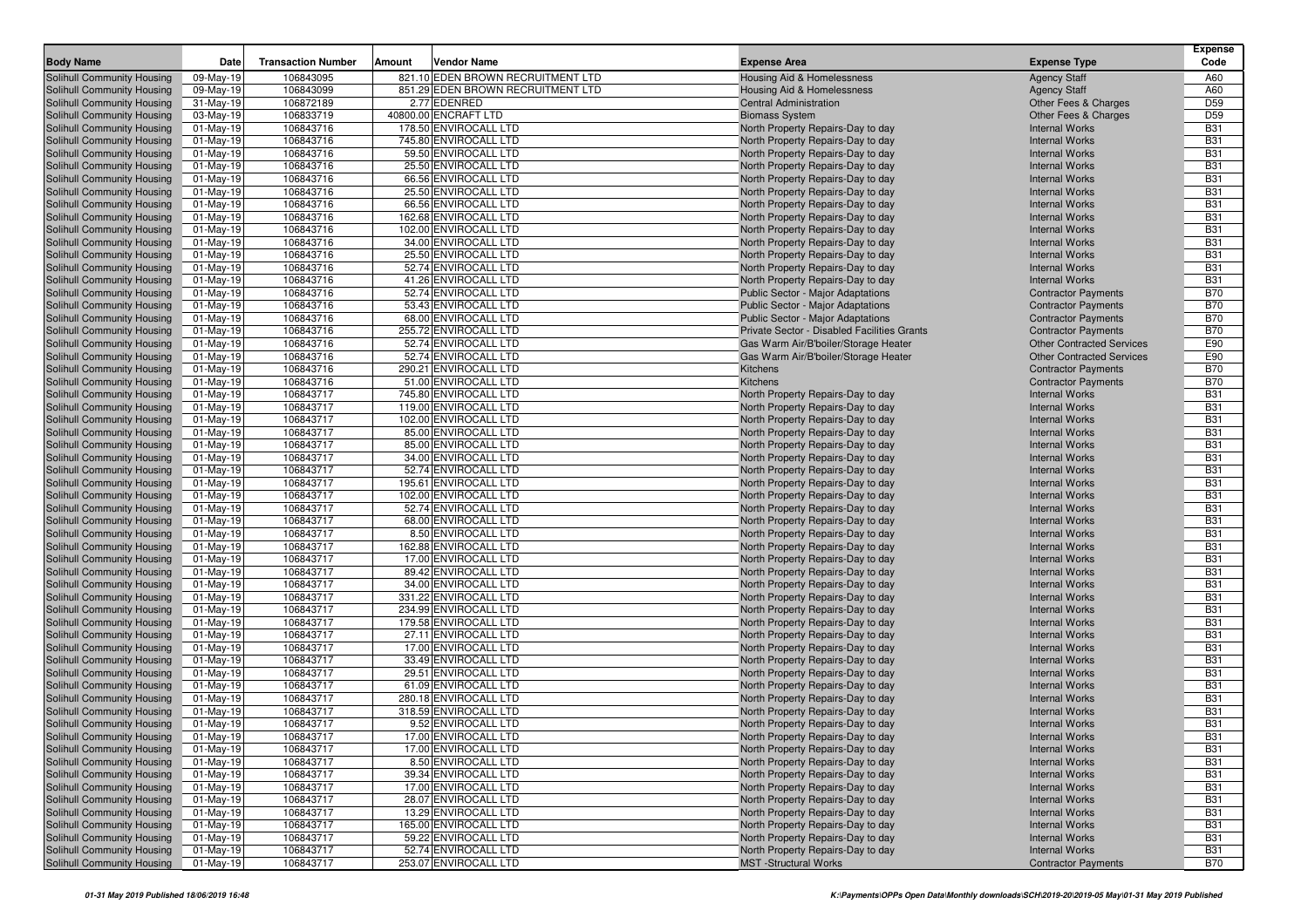| Body Name | Date | Transaction Number | Amount | Vendor Name | Expense Area | Expense Type | Expense Code |
|---|---|---|---|---|---|---|---|
| Solihull Community Housing | 09-May-19 | 106843095 | 821.10 | EDEN BROWN RECRUITMENT LTD | Housing Aid & Homelessness | Agency Staff | A60 |
| Solihull Community Housing | 09-May-19 | 106843099 | 851.29 | EDEN BROWN RECRUITMENT LTD | Housing Aid & Homelessness | Agency Staff | A60 |
| Solihull Community Housing | 31-May-19 | 106872189 | 2.77 | EDENRED | Central Administration | Other Fees & Charges | D59 |
| Solihull Community Housing | 03-May-19 | 106833719 | 40800.00 | ENCRAFT LTD | Biomass System | Other Fees & Charges | D59 |
| Solihull Community Housing | 01-May-19 | 106843716 | 178.50 | ENVIROCALL LTD | North Property Repairs-Day to day | Internal Works | B31 |
| Solihull Community Housing | 01-May-19 | 106843716 | 745.80 | ENVIROCALL LTD | North Property Repairs-Day to day | Internal Works | B31 |
| Solihull Community Housing | 01-May-19 | 106843716 | 59.50 | ENVIROCALL LTD | North Property Repairs-Day to day | Internal Works | B31 |
| Solihull Community Housing | 01-May-19 | 106843716 | 25.50 | ENVIROCALL LTD | North Property Repairs-Day to day | Internal Works | B31 |
| Solihull Community Housing | 01-May-19 | 106843716 | 66.56 | ENVIROCALL LTD | North Property Repairs-Day to day | Internal Works | B31 |
| Solihull Community Housing | 01-May-19 | 106843716 | 25.50 | ENVIROCALL LTD | North Property Repairs-Day to day | Internal Works | B31 |
| Solihull Community Housing | 01-May-19 | 106843716 | 66.56 | ENVIROCALL LTD | North Property Repairs-Day to day | Internal Works | B31 |
| Solihull Community Housing | 01-May-19 | 106843716 | 162.68 | ENVIROCALL LTD | North Property Repairs-Day to day | Internal Works | B31 |
| Solihull Community Housing | 01-May-19 | 106843716 | 102.00 | ENVIROCALL LTD | North Property Repairs-Day to day | Internal Works | B31 |
| Solihull Community Housing | 01-May-19 | 106843716 | 34.00 | ENVIROCALL LTD | North Property Repairs-Day to day | Internal Works | B31 |
| Solihull Community Housing | 01-May-19 | 106843716 | 25.50 | ENVIROCALL LTD | North Property Repairs-Day to day | Internal Works | B31 |
| Solihull Community Housing | 01-May-19 | 106843716 | 52.74 | ENVIROCALL LTD | North Property Repairs-Day to day | Internal Works | B31 |
| Solihull Community Housing | 01-May-19 | 106843716 | 41.26 | ENVIROCALL LTD | North Property Repairs-Day to day | Internal Works | B31 |
| Solihull Community Housing | 01-May-19 | 106843716 | 52.74 | ENVIROCALL LTD | Public Sector - Major Adaptations | Contractor Payments | B70 |
| Solihull Community Housing | 01-May-19 | 106843716 | 53.43 | ENVIROCALL LTD | Public Sector - Major Adaptations | Contractor Payments | B70 |
| Solihull Community Housing | 01-May-19 | 106843716 | 68.00 | ENVIROCALL LTD | Public Sector - Major Adaptations | Contractor Payments | B70 |
| Solihull Community Housing | 01-May-19 | 106843716 | 255.72 | ENVIROCALL LTD | Private Sector - Disabled Facilities Grants | Contractor Payments | B70 |
| Solihull Community Housing | 01-May-19 | 106843716 | 52.74 | ENVIROCALL LTD | Gas Warm Air/B'boiler/Storage Heater | Other Contracted Services | E90 |
| Solihull Community Housing | 01-May-19 | 106843716 | 52.74 | ENVIROCALL LTD | Gas Warm Air/B'boiler/Storage Heater | Other Contracted Services | E90 |
| Solihull Community Housing | 01-May-19 | 106843716 | 290.21 | ENVIROCALL LTD | Kitchens | Contractor Payments | B70 |
| Solihull Community Housing | 01-May-19 | 106843716 | 51.00 | ENVIROCALL LTD | Kitchens | Contractor Payments | B70 |
| Solihull Community Housing | 01-May-19 | 106843717 | 745.80 | ENVIROCALL LTD | North Property Repairs-Day to day | Internal Works | B31 |
| Solihull Community Housing | 01-May-19 | 106843717 | 119.00 | ENVIROCALL LTD | North Property Repairs-Day to day | Internal Works | B31 |
| Solihull Community Housing | 01-May-19 | 106843717 | 102.00 | ENVIROCALL LTD | North Property Repairs-Day to day | Internal Works | B31 |
| Solihull Community Housing | 01-May-19 | 106843717 | 85.00 | ENVIROCALL LTD | North Property Repairs-Day to day | Internal Works | B31 |
| Solihull Community Housing | 01-May-19 | 106843717 | 85.00 | ENVIROCALL LTD | North Property Repairs-Day to day | Internal Works | B31 |
| Solihull Community Housing | 01-May-19 | 106843717 | 34.00 | ENVIROCALL LTD | North Property Repairs-Day to day | Internal Works | B31 |
| Solihull Community Housing | 01-May-19 | 106843717 | 52.74 | ENVIROCALL LTD | North Property Repairs-Day to day | Internal Works | B31 |
| Solihull Community Housing | 01-May-19 | 106843717 | 195.61 | ENVIROCALL LTD | North Property Repairs-Day to day | Internal Works | B31 |
| Solihull Community Housing | 01-May-19 | 106843717 | 102.00 | ENVIROCALL LTD | North Property Repairs-Day to day | Internal Works | B31 |
| Solihull Community Housing | 01-May-19 | 106843717 | 52.74 | ENVIROCALL LTD | North Property Repairs-Day to day | Internal Works | B31 |
| Solihull Community Housing | 01-May-19 | 106843717 | 68.00 | ENVIROCALL LTD | North Property Repairs-Day to day | Internal Works | B31 |
| Solihull Community Housing | 01-May-19 | 106843717 | 8.50 | ENVIROCALL LTD | North Property Repairs-Day to day | Internal Works | B31 |
| Solihull Community Housing | 01-May-19 | 106843717 | 162.88 | ENVIROCALL LTD | North Property Repairs-Day to day | Internal Works | B31 |
| Solihull Community Housing | 01-May-19 | 106843717 | 17.00 | ENVIROCALL LTD | North Property Repairs-Day to day | Internal Works | B31 |
| Solihull Community Housing | 01-May-19 | 106843717 | 89.42 | ENVIROCALL LTD | North Property Repairs-Day to day | Internal Works | B31 |
| Solihull Community Housing | 01-May-19 | 106843717 | 34.00 | ENVIROCALL LTD | North Property Repairs-Day to day | Internal Works | B31 |
| Solihull Community Housing | 01-May-19 | 106843717 | 331.22 | ENVIROCALL LTD | North Property Repairs-Day to day | Internal Works | B31 |
| Solihull Community Housing | 01-May-19 | 106843717 | 234.99 | ENVIROCALL LTD | North Property Repairs-Day to day | Internal Works | B31 |
| Solihull Community Housing | 01-May-19 | 106843717 | 179.58 | ENVIROCALL LTD | North Property Repairs-Day to day | Internal Works | B31 |
| Solihull Community Housing | 01-May-19 | 106843717 | 27.11 | ENVIROCALL LTD | North Property Repairs-Day to day | Internal Works | B31 |
| Solihull Community Housing | 01-May-19 | 106843717 | 17.00 | ENVIROCALL LTD | North Property Repairs-Day to day | Internal Works | B31 |
| Solihull Community Housing | 01-May-19 | 106843717 | 33.49 | ENVIROCALL LTD | North Property Repairs-Day to day | Internal Works | B31 |
| Solihull Community Housing | 01-May-19 | 106843717 | 29.51 | ENVIROCALL LTD | North Property Repairs-Day to day | Internal Works | B31 |
| Solihull Community Housing | 01-May-19 | 106843717 | 61.09 | ENVIROCALL LTD | North Property Repairs-Day to day | Internal Works | B31 |
| Solihull Community Housing | 01-May-19 | 106843717 | 280.18 | ENVIROCALL LTD | North Property Repairs-Day to day | Internal Works | B31 |
| Solihull Community Housing | 01-May-19 | 106843717 | 318.59 | ENVIROCALL LTD | North Property Repairs-Day to day | Internal Works | B31 |
| Solihull Community Housing | 01-May-19 | 106843717 | 9.52 | ENVIROCALL LTD | North Property Repairs-Day to day | Internal Works | B31 |
| Solihull Community Housing | 01-May-19 | 106843717 | 17.00 | ENVIROCALL LTD | North Property Repairs-Day to day | Internal Works | B31 |
| Solihull Community Housing | 01-May-19 | 106843717 | 17.00 | ENVIROCALL LTD | North Property Repairs-Day to day | Internal Works | B31 |
| Solihull Community Housing | 01-May-19 | 106843717 | 8.50 | ENVIROCALL LTD | North Property Repairs-Day to day | Internal Works | B31 |
| Solihull Community Housing | 01-May-19 | 106843717 | 39.34 | ENVIROCALL LTD | North Property Repairs-Day to day | Internal Works | B31 |
| Solihull Community Housing | 01-May-19 | 106843717 | 17.00 | ENVIROCALL LTD | North Property Repairs-Day to day | Internal Works | B31 |
| Solihull Community Housing | 01-May-19 | 106843717 | 28.07 | ENVIROCALL LTD | North Property Repairs-Day to day | Internal Works | B31 |
| Solihull Community Housing | 01-May-19 | 106843717 | 13.29 | ENVIROCALL LTD | North Property Repairs-Day to day | Internal Works | B31 |
| Solihull Community Housing | 01-May-19 | 106843717 | 165.00 | ENVIROCALL LTD | North Property Repairs-Day to day | Internal Works | B31 |
| Solihull Community Housing | 01-May-19 | 106843717 | 59.22 | ENVIROCALL LTD | North Property Repairs-Day to day | Internal Works | B31 |
| Solihull Community Housing | 01-May-19 | 106843717 | 52.74 | ENVIROCALL LTD | North Property Repairs-Day to day | Internal Works | B31 |
| Solihull Community Housing | 01-May-19 | 106843717 | 253.07 | ENVIROCALL LTD | MST -Structural Works | Contractor Payments | B70 |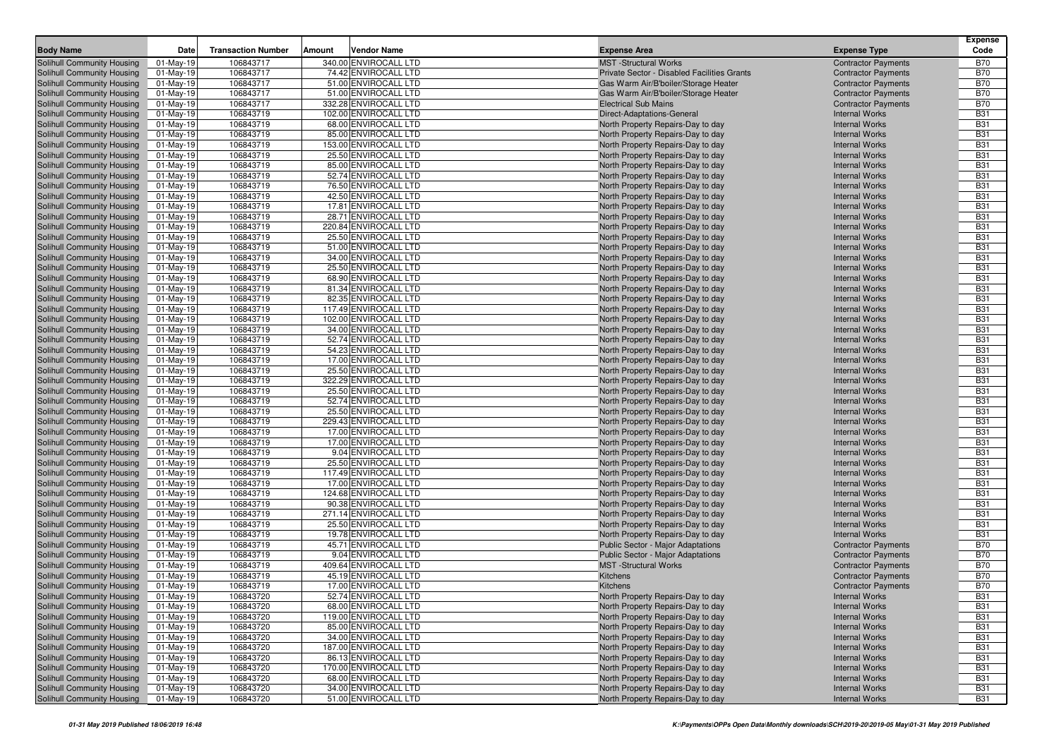| Body Name | Date | Transaction Number | Amount | Vendor Name | Expense Area | Expense Type | Expense Code |
|---|---|---|---|---|---|---|---|
| Solihull Community Housing | 01-May-19 | 106843717 | 340.00 | ENVIROCALL LTD | MST -Structural Works | Contractor Payments | B70 |
| Solihull Community Housing | 01-May-19 | 106843717 | 74.42 | ENVIROCALL LTD | Private Sector - Disabled Facilities Grants | Contractor Payments | B70 |
| Solihull Community Housing | 01-May-19 | 106843717 | 51.00 | ENVIROCALL LTD | Gas Warm Air/B'boiler/Storage Heater | Contractor Payments | B70 |
| Solihull Community Housing | 01-May-19 | 106843717 | 51.00 | ENVIROCALL LTD | Gas Warm Air/B'boiler/Storage Heater | Contractor Payments | B70 |
| Solihull Community Housing | 01-May-19 | 106843717 | 332.28 | ENVIROCALL LTD | Electrical Sub Mains | Contractor Payments | B70 |
| Solihull Community Housing | 01-May-19 | 106843719 | 102.00 | ENVIROCALL LTD | Direct-Adaptations-General | Internal Works | B31 |
| Solihull Community Housing | 01-May-19 | 106843719 | 68.00 | ENVIROCALL LTD | North Property Repairs-Day to day | Internal Works | B31 |
| Solihull Community Housing | 01-May-19 | 106843719 | 85.00 | ENVIROCALL LTD | North Property Repairs-Day to day | Internal Works | B31 |
| Solihull Community Housing | 01-May-19 | 106843719 | 153.00 | ENVIROCALL LTD | North Property Repairs-Day to day | Internal Works | B31 |
| Solihull Community Housing | 01-May-19 | 106843719 | 25.50 | ENVIROCALL LTD | North Property Repairs-Day to day | Internal Works | B31 |
| Solihull Community Housing | 01-May-19 | 106843719 | 85.00 | ENVIROCALL LTD | North Property Repairs-Day to day | Internal Works | B31 |
| Solihull Community Housing | 01-May-19 | 106843719 | 52.74 | ENVIROCALL LTD | North Property Repairs-Day to day | Internal Works | B31 |
| Solihull Community Housing | 01-May-19 | 106843719 | 76.50 | ENVIROCALL LTD | North Property Repairs-Day to day | Internal Works | B31 |
| Solihull Community Housing | 01-May-19 | 106843719 | 42.50 | ENVIROCALL LTD | North Property Repairs-Day to day | Internal Works | B31 |
| Solihull Community Housing | 01-May-19 | 106843719 | 17.81 | ENVIROCALL LTD | North Property Repairs-Day to day | Internal Works | B31 |
| Solihull Community Housing | 01-May-19 | 106843719 | 28.71 | ENVIROCALL LTD | North Property Repairs-Day to day | Internal Works | B31 |
| Solihull Community Housing | 01-May-19 | 106843719 | 220.84 | ENVIROCALL LTD | North Property Repairs-Day to day | Internal Works | B31 |
| Solihull Community Housing | 01-May-19 | 106843719 | 25.50 | ENVIROCALL LTD | North Property Repairs-Day to day | Internal Works | B31 |
| Solihull Community Housing | 01-May-19 | 106843719 | 51.00 | ENVIROCALL LTD | North Property Repairs-Day to day | Internal Works | B31 |
| Solihull Community Housing | 01-May-19 | 106843719 | 34.00 | ENVIROCALL LTD | North Property Repairs-Day to day | Internal Works | B31 |
| Solihull Community Housing | 01-May-19 | 106843719 | 25.50 | ENVIROCALL LTD | North Property Repairs-Day to day | Internal Works | B31 |
| Solihull Community Housing | 01-May-19 | 106843719 | 68.90 | ENVIROCALL LTD | North Property Repairs-Day to day | Internal Works | B31 |
| Solihull Community Housing | 01-May-19 | 106843719 | 81.34 | ENVIROCALL LTD | North Property Repairs-Day to day | Internal Works | B31 |
| Solihull Community Housing | 01-May-19 | 106843719 | 82.35 | ENVIROCALL LTD | North Property Repairs-Day to day | Internal Works | B31 |
| Solihull Community Housing | 01-May-19 | 106843719 | 117.49 | ENVIROCALL LTD | North Property Repairs-Day to day | Internal Works | B31 |
| Solihull Community Housing | 01-May-19 | 106843719 | 102.00 | ENVIROCALL LTD | North Property Repairs-Day to day | Internal Works | B31 |
| Solihull Community Housing | 01-May-19 | 106843719 | 34.00 | ENVIROCALL LTD | North Property Repairs-Day to day | Internal Works | B31 |
| Solihull Community Housing | 01-May-19 | 106843719 | 52.74 | ENVIROCALL LTD | North Property Repairs-Day to day | Internal Works | B31 |
| Solihull Community Housing | 01-May-19 | 106843719 | 54.23 | ENVIROCALL LTD | North Property Repairs-Day to day | Internal Works | B31 |
| Solihull Community Housing | 01-May-19 | 106843719 | 17.00 | ENVIROCALL LTD | North Property Repairs-Day to day | Internal Works | B31 |
| Solihull Community Housing | 01-May-19 | 106843719 | 25.50 | ENVIROCALL LTD | North Property Repairs-Day to day | Internal Works | B31 |
| Solihull Community Housing | 01-May-19 | 106843719 | 322.29 | ENVIROCALL LTD | North Property Repairs-Day to day | Internal Works | B31 |
| Solihull Community Housing | 01-May-19 | 106843719 | 25.50 | ENVIROCALL LTD | North Property Repairs-Day to day | Internal Works | B31 |
| Solihull Community Housing | 01-May-19 | 106843719 | 52.74 | ENVIROCALL LTD | North Property Repairs-Day to day | Internal Works | B31 |
| Solihull Community Housing | 01-May-19 | 106843719 | 25.50 | ENVIROCALL LTD | North Property Repairs-Day to day | Internal Works | B31 |
| Solihull Community Housing | 01-May-19 | 106843719 | 229.43 | ENVIROCALL LTD | North Property Repairs-Day to day | Internal Works | B31 |
| Solihull Community Housing | 01-May-19 | 106843719 | 17.00 | ENVIROCALL LTD | North Property Repairs-Day to day | Internal Works | B31 |
| Solihull Community Housing | 01-May-19 | 106843719 | 17.00 | ENVIROCALL LTD | North Property Repairs-Day to day | Internal Works | B31 |
| Solihull Community Housing | 01-May-19 | 106843719 | 9.04 | ENVIROCALL LTD | North Property Repairs-Day to day | Internal Works | B31 |
| Solihull Community Housing | 01-May-19 | 106843719 | 25.50 | ENVIROCALL LTD | North Property Repairs-Day to day | Internal Works | B31 |
| Solihull Community Housing | 01-May-19 | 106843719 | 117.49 | ENVIROCALL LTD | North Property Repairs-Day to day | Internal Works | B31 |
| Solihull Community Housing | 01-May-19 | 106843719 | 17.00 | ENVIROCALL LTD | North Property Repairs-Day to day | Internal Works | B31 |
| Solihull Community Housing | 01-May-19 | 106843719 | 124.68 | ENVIROCALL LTD | North Property Repairs-Day to day | Internal Works | B31 |
| Solihull Community Housing | 01-May-19 | 106843719 | 90.38 | ENVIROCALL LTD | North Property Repairs-Day to day | Internal Works | B31 |
| Solihull Community Housing | 01-May-19 | 106843719 | 271.14 | ENVIROCALL LTD | North Property Repairs-Day to day | Internal Works | B31 |
| Solihull Community Housing | 01-May-19 | 106843719 | 25.50 | ENVIROCALL LTD | North Property Repairs-Day to day | Internal Works | B31 |
| Solihull Community Housing | 01-May-19 | 106843719 | 19.78 | ENVIROCALL LTD | North Property Repairs-Day to day | Internal Works | B31 |
| Solihull Community Housing | 01-May-19 | 106843719 | 45.71 | ENVIROCALL LTD | Public Sector - Major Adaptations | Contractor Payments | B70 |
| Solihull Community Housing | 01-May-19 | 106843719 | 9.04 | ENVIROCALL LTD | Public Sector - Major Adaptations | Contractor Payments | B70 |
| Solihull Community Housing | 01-May-19 | 106843719 | 409.64 | ENVIROCALL LTD | MST -Structural Works | Contractor Payments | B70 |
| Solihull Community Housing | 01-May-19 | 106843719 | 45.19 | ENVIROCALL LTD | Kitchens | Contractor Payments | B70 |
| Solihull Community Housing | 01-May-19 | 106843719 | 17.00 | ENVIROCALL LTD | Kitchens | Contractor Payments | B70 |
| Solihull Community Housing | 01-May-19 | 106843720 | 52.74 | ENVIROCALL LTD | North Property Repairs-Day to day | Internal Works | B31 |
| Solihull Community Housing | 01-May-19 | 106843720 | 68.00 | ENVIROCALL LTD | North Property Repairs-Day to day | Internal Works | B31 |
| Solihull Community Housing | 01-May-19 | 106843720 | 119.00 | ENVIROCALL LTD | North Property Repairs-Day to day | Internal Works | B31 |
| Solihull Community Housing | 01-May-19 | 106843720 | 85.00 | ENVIROCALL LTD | North Property Repairs-Day to day | Internal Works | B31 |
| Solihull Community Housing | 01-May-19 | 106843720 | 34.00 | ENVIROCALL LTD | North Property Repairs-Day to day | Internal Works | B31 |
| Solihull Community Housing | 01-May-19 | 106843720 | 187.00 | ENVIROCALL LTD | North Property Repairs-Day to day | Internal Works | B31 |
| Solihull Community Housing | 01-May-19 | 106843720 | 86.13 | ENVIROCALL LTD | North Property Repairs-Day to day | Internal Works | B31 |
| Solihull Community Housing | 01-May-19 | 106843720 | 170.00 | ENVIROCALL LTD | North Property Repairs-Day to day | Internal Works | B31 |
| Solihull Community Housing | 01-May-19 | 106843720 | 68.00 | ENVIROCALL LTD | North Property Repairs-Day to day | Internal Works | B31 |
| Solihull Community Housing | 01-May-19 | 106843720 | 34.00 | ENVIROCALL LTD | North Property Repairs-Day to day | Internal Works | B31 |
| Solihull Community Housing | 01-May-19 | 106843720 | 51.00 | ENVIROCALL LTD | North Property Repairs-Day to day | Internal Works | B31 |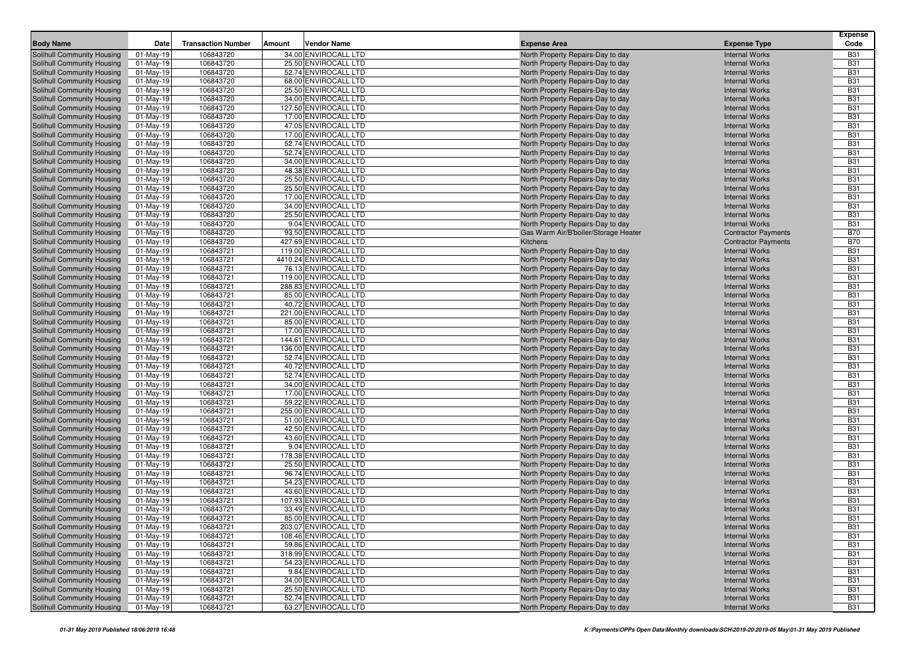| Body Name | Date | Transaction Number | Amount | Vendor Name | Expense Area | Expense Type | Expense Code |
|---|---|---|---|---|---|---|---|
| Solihull Community Housing | 01-May-19 | 106843720 | 34.00 | ENVIROCALL LTD | North Property Repairs-Day to day | Internal Works | B31 |
| Solihull Community Housing | 01-May-19 | 106843720 | 25.50 | ENVIROCALL LTD | North Property Repairs-Day to day | Internal Works | B31 |
| Solihull Community Housing | 01-May-19 | 106843720 | 52.74 | ENVIROCALL LTD | North Property Repairs-Day to day | Internal Works | B31 |
| Solihull Community Housing | 01-May-19 | 106843720 | 68.00 | ENVIROCALL LTD | North Property Repairs-Day to day | Internal Works | B31 |
| Solihull Community Housing | 01-May-19 | 106843720 | 25.50 | ENVIROCALL LTD | North Property Repairs-Day to day | Internal Works | B31 |
| Solihull Community Housing | 01-May-19 | 106843720 | 34.00 | ENVIROCALL LTD | North Property Repairs-Day to day | Internal Works | B31 |
| Solihull Community Housing | 01-May-19 | 106843720 | 127.50 | ENVIROCALL LTD | North Property Repairs-Day to day | Internal Works | B31 |
| Solihull Community Housing | 01-May-19 | 106843720 | 17.00 | ENVIROCALL LTD | North Property Repairs-Day to day | Internal Works | B31 |
| Solihull Community Housing | 01-May-19 | 106843720 | 47.05 | ENVIROCALL LTD | North Property Repairs-Day to day | Internal Works | B31 |
| Solihull Community Housing | 01-May-19 | 106843720 | 17.00 | ENVIROCALL LTD | North Property Repairs-Day to day | Internal Works | B31 |
| Solihull Community Housing | 01-May-19 | 106843720 | 52.74 | ENVIROCALL LTD | North Property Repairs-Day to day | Internal Works | B31 |
| Solihull Community Housing | 01-May-19 | 106843720 | 52.74 | ENVIROCALL LTD | North Property Repairs-Day to day | Internal Works | B31 |
| Solihull Community Housing | 01-May-19 | 106843720 | 34.00 | ENVIROCALL LTD | North Property Repairs-Day to day | Internal Works | B31 |
| Solihull Community Housing | 01-May-19 | 106843720 | 48.38 | ENVIROCALL LTD | North Property Repairs-Day to day | Internal Works | B31 |
| Solihull Community Housing | 01-May-19 | 106843720 | 25.50 | ENVIROCALL LTD | North Property Repairs-Day to day | Internal Works | B31 |
| Solihull Community Housing | 01-May-19 | 106843720 | 25.50 | ENVIROCALL LTD | North Property Repairs-Day to day | Internal Works | B31 |
| Solihull Community Housing | 01-May-19 | 106843720 | 17.00 | ENVIROCALL LTD | North Property Repairs-Day to day | Internal Works | B31 |
| Solihull Community Housing | 01-May-19 | 106843720 | 34.00 | ENVIROCALL LTD | North Property Repairs-Day to day | Internal Works | B31 |
| Solihull Community Housing | 01-May-19 | 106843720 | 25.50 | ENVIROCALL LTD | North Property Repairs-Day to day | Internal Works | B31 |
| Solihull Community Housing | 01-May-19 | 106843720 | 9.04 | ENVIROCALL LTD | North Property Repairs-Day to day | Internal Works | B31 |
| Solihull Community Housing | 01-May-19 | 106843720 | 93.50 | ENVIROCALL LTD | Gas Warm Air/B'boiler/Storage Heater | Contractor Payments | B70 |
| Solihull Community Housing | 01-May-19 | 106843720 | 427.69 | ENVIROCALL LTD | Kitchens | Contractor Payments | B70 |
| Solihull Community Housing | 01-May-19 | 106843721 | 119.00 | ENVIROCALL LTD | North Property Repairs-Day to day | Internal Works | B31 |
| Solihull Community Housing | 01-May-19 | 106843721 | 4410.24 | ENVIROCALL LTD | North Property Repairs-Day to day | Internal Works | B31 |
| Solihull Community Housing | 01-May-19 | 106843721 | 76.13 | ENVIROCALL LTD | North Property Repairs-Day to day | Internal Works | B31 |
| Solihull Community Housing | 01-May-19 | 106843721 | 119.00 | ENVIROCALL LTD | North Property Repairs-Day to day | Internal Works | B31 |
| Solihull Community Housing | 01-May-19 | 106843721 | 288.83 | ENVIROCALL LTD | North Property Repairs-Day to day | Internal Works | B31 |
| Solihull Community Housing | 01-May-19 | 106843721 | 85.00 | ENVIROCALL LTD | North Property Repairs-Day to day | Internal Works | B31 |
| Solihull Community Housing | 01-May-19 | 106843721 | 40.72 | ENVIROCALL LTD | North Property Repairs-Day to day | Internal Works | B31 |
| Solihull Community Housing | 01-May-19 | 106843721 | 221.00 | ENVIROCALL LTD | North Property Repairs-Day to day | Internal Works | B31 |
| Solihull Community Housing | 01-May-19 | 106843721 | 85.00 | ENVIROCALL LTD | North Property Repairs-Day to day | Internal Works | B31 |
| Solihull Community Housing | 01-May-19 | 106843721 | 17.00 | ENVIROCALL LTD | North Property Repairs-Day to day | Internal Works | B31 |
| Solihull Community Housing | 01-May-19 | 106843721 | 144.61 | ENVIROCALL LTD | North Property Repairs-Day to day | Internal Works | B31 |
| Solihull Community Housing | 01-May-19 | 106843721 | 136.00 | ENVIROCALL LTD | North Property Repairs-Day to day | Internal Works | B31 |
| Solihull Community Housing | 01-May-19 | 106843721 | 52.74 | ENVIROCALL LTD | North Property Repairs-Day to day | Internal Works | B31 |
| Solihull Community Housing | 01-May-19 | 106843721 | 40.72 | ENVIROCALL LTD | North Property Repairs-Day to day | Internal Works | B31 |
| Solihull Community Housing | 01-May-19 | 106843721 | 52.74 | ENVIROCALL LTD | North Property Repairs-Day to day | Internal Works | B31 |
| Solihull Community Housing | 01-May-19 | 106843721 | 34.00 | ENVIROCALL LTD | North Property Repairs-Day to day | Internal Works | B31 |
| Solihull Community Housing | 01-May-19 | 106843721 | 17.00 | ENVIROCALL LTD | North Property Repairs-Day to day | Internal Works | B31 |
| Solihull Community Housing | 01-May-19 | 106843721 | 59.22 | ENVIROCALL LTD | North Property Repairs-Day to day | Internal Works | B31 |
| Solihull Community Housing | 01-May-19 | 106843721 | 255.00 | ENVIROCALL LTD | North Property Repairs-Day to day | Internal Works | B31 |
| Solihull Community Housing | 01-May-19 | 106843721 | 51.00 | ENVIROCALL LTD | North Property Repairs-Day to day | Internal Works | B31 |
| Solihull Community Housing | 01-May-19 | 106843721 | 42.50 | ENVIROCALL LTD | North Property Repairs-Day to day | Internal Works | B31 |
| Solihull Community Housing | 01-May-19 | 106843721 | 43.60 | ENVIROCALL LTD | North Property Repairs-Day to day | Internal Works | B31 |
| Solihull Community Housing | 01-May-19 | 106843721 | 9.04 | ENVIROCALL LTD | North Property Repairs-Day to day | Internal Works | B31 |
| Solihull Community Housing | 01-May-19 | 106843721 | 178.38 | ENVIROCALL LTD | North Property Repairs-Day to day | Internal Works | B31 |
| Solihull Community Housing | 01-May-19 | 106843721 | 25.50 | ENVIROCALL LTD | North Property Repairs-Day to day | Internal Works | B31 |
| Solihull Community Housing | 01-May-19 | 106843721 | 96.74 | ENVIROCALL LTD | North Property Repairs-Day to day | Internal Works | B31 |
| Solihull Community Housing | 01-May-19 | 106843721 | 54.23 | ENVIROCALL LTD | North Property Repairs-Day to day | Internal Works | B31 |
| Solihull Community Housing | 01-May-19 | 106843721 | 43.60 | ENVIROCALL LTD | North Property Repairs-Day to day | Internal Works | B31 |
| Solihull Community Housing | 01-May-19 | 106843721 | 107.93 | ENVIROCALL LTD | North Property Repairs-Day to day | Internal Works | B31 |
| Solihull Community Housing | 01-May-19 | 106843721 | 33.49 | ENVIROCALL LTD | North Property Repairs-Day to day | Internal Works | B31 |
| Solihull Community Housing | 01-May-19 | 106843721 | 85.00 | ENVIROCALL LTD | North Property Repairs-Day to day | Internal Works | B31 |
| Solihull Community Housing | 01-May-19 | 106843721 | 203.07 | ENVIROCALL LTD | North Property Repairs-Day to day | Internal Works | B31 |
| Solihull Community Housing | 01-May-19 | 106843721 | 108.46 | ENVIROCALL LTD | North Property Repairs-Day to day | Internal Works | B31 |
| Solihull Community Housing | 01-May-19 | 106843721 | 59.86 | ENVIROCALL LTD | North Property Repairs-Day to day | Internal Works | B31 |
| Solihull Community Housing | 01-May-19 | 106843721 | 318.99 | ENVIROCALL LTD | North Property Repairs-Day to day | Internal Works | B31 |
| Solihull Community Housing | 01-May-19 | 106843721 | 54.23 | ENVIROCALL LTD | North Property Repairs-Day to day | Internal Works | B31 |
| Solihull Community Housing | 01-May-19 | 106843721 | 9.84 | ENVIROCALL LTD | North Property Repairs-Day to day | Internal Works | B31 |
| Solihull Community Housing | 01-May-19 | 106843721 | 34.00 | ENVIROCALL LTD | North Property Repairs-Day to day | Internal Works | B31 |
| Solihull Community Housing | 01-May-19 | 106843721 | 25.50 | ENVIROCALL LTD | North Property Repairs-Day to day | Internal Works | B31 |
| Solihull Community Housing | 01-May-19 | 106843721 | 52.74 | ENVIROCALL LTD | North Property Repairs-Day to day | Internal Works | B31 |
| Solihull Community Housing | 01-May-19 | 106843721 | 63.27 | ENVIROCALL LTD | North Property Repairs-Day to day | Internal Works | B31 |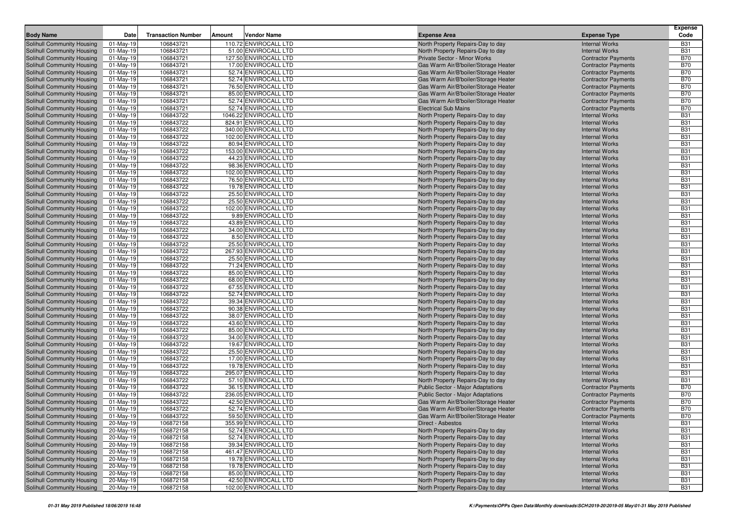| Body Name | Date | Transaction Number | Amount | Vendor Name | Expense Area | Expense Type | Expense Code |
|---|---|---|---|---|---|---|---|
| Solihull Community Housing | 01-May-19 | 106843721 | 110.72 | ENVIROCALL LTD | North Property Repairs-Day to day | Internal Works | B31 |
| Solihull Community Housing | 01-May-19 | 106843721 | 51.00 | ENVIROCALL LTD | North Property Repairs-Day to day | Internal Works | B31 |
| Solihull Community Housing | 01-May-19 | 106843721 | 127.50 | ENVIROCALL LTD | Private Sector - Minor Works | Contractor Payments | B70 |
| Solihull Community Housing | 01-May-19 | 106843721 | 17.00 | ENVIROCALL LTD | Gas Warm Air/B'boiler/Storage Heater | Contractor Payments | B70 |
| Solihull Community Housing | 01-May-19 | 106843721 | 52.74 | ENVIROCALL LTD | Gas Warm Air/B'boiler/Storage Heater | Contractor Payments | B70 |
| Solihull Community Housing | 01-May-19 | 106843721 | 52.74 | ENVIROCALL LTD | Gas Warm Air/B'boiler/Storage Heater | Contractor Payments | B70 |
| Solihull Community Housing | 01-May-19 | 106843721 | 76.50 | ENVIROCALL LTD | Gas Warm Air/B'boiler/Storage Heater | Contractor Payments | B70 |
| Solihull Community Housing | 01-May-19 | 106843721 | 85.00 | ENVIROCALL LTD | Gas Warm Air/B'boiler/Storage Heater | Contractor Payments | B70 |
| Solihull Community Housing | 01-May-19 | 106843721 | 52.74 | ENVIROCALL LTD | Gas Warm Air/B'boiler/Storage Heater | Contractor Payments | B70 |
| Solihull Community Housing | 01-May-19 | 106843721 | 52.74 | ENVIROCALL LTD | Electrical Sub Mains | Contractor Payments | B70 |
| Solihull Community Housing | 01-May-19 | 106843722 | 1046.22 | ENVIROCALL LTD | North Property Repairs-Day to day | Internal Works | B31 |
| Solihull Community Housing | 01-May-19 | 106843722 | 824.91 | ENVIROCALL LTD | North Property Repairs-Day to day | Internal Works | B31 |
| Solihull Community Housing | 01-May-19 | 106843722 | 340.00 | ENVIROCALL LTD | North Property Repairs-Day to day | Internal Works | B31 |
| Solihull Community Housing | 01-May-19 | 106843722 | 102.00 | ENVIROCALL LTD | North Property Repairs-Day to day | Internal Works | B31 |
| Solihull Community Housing | 01-May-19 | 106843722 | 80.94 | ENVIROCALL LTD | North Property Repairs-Day to day | Internal Works | B31 |
| Solihull Community Housing | 01-May-19 | 106843722 | 153.00 | ENVIROCALL LTD | North Property Repairs-Day to day | Internal Works | B31 |
| Solihull Community Housing | 01-May-19 | 106843722 | 44.23 | ENVIROCALL LTD | North Property Repairs-Day to day | Internal Works | B31 |
| Solihull Community Housing | 01-May-19 | 106843722 | 98.36 | ENVIROCALL LTD | North Property Repairs-Day to day | Internal Works | B31 |
| Solihull Community Housing | 01-May-19 | 106843722 | 102.00 | ENVIROCALL LTD | North Property Repairs-Day to day | Internal Works | B31 |
| Solihull Community Housing | 01-May-19 | 106843722 | 76.50 | ENVIROCALL LTD | North Property Repairs-Day to day | Internal Works | B31 |
| Solihull Community Housing | 01-May-19 | 106843722 | 19.78 | ENVIROCALL LTD | North Property Repairs-Day to day | Internal Works | B31 |
| Solihull Community Housing | 01-May-19 | 106843722 | 25.50 | ENVIROCALL LTD | North Property Repairs-Day to day | Internal Works | B31 |
| Solihull Community Housing | 01-May-19 | 106843722 | 25.50 | ENVIROCALL LTD | North Property Repairs-Day to day | Internal Works | B31 |
| Solihull Community Housing | 01-May-19 | 106843722 | 102.00 | ENVIROCALL LTD | North Property Repairs-Day to day | Internal Works | B31 |
| Solihull Community Housing | 01-May-19 | 106843722 | 9.89 | ENVIROCALL LTD | North Property Repairs-Day to day | Internal Works | B31 |
| Solihull Community Housing | 01-May-19 | 106843722 | 43.89 | ENVIROCALL LTD | North Property Repairs-Day to day | Internal Works | B31 |
| Solihull Community Housing | 01-May-19 | 106843722 | 34.00 | ENVIROCALL LTD | North Property Repairs-Day to day | Internal Works | B31 |
| Solihull Community Housing | 01-May-19 | 106843722 | 8.50 | ENVIROCALL LTD | North Property Repairs-Day to day | Internal Works | B31 |
| Solihull Community Housing | 01-May-19 | 106843722 | 25.50 | ENVIROCALL LTD | North Property Repairs-Day to day | Internal Works | B31 |
| Solihull Community Housing | 01-May-19 | 106843722 | 267.93 | ENVIROCALL LTD | North Property Repairs-Day to day | Internal Works | B31 |
| Solihull Community Housing | 01-May-19 | 106843722 | 25.50 | ENVIROCALL LTD | North Property Repairs-Day to day | Internal Works | B31 |
| Solihull Community Housing | 01-May-19 | 106843722 | 71.24 | ENVIROCALL LTD | North Property Repairs-Day to day | Internal Works | B31 |
| Solihull Community Housing | 01-May-19 | 106843722 | 85.00 | ENVIROCALL LTD | North Property Repairs-Day to day | Internal Works | B31 |
| Solihull Community Housing | 01-May-19 | 106843722 | 68.00 | ENVIROCALL LTD | North Property Repairs-Day to day | Internal Works | B31 |
| Solihull Community Housing | 01-May-19 | 106843722 | 67.55 | ENVIROCALL LTD | North Property Repairs-Day to day | Internal Works | B31 |
| Solihull Community Housing | 01-May-19 | 106843722 | 52.74 | ENVIROCALL LTD | North Property Repairs-Day to day | Internal Works | B31 |
| Solihull Community Housing | 01-May-19 | 106843722 | 39.34 | ENVIROCALL LTD | North Property Repairs-Day to day | Internal Works | B31 |
| Solihull Community Housing | 01-May-19 | 106843722 | 90.38 | ENVIROCALL LTD | North Property Repairs-Day to day | Internal Works | B31 |
| Solihull Community Housing | 01-May-19 | 106843722 | 38.07 | ENVIROCALL LTD | North Property Repairs-Day to day | Internal Works | B31 |
| Solihull Community Housing | 01-May-19 | 106843722 | 43.60 | ENVIROCALL LTD | North Property Repairs-Day to day | Internal Works | B31 |
| Solihull Community Housing | 01-May-19 | 106843722 | 85.00 | ENVIROCALL LTD | North Property Repairs-Day to day | Internal Works | B31 |
| Solihull Community Housing | 01-May-19 | 106843722 | 34.00 | ENVIROCALL LTD | North Property Repairs-Day to day | Internal Works | B31 |
| Solihull Community Housing | 01-May-19 | 106843722 | 19.67 | ENVIROCALL LTD | North Property Repairs-Day to day | Internal Works | B31 |
| Solihull Community Housing | 01-May-19 | 106843722 | 25.50 | ENVIROCALL LTD | North Property Repairs-Day to day | Internal Works | B31 |
| Solihull Community Housing | 01-May-19 | 106843722 | 17.00 | ENVIROCALL LTD | North Property Repairs-Day to day | Internal Works | B31 |
| Solihull Community Housing | 01-May-19 | 106843722 | 19.78 | ENVIROCALL LTD | North Property Repairs-Day to day | Internal Works | B31 |
| Solihull Community Housing | 01-May-19 | 106843722 | 295.07 | ENVIROCALL LTD | North Property Repairs-Day to day | Internal Works | B31 |
| Solihull Community Housing | 01-May-19 | 106843722 | 57.10 | ENVIROCALL LTD | North Property Repairs-Day to day | Internal Works | B31 |
| Solihull Community Housing | 01-May-19 | 106843722 | 36.15 | ENVIROCALL LTD | Public Sector - Major Adaptations | Contractor Payments | B70 |
| Solihull Community Housing | 01-May-19 | 106843722 | 236.05 | ENVIROCALL LTD | Public Sector - Major Adaptations | Contractor Payments | B70 |
| Solihull Community Housing | 01-May-19 | 106843722 | 42.50 | ENVIROCALL LTD | Gas Warm Air/B'boiler/Storage Heater | Contractor Payments | B70 |
| Solihull Community Housing | 01-May-19 | 106843722 | 52.74 | ENVIROCALL LTD | Gas Warm Air/B'boiler/Storage Heater | Contractor Payments | B70 |
| Solihull Community Housing | 01-May-19 | 106843722 | 59.50 | ENVIROCALL LTD | Gas Warm Air/B'boiler/Storage Heater | Contractor Payments | B70 |
| Solihull Community Housing | 20-May-19 | 106872158 | 355.99 | ENVIROCALL LTD | Direct - Asbestos | Internal Works | B31 |
| Solihull Community Housing | 20-May-19 | 106872158 | 52.74 | ENVIROCALL LTD | North Property Repairs-Day to day | Internal Works | B31 |
| Solihull Community Housing | 20-May-19 | 106872158 | 52.74 | ENVIROCALL LTD | North Property Repairs-Day to day | Internal Works | B31 |
| Solihull Community Housing | 20-May-19 | 106872158 | 39.34 | ENVIROCALL LTD | North Property Repairs-Day to day | Internal Works | B31 |
| Solihull Community Housing | 20-May-19 | 106872158 | 461.47 | ENVIROCALL LTD | North Property Repairs-Day to day | Internal Works | B31 |
| Solihull Community Housing | 20-May-19 | 106872158 | 19.78 | ENVIROCALL LTD | North Property Repairs-Day to day | Internal Works | B31 |
| Solihull Community Housing | 20-May-19 | 106872158 | 19.78 | ENVIROCALL LTD | North Property Repairs-Day to day | Internal Works | B31 |
| Solihull Community Housing | 20-May-19 | 106872158 | 85.00 | ENVIROCALL LTD | North Property Repairs-Day to day | Internal Works | B31 |
| Solihull Community Housing | 20-May-19 | 106872158 | 42.50 | ENVIROCALL LTD | North Property Repairs-Day to day | Internal Works | B31 |
| Solihull Community Housing | 20-May-19 | 106872158 | 102.00 | ENVIROCALL LTD | North Property Repairs-Day to day | Internal Works | B31 |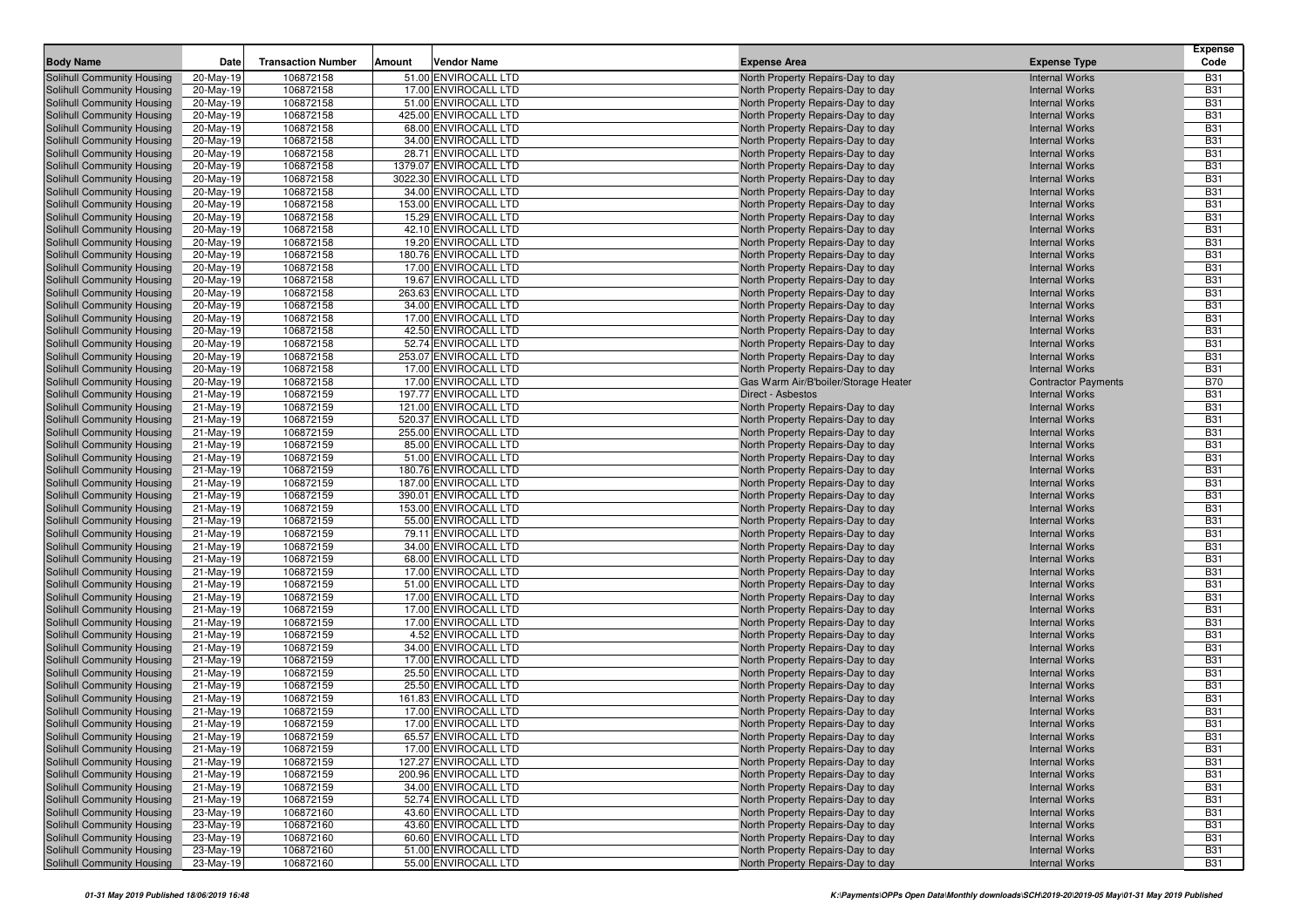| Body Name | Date | Transaction Number | Amount | Vendor Name | Expense Area | Expense Type | Expense Code |
|---|---|---|---|---|---|---|---|
| Solihull Community Housing | 20-May-19 | 106872158 | 51.00 | ENVIROCALL LTD | North Property Repairs-Day to day | Internal Works | B31 |
| Solihull Community Housing | 20-May-19 | 106872158 | 17.00 | ENVIROCALL LTD | North Property Repairs-Day to day | Internal Works | B31 |
| Solihull Community Housing | 20-May-19 | 106872158 | 51.00 | ENVIROCALL LTD | North Property Repairs-Day to day | Internal Works | B31 |
| Solihull Community Housing | 20-May-19 | 106872158 | 425.00 | ENVIROCALL LTD | North Property Repairs-Day to day | Internal Works | B31 |
| Solihull Community Housing | 20-May-19 | 106872158 | 68.00 | ENVIROCALL LTD | North Property Repairs-Day to day | Internal Works | B31 |
| Solihull Community Housing | 20-May-19 | 106872158 | 34.00 | ENVIROCALL LTD | North Property Repairs-Day to day | Internal Works | B31 |
| Solihull Community Housing | 20-May-19 | 106872158 | 28.71 | ENVIROCALL LTD | North Property Repairs-Day to day | Internal Works | B31 |
| Solihull Community Housing | 20-May-19 | 106872158 | 1379.07 | ENVIROCALL LTD | North Property Repairs-Day to day | Internal Works | B31 |
| Solihull Community Housing | 20-May-19 | 106872158 | 3022.30 | ENVIROCALL LTD | North Property Repairs-Day to day | Internal Works | B31 |
| Solihull Community Housing | 20-May-19 | 106872158 | 34.00 | ENVIROCALL LTD | North Property Repairs-Day to day | Internal Works | B31 |
| Solihull Community Housing | 20-May-19 | 106872158 | 153.00 | ENVIROCALL LTD | North Property Repairs-Day to day | Internal Works | B31 |
| Solihull Community Housing | 20-May-19 | 106872158 | 15.29 | ENVIROCALL LTD | North Property Repairs-Day to day | Internal Works | B31 |
| Solihull Community Housing | 20-May-19 | 106872158 | 42.10 | ENVIROCALL LTD | North Property Repairs-Day to day | Internal Works | B31 |
| Solihull Community Housing | 20-May-19 | 106872158 | 19.20 | ENVIROCALL LTD | North Property Repairs-Day to day | Internal Works | B31 |
| Solihull Community Housing | 20-May-19 | 106872158 | 180.76 | ENVIROCALL LTD | North Property Repairs-Day to day | Internal Works | B31 |
| Solihull Community Housing | 20-May-19 | 106872158 | 17.00 | ENVIROCALL LTD | North Property Repairs-Day to day | Internal Works | B31 |
| Solihull Community Housing | 20-May-19 | 106872158 | 19.67 | ENVIROCALL LTD | North Property Repairs-Day to day | Internal Works | B31 |
| Solihull Community Housing | 20-May-19 | 106872158 | 263.63 | ENVIROCALL LTD | North Property Repairs-Day to day | Internal Works | B31 |
| Solihull Community Housing | 20-May-19 | 106872158 | 34.00 | ENVIROCALL LTD | North Property Repairs-Day to day | Internal Works | B31 |
| Solihull Community Housing | 20-May-19 | 106872158 | 17.00 | ENVIROCALL LTD | North Property Repairs-Day to day | Internal Works | B31 |
| Solihull Community Housing | 20-May-19 | 106872158 | 42.50 | ENVIROCALL LTD | North Property Repairs-Day to day | Internal Works | B31 |
| Solihull Community Housing | 20-May-19 | 106872158 | 52.74 | ENVIROCALL LTD | North Property Repairs-Day to day | Internal Works | B31 |
| Solihull Community Housing | 20-May-19 | 106872158 | 253.07 | ENVIROCALL LTD | North Property Repairs-Day to day | Internal Works | B31 |
| Solihull Community Housing | 20-May-19 | 106872158 | 17.00 | ENVIROCALL LTD | North Property Repairs-Day to day | Internal Works | B31 |
| Solihull Community Housing | 20-May-19 | 106872158 | 17.00 | ENVIROCALL LTD | Gas Warm Air/B'boiler/Storage Heater | Contractor Payments | B70 |
| Solihull Community Housing | 21-May-19 | 106872159 | 197.77 | ENVIROCALL LTD | Direct - Asbestos | Internal Works | B31 |
| Solihull Community Housing | 21-May-19 | 106872159 | 121.00 | ENVIROCALL LTD | North Property Repairs-Day to day | Internal Works | B31 |
| Solihull Community Housing | 21-May-19 | 106872159 | 520.37 | ENVIROCALL LTD | North Property Repairs-Day to day | Internal Works | B31 |
| Solihull Community Housing | 21-May-19 | 106872159 | 255.00 | ENVIROCALL LTD | North Property Repairs-Day to day | Internal Works | B31 |
| Solihull Community Housing | 21-May-19 | 106872159 | 85.00 | ENVIROCALL LTD | North Property Repairs-Day to day | Internal Works | B31 |
| Solihull Community Housing | 21-May-19 | 106872159 | 51.00 | ENVIROCALL LTD | North Property Repairs-Day to day | Internal Works | B31 |
| Solihull Community Housing | 21-May-19 | 106872159 | 180.76 | ENVIROCALL LTD | North Property Repairs-Day to day | Internal Works | B31 |
| Solihull Community Housing | 21-May-19 | 106872159 | 187.00 | ENVIROCALL LTD | North Property Repairs-Day to day | Internal Works | B31 |
| Solihull Community Housing | 21-May-19 | 106872159 | 390.01 | ENVIROCALL LTD | North Property Repairs-Day to day | Internal Works | B31 |
| Solihull Community Housing | 21-May-19 | 106872159 | 153.00 | ENVIROCALL LTD | North Property Repairs-Day to day | Internal Works | B31 |
| Solihull Community Housing | 21-May-19 | 106872159 | 55.00 | ENVIROCALL LTD | North Property Repairs-Day to day | Internal Works | B31 |
| Solihull Community Housing | 21-May-19 | 106872159 | 79.11 | ENVIROCALL LTD | North Property Repairs-Day to day | Internal Works | B31 |
| Solihull Community Housing | 21-May-19 | 106872159 | 34.00 | ENVIROCALL LTD | North Property Repairs-Day to day | Internal Works | B31 |
| Solihull Community Housing | 21-May-19 | 106872159 | 68.00 | ENVIROCALL LTD | North Property Repairs-Day to day | Internal Works | B31 |
| Solihull Community Housing | 21-May-19 | 106872159 | 17.00 | ENVIROCALL LTD | North Property Repairs-Day to day | Internal Works | B31 |
| Solihull Community Housing | 21-May-19 | 106872159 | 51.00 | ENVIROCALL LTD | North Property Repairs-Day to day | Internal Works | B31 |
| Solihull Community Housing | 21-May-19 | 106872159 | 17.00 | ENVIROCALL LTD | North Property Repairs-Day to day | Internal Works | B31 |
| Solihull Community Housing | 21-May-19 | 106872159 | 17.00 | ENVIROCALL LTD | North Property Repairs-Day to day | Internal Works | B31 |
| Solihull Community Housing | 21-May-19 | 106872159 | 17.00 | ENVIROCALL LTD | North Property Repairs-Day to day | Internal Works | B31 |
| Solihull Community Housing | 21-May-19 | 106872159 | 4.52 | ENVIROCALL LTD | North Property Repairs-Day to day | Internal Works | B31 |
| Solihull Community Housing | 21-May-19 | 106872159 | 34.00 | ENVIROCALL LTD | North Property Repairs-Day to day | Internal Works | B31 |
| Solihull Community Housing | 21-May-19 | 106872159 | 17.00 | ENVIROCALL LTD | North Property Repairs-Day to day | Internal Works | B31 |
| Solihull Community Housing | 21-May-19 | 106872159 | 25.50 | ENVIROCALL LTD | North Property Repairs-Day to day | Internal Works | B31 |
| Solihull Community Housing | 21-May-19 | 106872159 | 25.50 | ENVIROCALL LTD | North Property Repairs-Day to day | Internal Works | B31 |
| Solihull Community Housing | 21-May-19 | 106872159 | 161.83 | ENVIROCALL LTD | North Property Repairs-Day to day | Internal Works | B31 |
| Solihull Community Housing | 21-May-19 | 106872159 | 17.00 | ENVIROCALL LTD | North Property Repairs-Day to day | Internal Works | B31 |
| Solihull Community Housing | 21-May-19 | 106872159 | 17.00 | ENVIROCALL LTD | North Property Repairs-Day to day | Internal Works | B31 |
| Solihull Community Housing | 21-May-19 | 106872159 | 65.57 | ENVIROCALL LTD | North Property Repairs-Day to day | Internal Works | B31 |
| Solihull Community Housing | 21-May-19 | 106872159 | 17.00 | ENVIROCALL LTD | North Property Repairs-Day to day | Internal Works | B31 |
| Solihull Community Housing | 21-May-19 | 106872159 | 127.27 | ENVIROCALL LTD | North Property Repairs-Day to day | Internal Works | B31 |
| Solihull Community Housing | 21-May-19 | 106872159 | 200.96 | ENVIROCALL LTD | North Property Repairs-Day to day | Internal Works | B31 |
| Solihull Community Housing | 21-May-19 | 106872159 | 34.00 | ENVIROCALL LTD | North Property Repairs-Day to day | Internal Works | B31 |
| Solihull Community Housing | 21-May-19 | 106872159 | 52.74 | ENVIROCALL LTD | North Property Repairs-Day to day | Internal Works | B31 |
| Solihull Community Housing | 23-May-19 | 106872160 | 43.60 | ENVIROCALL LTD | North Property Repairs-Day to day | Internal Works | B31 |
| Solihull Community Housing | 23-May-19 | 106872160 | 43.60 | ENVIROCALL LTD | North Property Repairs-Day to day | Internal Works | B31 |
| Solihull Community Housing | 23-May-19 | 106872160 | 60.60 | ENVIROCALL LTD | North Property Repairs-Day to day | Internal Works | B31 |
| Solihull Community Housing | 23-May-19 | 106872160 | 51.00 | ENVIROCALL LTD | North Property Repairs-Day to day | Internal Works | B31 |
| Solihull Community Housing | 23-May-19 | 106872160 | 55.00 | ENVIROCALL LTD | North Property Repairs-Day to day | Internal Works | B31 |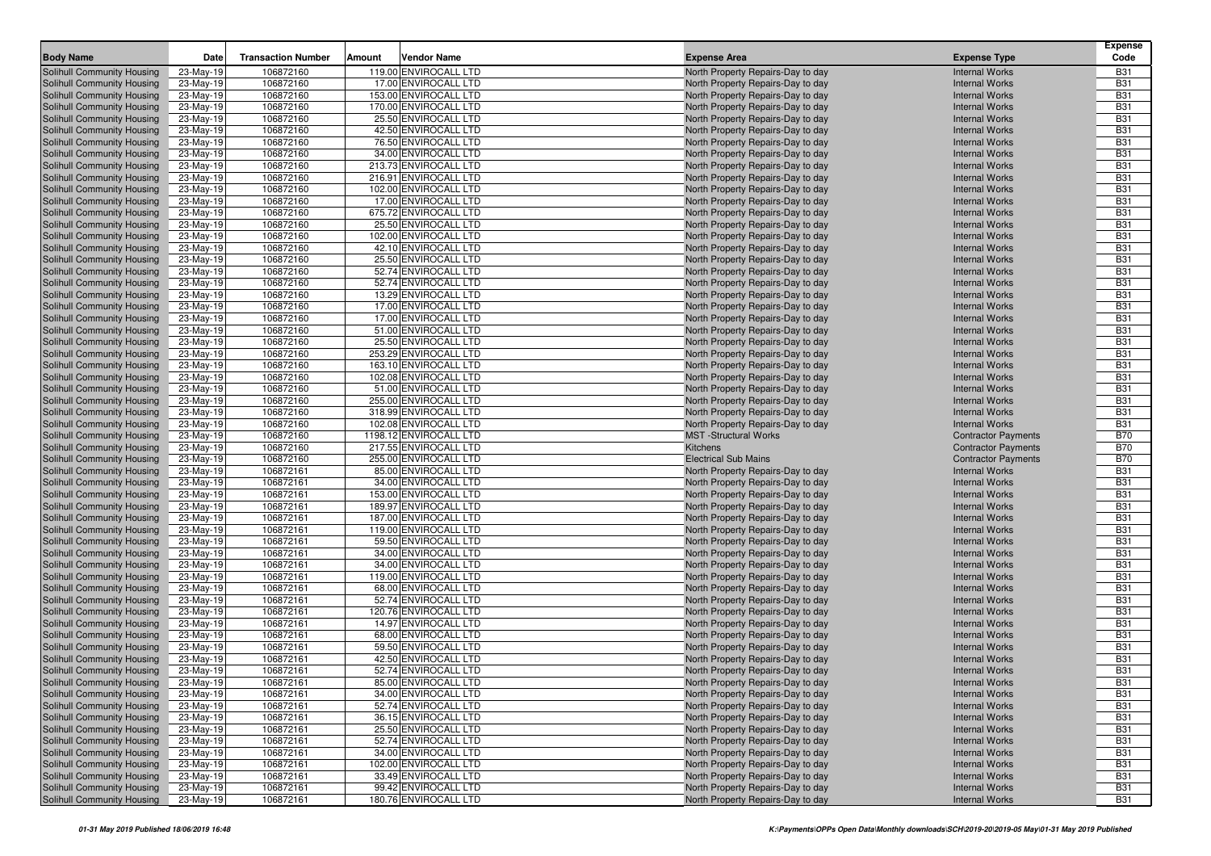| Body Name | Date | Transaction Number | Amount | Vendor Name | Expense Area | Expense Type | Expense Code |
|---|---|---|---|---|---|---|---|
| Solihull Community Housing | 23-May-19 | 106872160 | 119.00 | ENVIROCALL LTD | North Property Repairs-Day to day | Internal Works | B31 |
| Solihull Community Housing | 23-May-19 | 106872160 | 17.00 | ENVIROCALL LTD | North Property Repairs-Day to day | Internal Works | B31 |
| Solihull Community Housing | 23-May-19 | 106872160 | 153.00 | ENVIROCALL LTD | North Property Repairs-Day to day | Internal Works | B31 |
| Solihull Community Housing | 23-May-19 | 106872160 | 170.00 | ENVIROCALL LTD | North Property Repairs-Day to day | Internal Works | B31 |
| Solihull Community Housing | 23-May-19 | 106872160 | 25.50 | ENVIROCALL LTD | North Property Repairs-Day to day | Internal Works | B31 |
| Solihull Community Housing | 23-May-19 | 106872160 | 42.50 | ENVIROCALL LTD | North Property Repairs-Day to day | Internal Works | B31 |
| Solihull Community Housing | 23-May-19 | 106872160 | 76.50 | ENVIROCALL LTD | North Property Repairs-Day to day | Internal Works | B31 |
| Solihull Community Housing | 23-May-19 | 106872160 | 34.00 | ENVIROCALL LTD | North Property Repairs-Day to day | Internal Works | B31 |
| Solihull Community Housing | 23-May-19 | 106872160 | 213.73 | ENVIROCALL LTD | North Property Repairs-Day to day | Internal Works | B31 |
| Solihull Community Housing | 23-May-19 | 106872160 | 216.91 | ENVIROCALL LTD | North Property Repairs-Day to day | Internal Works | B31 |
| Solihull Community Housing | 23-May-19 | 106872160 | 102.00 | ENVIROCALL LTD | North Property Repairs-Day to day | Internal Works | B31 |
| Solihull Community Housing | 23-May-19 | 106872160 | 17.00 | ENVIROCALL LTD | North Property Repairs-Day to day | Internal Works | B31 |
| Solihull Community Housing | 23-May-19 | 106872160 | 675.72 | ENVIROCALL LTD | North Property Repairs-Day to day | Internal Works | B31 |
| Solihull Community Housing | 23-May-19 | 106872160 | 25.50 | ENVIROCALL LTD | North Property Repairs-Day to day | Internal Works | B31 |
| Solihull Community Housing | 23-May-19 | 106872160 | 102.00 | ENVIROCALL LTD | North Property Repairs-Day to day | Internal Works | B31 |
| Solihull Community Housing | 23-May-19 | 106872160 | 42.10 | ENVIROCALL LTD | North Property Repairs-Day to day | Internal Works | B31 |
| Solihull Community Housing | 23-May-19 | 106872160 | 25.50 | ENVIROCALL LTD | North Property Repairs-Day to day | Internal Works | B31 |
| Solihull Community Housing | 23-May-19 | 106872160 | 52.74 | ENVIROCALL LTD | North Property Repairs-Day to day | Internal Works | B31 |
| Solihull Community Housing | 23-May-19 | 106872160 | 52.74 | ENVIROCALL LTD | North Property Repairs-Day to day | Internal Works | B31 |
| Solihull Community Housing | 23-May-19 | 106872160 | 13.29 | ENVIROCALL LTD | North Property Repairs-Day to day | Internal Works | B31 |
| Solihull Community Housing | 23-May-19 | 106872160 | 17.00 | ENVIROCALL LTD | North Property Repairs-Day to day | Internal Works | B31 |
| Solihull Community Housing | 23-May-19 | 106872160 | 17.00 | ENVIROCALL LTD | North Property Repairs-Day to day | Internal Works | B31 |
| Solihull Community Housing | 23-May-19 | 106872160 | 51.00 | ENVIROCALL LTD | North Property Repairs-Day to day | Internal Works | B31 |
| Solihull Community Housing | 23-May-19 | 106872160 | 25.50 | ENVIROCALL LTD | North Property Repairs-Day to day | Internal Works | B31 |
| Solihull Community Housing | 23-May-19 | 106872160 | 253.29 | ENVIROCALL LTD | North Property Repairs-Day to day | Internal Works | B31 |
| Solihull Community Housing | 23-May-19 | 106872160 | 163.10 | ENVIROCALL LTD | North Property Repairs-Day to day | Internal Works | B31 |
| Solihull Community Housing | 23-May-19 | 106872160 | 102.08 | ENVIROCALL LTD | North Property Repairs-Day to day | Internal Works | B31 |
| Solihull Community Housing | 23-May-19 | 106872160 | 51.00 | ENVIROCALL LTD | North Property Repairs-Day to day | Internal Works | B31 |
| Solihull Community Housing | 23-May-19 | 106872160 | 255.00 | ENVIROCALL LTD | North Property Repairs-Day to day | Internal Works | B31 |
| Solihull Community Housing | 23-May-19 | 106872160 | 318.99 | ENVIROCALL LTD | North Property Repairs-Day to day | Internal Works | B31 |
| Solihull Community Housing | 23-May-19 | 106872160 | 102.08 | ENVIROCALL LTD | North Property Repairs-Day to day | Internal Works | B31 |
| Solihull Community Housing | 23-May-19 | 106872160 | 1198.12 | ENVIROCALL LTD | MST -Structural Works | Contractor Payments | B70 |
| Solihull Community Housing | 23-May-19 | 106872160 | 217.55 | ENVIROCALL LTD | Kitchens | Contractor Payments | B70 |
| Solihull Community Housing | 23-May-19 | 106872160 | 255.00 | ENVIROCALL LTD | Electrical Sub Mains | Contractor Payments | B70 |
| Solihull Community Housing | 23-May-19 | 106872161 | 85.00 | ENVIROCALL LTD | North Property Repairs-Day to day | Internal Works | B31 |
| Solihull Community Housing | 23-May-19 | 106872161 | 34.00 | ENVIROCALL LTD | North Property Repairs-Day to day | Internal Works | B31 |
| Solihull Community Housing | 23-May-19 | 106872161 | 153.00 | ENVIROCALL LTD | North Property Repairs-Day to day | Internal Works | B31 |
| Solihull Community Housing | 23-May-19 | 106872161 | 189.97 | ENVIROCALL LTD | North Property Repairs-Day to day | Internal Works | B31 |
| Solihull Community Housing | 23-May-19 | 106872161 | 187.00 | ENVIROCALL LTD | North Property Repairs-Day to day | Internal Works | B31 |
| Solihull Community Housing | 23-May-19 | 106872161 | 119.00 | ENVIROCALL LTD | North Property Repairs-Day to day | Internal Works | B31 |
| Solihull Community Housing | 23-May-19 | 106872161 | 59.50 | ENVIROCALL LTD | North Property Repairs-Day to day | Internal Works | B31 |
| Solihull Community Housing | 23-May-19 | 106872161 | 34.00 | ENVIROCALL LTD | North Property Repairs-Day to day | Internal Works | B31 |
| Solihull Community Housing | 23-May-19 | 106872161 | 34.00 | ENVIROCALL LTD | North Property Repairs-Day to day | Internal Works | B31 |
| Solihull Community Housing | 23-May-19 | 106872161 | 119.00 | ENVIROCALL LTD | North Property Repairs-Day to day | Internal Works | B31 |
| Solihull Community Housing | 23-May-19 | 106872161 | 68.00 | ENVIROCALL LTD | North Property Repairs-Day to day | Internal Works | B31 |
| Solihull Community Housing | 23-May-19 | 106872161 | 52.74 | ENVIROCALL LTD | North Property Repairs-Day to day | Internal Works | B31 |
| Solihull Community Housing | 23-May-19 | 106872161 | 120.76 | ENVIROCALL LTD | North Property Repairs-Day to day | Internal Works | B31 |
| Solihull Community Housing | 23-May-19 | 106872161 | 14.97 | ENVIROCALL LTD | North Property Repairs-Day to day | Internal Works | B31 |
| Solihull Community Housing | 23-May-19 | 106872161 | 68.00 | ENVIROCALL LTD | North Property Repairs-Day to day | Internal Works | B31 |
| Solihull Community Housing | 23-May-19 | 106872161 | 59.50 | ENVIROCALL LTD | North Property Repairs-Day to day | Internal Works | B31 |
| Solihull Community Housing | 23-May-19 | 106872161 | 42.50 | ENVIROCALL LTD | North Property Repairs-Day to day | Internal Works | B31 |
| Solihull Community Housing | 23-May-19 | 106872161 | 52.74 | ENVIROCALL LTD | North Property Repairs-Day to day | Internal Works | B31 |
| Solihull Community Housing | 23-May-19 | 106872161 | 85.00 | ENVIROCALL LTD | North Property Repairs-Day to day | Internal Works | B31 |
| Solihull Community Housing | 23-May-19 | 106872161 | 34.00 | ENVIROCALL LTD | North Property Repairs-Day to day | Internal Works | B31 |
| Solihull Community Housing | 23-May-19 | 106872161 | 52.74 | ENVIROCALL LTD | North Property Repairs-Day to day | Internal Works | B31 |
| Solihull Community Housing | 23-May-19 | 106872161 | 36.15 | ENVIROCALL LTD | North Property Repairs-Day to day | Internal Works | B31 |
| Solihull Community Housing | 23-May-19 | 106872161 | 25.50 | ENVIROCALL LTD | North Property Repairs-Day to day | Internal Works | B31 |
| Solihull Community Housing | 23-May-19 | 106872161 | 52.74 | ENVIROCALL LTD | North Property Repairs-Day to day | Internal Works | B31 |
| Solihull Community Housing | 23-May-19 | 106872161 | 34.00 | ENVIROCALL LTD | North Property Repairs-Day to day | Internal Works | B31 |
| Solihull Community Housing | 23-May-19 | 106872161 | 102.00 | ENVIROCALL LTD | North Property Repairs-Day to day | Internal Works | B31 |
| Solihull Community Housing | 23-May-19 | 106872161 | 33.49 | ENVIROCALL LTD | North Property Repairs-Day to day | Internal Works | B31 |
| Solihull Community Housing | 23-May-19 | 106872161 | 99.42 | ENVIROCALL LTD | North Property Repairs-Day to day | Internal Works | B31 |
| Solihull Community Housing | 23-May-19 | 106872161 | 180.76 | ENVIROCALL LTD | North Property Repairs-Day to day | Internal Works | B31 |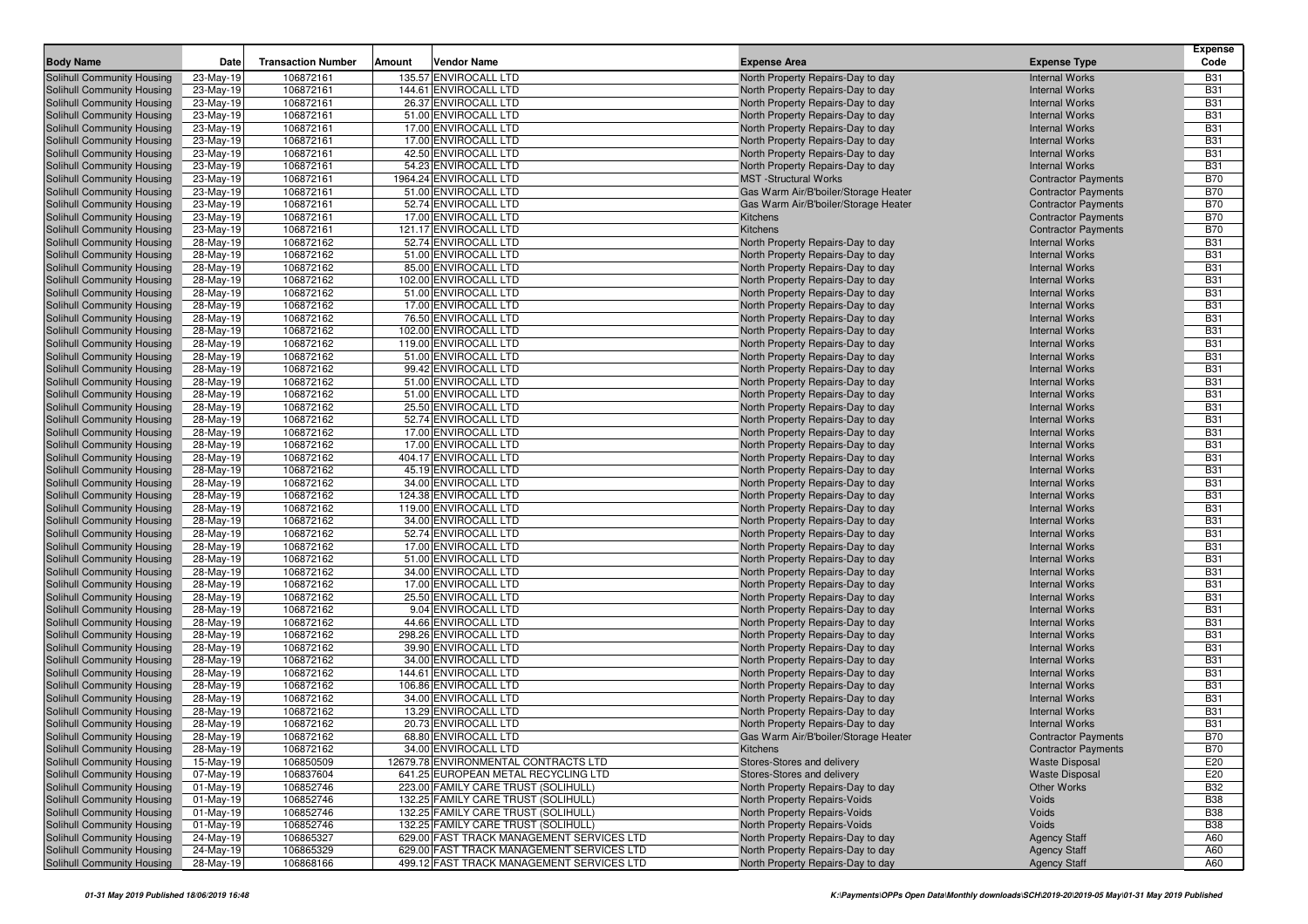| Body Name | Date | Transaction Number | Amount | Vendor Name | Expense Area | Expense Type | Expense Code |
|---|---|---|---|---|---|---|---|
| Solihull Community Housing | 23-May-19 | 106872161 | 135.57 | ENVIROCALL LTD | North Property Repairs-Day to day | Internal Works | B31 |
| Solihull Community Housing | 23-May-19 | 106872161 | 144.61 | ENVIROCALL LTD | North Property Repairs-Day to day | Internal Works | B31 |
| Solihull Community Housing | 23-May-19 | 106872161 | 26.37 | ENVIROCALL LTD | North Property Repairs-Day to day | Internal Works | B31 |
| Solihull Community Housing | 23-May-19 | 106872161 | 51.00 | ENVIROCALL LTD | North Property Repairs-Day to day | Internal Works | B31 |
| Solihull Community Housing | 23-May-19 | 106872161 | 17.00 | ENVIROCALL LTD | North Property Repairs-Day to day | Internal Works | B31 |
| Solihull Community Housing | 23-May-19 | 106872161 | 17.00 | ENVIROCALL LTD | North Property Repairs-Day to day | Internal Works | B31 |
| Solihull Community Housing | 23-May-19 | 106872161 | 42.50 | ENVIROCALL LTD | North Property Repairs-Day to day | Internal Works | B31 |
| Solihull Community Housing | 23-May-19 | 106872161 | 54.23 | ENVIROCALL LTD | North Property Repairs-Day to day | Internal Works | B31 |
| Solihull Community Housing | 23-May-19 | 106872161 | 1964.24 | ENVIROCALL LTD | MST -Structural Works | Contractor Payments | B70 |
| Solihull Community Housing | 23-May-19 | 106872161 | 51.00 | ENVIROCALL LTD | Gas Warm Air/B'boiler/Storage Heater | Contractor Payments | B70 |
| Solihull Community Housing | 23-May-19 | 106872161 | 52.74 | ENVIROCALL LTD | Gas Warm Air/B'boiler/Storage Heater | Contractor Payments | B70 |
| Solihull Community Housing | 23-May-19 | 106872161 | 17.00 | ENVIROCALL LTD | Kitchens | Contractor Payments | B70 |
| Solihull Community Housing | 23-May-19 | 106872161 | 121.17 | ENVIROCALL LTD | Kitchens | Contractor Payments | B70 |
| Solihull Community Housing | 28-May-19 | 106872162 | 52.74 | ENVIROCALL LTD | North Property Repairs-Day to day | Internal Works | B31 |
| Solihull Community Housing | 28-May-19 | 106872162 | 51.00 | ENVIROCALL LTD | North Property Repairs-Day to day | Internal Works | B31 |
| Solihull Community Housing | 28-May-19 | 106872162 | 85.00 | ENVIROCALL LTD | North Property Repairs-Day to day | Internal Works | B31 |
| Solihull Community Housing | 28-May-19 | 106872162 | 102.00 | ENVIROCALL LTD | North Property Repairs-Day to day | Internal Works | B31 |
| Solihull Community Housing | 28-May-19 | 106872162 | 51.00 | ENVIROCALL LTD | North Property Repairs-Day to day | Internal Works | B31 |
| Solihull Community Housing | 28-May-19 | 106872162 | 17.00 | ENVIROCALL LTD | North Property Repairs-Day to day | Internal Works | B31 |
| Solihull Community Housing | 28-May-19 | 106872162 | 76.50 | ENVIROCALL LTD | North Property Repairs-Day to day | Internal Works | B31 |
| Solihull Community Housing | 28-May-19 | 106872162 | 102.00 | ENVIROCALL LTD | North Property Repairs-Day to day | Internal Works | B31 |
| Solihull Community Housing | 28-May-19 | 106872162 | 119.00 | ENVIROCALL LTD | North Property Repairs-Day to day | Internal Works | B31 |
| Solihull Community Housing | 28-May-19 | 106872162 | 51.00 | ENVIROCALL LTD | North Property Repairs-Day to day | Internal Works | B31 |
| Solihull Community Housing | 28-May-19 | 106872162 | 99.42 | ENVIROCALL LTD | North Property Repairs-Day to day | Internal Works | B31 |
| Solihull Community Housing | 28-May-19 | 106872162 | 51.00 | ENVIROCALL LTD | North Property Repairs-Day to day | Internal Works | B31 |
| Solihull Community Housing | 28-May-19 | 106872162 | 51.00 | ENVIROCALL LTD | North Property Repairs-Day to day | Internal Works | B31 |
| Solihull Community Housing | 28-May-19 | 106872162 | 25.50 | ENVIROCALL LTD | North Property Repairs-Day to day | Internal Works | B31 |
| Solihull Community Housing | 28-May-19 | 106872162 | 52.74 | ENVIROCALL LTD | North Property Repairs-Day to day | Internal Works | B31 |
| Solihull Community Housing | 28-May-19 | 106872162 | 17.00 | ENVIROCALL LTD | North Property Repairs-Day to day | Internal Works | B31 |
| Solihull Community Housing | 28-May-19 | 106872162 | 17.00 | ENVIROCALL LTD | North Property Repairs-Day to day | Internal Works | B31 |
| Solihull Community Housing | 28-May-19 | 106872162 | 404.17 | ENVIROCALL LTD | North Property Repairs-Day to day | Internal Works | B31 |
| Solihull Community Housing | 28-May-19 | 106872162 | 45.19 | ENVIROCALL LTD | North Property Repairs-Day to day | Internal Works | B31 |
| Solihull Community Housing | 28-May-19 | 106872162 | 34.00 | ENVIROCALL LTD | North Property Repairs-Day to day | Internal Works | B31 |
| Solihull Community Housing | 28-May-19 | 106872162 | 124.38 | ENVIROCALL LTD | North Property Repairs-Day to day | Internal Works | B31 |
| Solihull Community Housing | 28-May-19 | 106872162 | 119.00 | ENVIROCALL LTD | North Property Repairs-Day to day | Internal Works | B31 |
| Solihull Community Housing | 28-May-19 | 106872162 | 34.00 | ENVIROCALL LTD | North Property Repairs-Day to day | Internal Works | B31 |
| Solihull Community Housing | 28-May-19 | 106872162 | 52.74 | ENVIROCALL LTD | North Property Repairs-Day to day | Internal Works | B31 |
| Solihull Community Housing | 28-May-19 | 106872162 | 17.00 | ENVIROCALL LTD | North Property Repairs-Day to day | Internal Works | B31 |
| Solihull Community Housing | 28-May-19 | 106872162 | 51.00 | ENVIROCALL LTD | North Property Repairs-Day to day | Internal Works | B31 |
| Solihull Community Housing | 28-May-19 | 106872162 | 34.00 | ENVIROCALL LTD | North Property Repairs-Day to day | Internal Works | B31 |
| Solihull Community Housing | 28-May-19 | 106872162 | 17.00 | ENVIROCALL LTD | North Property Repairs-Day to day | Internal Works | B31 |
| Solihull Community Housing | 28-May-19 | 106872162 | 25.50 | ENVIROCALL LTD | North Property Repairs-Day to day | Internal Works | B31 |
| Solihull Community Housing | 28-May-19 | 106872162 | 9.04 | ENVIROCALL LTD | North Property Repairs-Day to day | Internal Works | B31 |
| Solihull Community Housing | 28-May-19 | 106872162 | 44.66 | ENVIROCALL LTD | North Property Repairs-Day to day | Internal Works | B31 |
| Solihull Community Housing | 28-May-19 | 106872162 | 298.26 | ENVIROCALL LTD | North Property Repairs-Day to day | Internal Works | B31 |
| Solihull Community Housing | 28-May-19 | 106872162 | 39.90 | ENVIROCALL LTD | North Property Repairs-Day to day | Internal Works | B31 |
| Solihull Community Housing | 28-May-19 | 106872162 | 34.00 | ENVIROCALL LTD | North Property Repairs-Day to day | Internal Works | B31 |
| Solihull Community Housing | 28-May-19 | 106872162 | 144.61 | ENVIROCALL LTD | North Property Repairs-Day to day | Internal Works | B31 |
| Solihull Community Housing | 28-May-19 | 106872162 | 106.86 | ENVIROCALL LTD | North Property Repairs-Day to day | Internal Works | B31 |
| Solihull Community Housing | 28-May-19 | 106872162 | 34.00 | ENVIROCALL LTD | North Property Repairs-Day to day | Internal Works | B31 |
| Solihull Community Housing | 28-May-19 | 106872162 | 13.29 | ENVIROCALL LTD | North Property Repairs-Day to day | Internal Works | B31 |
| Solihull Community Housing | 28-May-19 | 106872162 | 20.73 | ENVIROCALL LTD | North Property Repairs-Day to day | Internal Works | B31 |
| Solihull Community Housing | 28-May-19 | 106872162 | 68.80 | ENVIROCALL LTD | Gas Warm Air/B'boiler/Storage Heater | Contractor Payments | B70 |
| Solihull Community Housing | 28-May-19 | 106872162 | 34.00 | ENVIROCALL LTD | Kitchens | Contractor Payments | B70 |
| Solihull Community Housing | 15-May-19 | 106850509 | 12679.78 | ENVIRONMENTAL CONTRACTS LTD | Stores-Stores and delivery | Waste Disposal | E20 |
| Solihull Community Housing | 07-May-19 | 106837604 | 641.25 | EUROPEAN METAL RECYCLING LTD | Stores-Stores and delivery | Waste Disposal | E20 |
| Solihull Community Housing | 01-May-19 | 106852746 | 223.00 | FAMILY CARE TRUST (SOLIHULL) | North Property Repairs-Day to day | Other Works | B32 |
| Solihull Community Housing | 01-May-19 | 106852746 | 132.25 | FAMILY CARE TRUST (SOLIHULL) | North Property Repairs-Voids | Voids | B38 |
| Solihull Community Housing | 01-May-19 | 106852746 | 132.25 | FAMILY CARE TRUST (SOLIHULL) | North Property Repairs-Voids | Voids | B38 |
| Solihull Community Housing | 01-May-19 | 106852746 | 132.25 | FAMILY CARE TRUST (SOLIHULL) | North Property Repairs-Voids | Voids | B38 |
| Solihull Community Housing | 24-May-19 | 106865327 | 629.00 | FAST TRACK MANAGEMENT SERVICES LTD | North Property Repairs-Day to day | Agency Staff | A60 |
| Solihull Community Housing | 24-May-19 | 106865329 | 629.00 | FAST TRACK MANAGEMENT SERVICES LTD | North Property Repairs-Day to day | Agency Staff | A60 |
| Solihull Community Housing | 28-May-19 | 106868166 | 499.12 | FAST TRACK MANAGEMENT SERVICES LTD | North Property Repairs-Day to day | Agency Staff | A60 |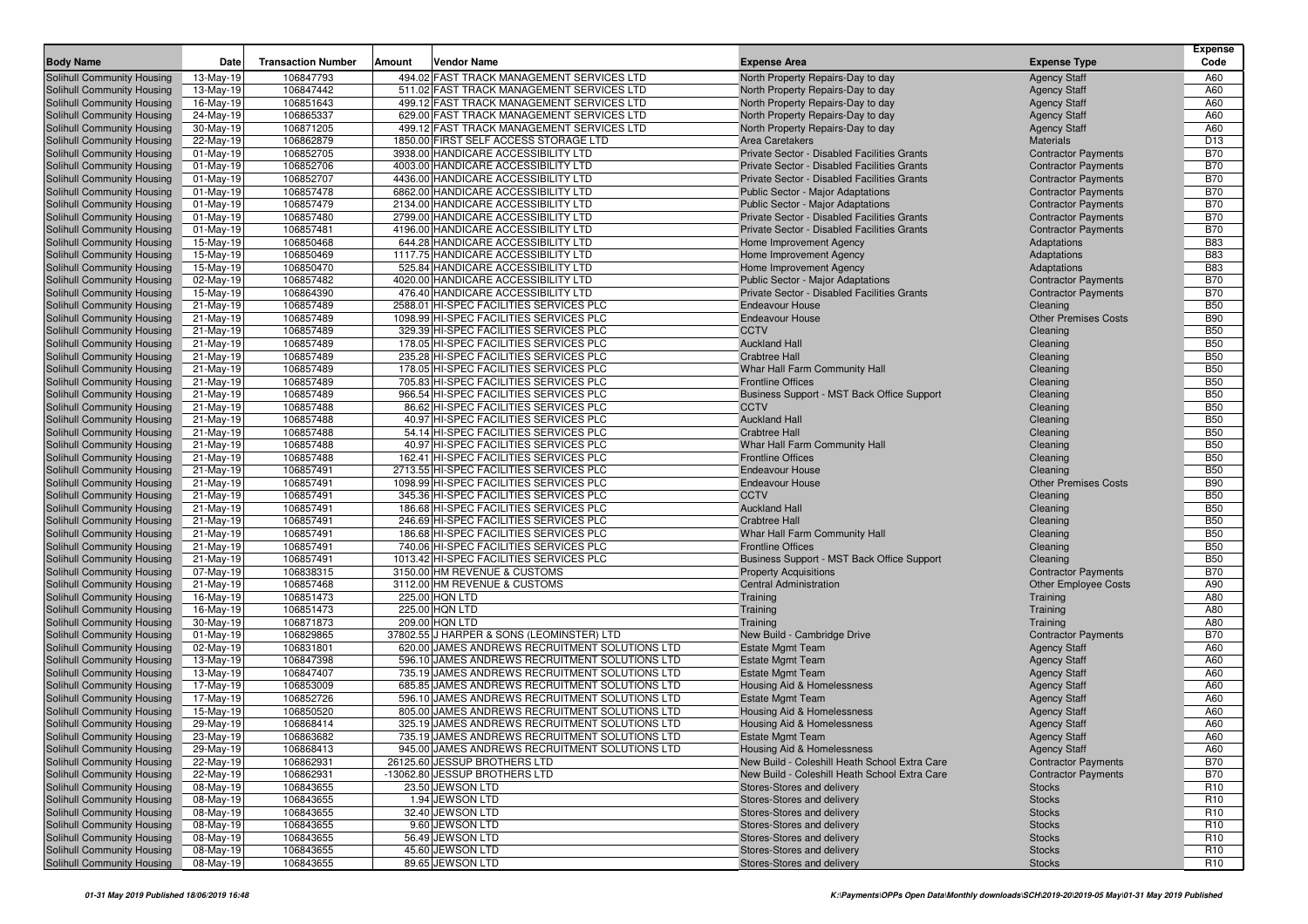| Body Name | Date | Transaction Number | Amount | Vendor Name | Expense Area | Expense Type | Expense Code |
|---|---|---|---|---|---|---|---|
| Solihull Community Housing | 13-May-19 | 106847793 | 494.02 | FAST TRACK MANAGEMENT SERVICES LTD | North Property Repairs-Day to day | Agency Staff | A60 |
| Solihull Community Housing | 13-May-19 | 106847442 | 511.02 | FAST TRACK MANAGEMENT SERVICES LTD | North Property Repairs-Day to day | Agency Staff | A60 |
| Solihull Community Housing | 16-May-19 | 106851643 | 499.12 | FAST TRACK MANAGEMENT SERVICES LTD | North Property Repairs-Day to day | Agency Staff | A60 |
| Solihull Community Housing | 24-May-19 | 106865337 | 629.00 | FAST TRACK MANAGEMENT SERVICES LTD | North Property Repairs-Day to day | Agency Staff | A60 |
| Solihull Community Housing | 30-May-19 | 106871205 | 499.12 | FAST TRACK MANAGEMENT SERVICES LTD | North Property Repairs-Day to day | Agency Staff | A60 |
| Solihull Community Housing | 22-May-19 | 106862879 | 1850.00 | FIRST SELF ACCESS STORAGE LTD | Area Caretakers | Materials | D13 |
| Solihull Community Housing | 01-May-19 | 106852705 | 3938.00 | HANDICARE ACCESSIBILITY LTD | Private Sector - Disabled Facilities Grants | Contractor Payments | B70 |
| Solihull Community Housing | 01-May-19 | 106852706 | 4003.00 | HANDICARE ACCESSIBILITY LTD | Private Sector - Disabled Facilities Grants | Contractor Payments | B70 |
| Solihull Community Housing | 01-May-19 | 106852707 | 4436.00 | HANDICARE ACCESSIBILITY LTD | Private Sector - Disabled Facilities Grants | Contractor Payments | B70 |
| Solihull Community Housing | 01-May-19 | 106857478 | 6862.00 | HANDICARE ACCESSIBILITY LTD | Public Sector - Major Adaptations | Contractor Payments | B70 |
| Solihull Community Housing | 01-May-19 | 106857479 | 2134.00 | HANDICARE ACCESSIBILITY LTD | Public Sector - Major Adaptations | Contractor Payments | B70 |
| Solihull Community Housing | 01-May-19 | 106857480 | 2799.00 | HANDICARE ACCESSIBILITY LTD | Private Sector - Disabled Facilities Grants | Contractor Payments | B70 |
| Solihull Community Housing | 01-May-19 | 106857481 | 4196.00 | HANDICARE ACCESSIBILITY LTD | Private Sector - Disabled Facilities Grants | Contractor Payments | B70 |
| Solihull Community Housing | 15-May-19 | 106850468 | 644.28 | HANDICARE ACCESSIBILITY LTD | Home Improvement Agency | Adaptations | B83 |
| Solihull Community Housing | 15-May-19 | 106850469 | 1117.75 | HANDICARE ACCESSIBILITY LTD | Home Improvement Agency | Adaptations | B83 |
| Solihull Community Housing | 15-May-19 | 106850470 | 525.84 | HANDICARE ACCESSIBILITY LTD | Home Improvement Agency | Adaptations | B83 |
| Solihull Community Housing | 02-May-19 | 106857482 | 4020.00 | HANDICARE ACCESSIBILITY LTD | Public Sector - Major Adaptations | Contractor Payments | B70 |
| Solihull Community Housing | 15-May-19 | 106864390 | 476.40 | HANDICARE ACCESSIBILITY LTD | Private Sector - Disabled Facilities Grants | Contractor Payments | B70 |
| Solihull Community Housing | 21-May-19 | 106857489 | 2588.01 | HI-SPEC FACILITIES SERVICES PLC | Endeavour House | Cleaning | B50 |
| Solihull Community Housing | 21-May-19 | 106857489 | 1098.99 | HI-SPEC FACILITIES SERVICES PLC | Endeavour House | Other Premises Costs | B90 |
| Solihull Community Housing | 21-May-19 | 106857489 | 329.39 | HI-SPEC FACILITIES SERVICES PLC | CCTV | Cleaning | B50 |
| Solihull Community Housing | 21-May-19 | 106857489 | 178.05 | HI-SPEC FACILITIES SERVICES PLC | Auckland Hall | Cleaning | B50 |
| Solihull Community Housing | 21-May-19 | 106857489 | 235.28 | HI-SPEC FACILITIES SERVICES PLC | Crabtree Hall | Cleaning | B50 |
| Solihull Community Housing | 21-May-19 | 106857489 | 178.05 | HI-SPEC FACILITIES SERVICES PLC | Whar Hall Farm Community Hall | Cleaning | B50 |
| Solihull Community Housing | 21-May-19 | 106857489 | 705.83 | HI-SPEC FACILITIES SERVICES PLC | Frontline Offices | Cleaning | B50 |
| Solihull Community Housing | 21-May-19 | 106857489 | 966.54 | HI-SPEC FACILITIES SERVICES PLC | Business Support - MST Back Office Support | Cleaning | B50 |
| Solihull Community Housing | 21-May-19 | 106857488 | 86.62 | HI-SPEC FACILITIES SERVICES PLC | CCTV | Cleaning | B50 |
| Solihull Community Housing | 21-May-19 | 106857488 | 40.97 | HI-SPEC FACILITIES SERVICES PLC | Auckland Hall | Cleaning | B50 |
| Solihull Community Housing | 21-May-19 | 106857488 | 54.14 | HI-SPEC FACILITIES SERVICES PLC | Crabtree Hall | Cleaning | B50 |
| Solihull Community Housing | 21-May-19 | 106857488 | 40.97 | HI-SPEC FACILITIES SERVICES PLC | Whar Hall Farm Community Hall | Cleaning | B50 |
| Solihull Community Housing | 21-May-19 | 106857488 | 162.41 | HI-SPEC FACILITIES SERVICES PLC | Frontline Offices | Cleaning | B50 |
| Solihull Community Housing | 21-May-19 | 106857491 | 2713.55 | HI-SPEC FACILITIES SERVICES PLC | Endeavour House | Cleaning | B50 |
| Solihull Community Housing | 21-May-19 | 106857491 | 1098.99 | HI-SPEC FACILITIES SERVICES PLC | Endeavour House | Other Premises Costs | B90 |
| Solihull Community Housing | 21-May-19 | 106857491 | 345.36 | HI-SPEC FACILITIES SERVICES PLC | CCTV | Cleaning | B50 |
| Solihull Community Housing | 21-May-19 | 106857491 | 186.68 | HI-SPEC FACILITIES SERVICES PLC | Auckland Hall | Cleaning | B50 |
| Solihull Community Housing | 21-May-19 | 106857491 | 246.69 | HI-SPEC FACILITIES SERVICES PLC | Crabtree Hall | Cleaning | B50 |
| Solihull Community Housing | 21-May-19 | 106857491 | 186.68 | HI-SPEC FACILITIES SERVICES PLC | Whar Hall Farm Community Hall | Cleaning | B50 |
| Solihull Community Housing | 21-May-19 | 106857491 | 740.06 | HI-SPEC FACILITIES SERVICES PLC | Frontline Offices | Cleaning | B50 |
| Solihull Community Housing | 21-May-19 | 106857491 | 1013.42 | HI-SPEC FACILITIES SERVICES PLC | Business Support - MST Back Office Support | Cleaning | B50 |
| Solihull Community Housing | 07-May-19 | 106838315 | 3150.00 | HM REVENUE & CUSTOMS | Property Acquisitions | Contractor Payments | B70 |
| Solihull Community Housing | 21-May-19 | 106857468 | 3112.00 | HM REVENUE & CUSTOMS | Central Administration | Other Employee Costs | A90 |
| Solihull Community Housing | 16-May-19 | 106851473 | 225.00 | HQN LTD | Training | Training | A80 |
| Solihull Community Housing | 16-May-19 | 106851473 | 225.00 | HQN LTD | Training | Training | A80 |
| Solihull Community Housing | 30-May-19 | 106871873 | 209.00 | HQN LTD | Training | Training | A80 |
| Solihull Community Housing | 01-May-19 | 106829865 | 37802.55 | J HARPER & SONS (LEOMINSTER) LTD | New Build - Cambridge Drive | Contractor Payments | B70 |
| Solihull Community Housing | 02-May-19 | 106831801 | 620.00 | JAMES ANDREWS RECRUITMENT SOLUTIONS LTD | Estate Mgmt Team | Agency Staff | A60 |
| Solihull Community Housing | 13-May-19 | 106847398 | 596.10 | JAMES ANDREWS RECRUITMENT SOLUTIONS LTD | Estate Mgmt Team | Agency Staff | A60 |
| Solihull Community Housing | 13-May-19 | 106847407 | 735.19 | JAMES ANDREWS RECRUITMENT SOLUTIONS LTD | Estate Mgmt Team | Agency Staff | A60 |
| Solihull Community Housing | 17-May-19 | 106853009 | 685.85 | JAMES ANDREWS RECRUITMENT SOLUTIONS LTD | Housing Aid & Homelessness | Agency Staff | A60 |
| Solihull Community Housing | 17-May-19 | 106852726 | 596.10 | JAMES ANDREWS RECRUITMENT SOLUTIONS LTD | Estate Mgmt Team | Agency Staff | A60 |
| Solihull Community Housing | 15-May-19 | 106850520 | 805.00 | JAMES ANDREWS RECRUITMENT SOLUTIONS LTD | Housing Aid & Homelessness | Agency Staff | A60 |
| Solihull Community Housing | 29-May-19 | 106868414 | 325.19 | JAMES ANDREWS RECRUITMENT SOLUTIONS LTD | Housing Aid & Homelessness | Agency Staff | A60 |
| Solihull Community Housing | 23-May-19 | 106863682 | 735.19 | JAMES ANDREWS RECRUITMENT SOLUTIONS LTD | Estate Mgmt Team | Agency Staff | A60 |
| Solihull Community Housing | 29-May-19 | 106868413 | 945.00 | JAMES ANDREWS RECRUITMENT SOLUTIONS LTD | Housing Aid & Homelessness | Agency Staff | A60 |
| Solihull Community Housing | 22-May-19 | 106862931 | 26125.60 | JESSUP BROTHERS LTD | New Build - Coleshill Heath School Extra Care | Contractor Payments | B70 |
| Solihull Community Housing | 22-May-19 | 106862931 | -13062.80 | JESSUP BROTHERS LTD | New Build - Coleshill Heath School Extra Care | Contractor Payments | B70 |
| Solihull Community Housing | 08-May-19 | 106843655 | 23.50 | JEWSON LTD | Stores-Stores and delivery | Stocks | R10 |
| Solihull Community Housing | 08-May-19 | 106843655 | 1.94 | JEWSON LTD | Stores-Stores and delivery | Stocks | R10 |
| Solihull Community Housing | 08-May-19 | 106843655 | 32.40 | JEWSON LTD | Stores-Stores and delivery | Stocks | R10 |
| Solihull Community Housing | 08-May-19 | 106843655 | 9.60 | JEWSON LTD | Stores-Stores and delivery | Stocks | R10 |
| Solihull Community Housing | 08-May-19 | 106843655 | 56.49 | JEWSON LTD | Stores-Stores and delivery | Stocks | R10 |
| Solihull Community Housing | 08-May-19 | 106843655 | 45.60 | JEWSON LTD | Stores-Stores and delivery | Stocks | R10 |
| Solihull Community Housing | 08-May-19 | 106843655 | 89.65 | JEWSON LTD | Stores-Stores and delivery | Stocks | R10 |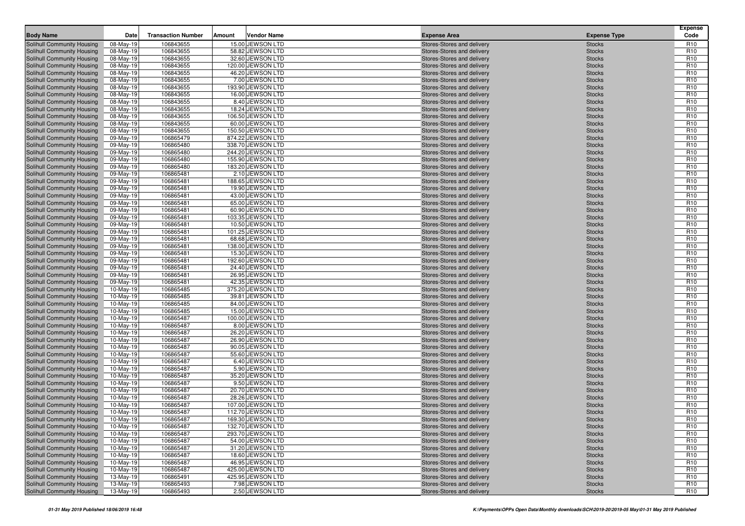| Body Name | Date | Transaction Number | Amount | Vendor Name | Expense Area | Expense Type | Expense Code |
|---|---|---|---|---|---|---|---|
| Solihull Community Housing | 08-May-19 | 106843655 | 15.00 | JEWSON LTD | Stores-Stores and delivery | Stocks | R10 |
| Solihull Community Housing | 08-May-19 | 106843655 | 58.82 | JEWSON LTD | Stores-Stores and delivery | Stocks | R10 |
| Solihull Community Housing | 08-May-19 | 106843655 | 32.60 | JEWSON LTD | Stores-Stores and delivery | Stocks | R10 |
| Solihull Community Housing | 08-May-19 | 106843655 | 120.00 | JEWSON LTD | Stores-Stores and delivery | Stocks | R10 |
| Solihull Community Housing | 08-May-19 | 106843655 | 46.20 | JEWSON LTD | Stores-Stores and delivery | Stocks | R10 |
| Solihull Community Housing | 08-May-19 | 106843655 | 7.00 | JEWSON LTD | Stores-Stores and delivery | Stocks | R10 |
| Solihull Community Housing | 08-May-19 | 106843655 | 193.90 | JEWSON LTD | Stores-Stores and delivery | Stocks | R10 |
| Solihull Community Housing | 08-May-19 | 106843655 | 16.00 | JEWSON LTD | Stores-Stores and delivery | Stocks | R10 |
| Solihull Community Housing | 08-May-19 | 106843655 | 8.40 | JEWSON LTD | Stores-Stores and delivery | Stocks | R10 |
| Solihull Community Housing | 08-May-19 | 106843655 | 18.24 | JEWSON LTD | Stores-Stores and delivery | Stocks | R10 |
| Solihull Community Housing | 08-May-19 | 106843655 | 106.50 | JEWSON LTD | Stores-Stores and delivery | Stocks | R10 |
| Solihull Community Housing | 08-May-19 | 106843655 | 60.00 | JEWSON LTD | Stores-Stores and delivery | Stocks | R10 |
| Solihull Community Housing | 08-May-19 | 106843655 | 150.50 | JEWSON LTD | Stores-Stores and delivery | Stocks | R10 |
| Solihull Community Housing | 09-May-19 | 106865479 | 874.22 | JEWSON LTD | Stores-Stores and delivery | Stocks | R10 |
| Solihull Community Housing | 09-May-19 | 106865480 | 338.70 | JEWSON LTD | Stores-Stores and delivery | Stocks | R10 |
| Solihull Community Housing | 09-May-19 | 106865480 | 244.20 | JEWSON LTD | Stores-Stores and delivery | Stocks | R10 |
| Solihull Community Housing | 09-May-19 | 106865480 | 155.90 | JEWSON LTD | Stores-Stores and delivery | Stocks | R10 |
| Solihull Community Housing | 09-May-19 | 106865480 | 183.20 | JEWSON LTD | Stores-Stores and delivery | Stocks | R10 |
| Solihull Community Housing | 09-May-19 | 106865481 | 2.10 | JEWSON LTD | Stores-Stores and delivery | Stocks | R10 |
| Solihull Community Housing | 09-May-19 | 106865481 | 188.65 | JEWSON LTD | Stores-Stores and delivery | Stocks | R10 |
| Solihull Community Housing | 09-May-19 | 106865481 | 19.90 | JEWSON LTD | Stores-Stores and delivery | Stocks | R10 |
| Solihull Community Housing | 09-May-19 | 106865481 | 43.00 | JEWSON LTD | Stores-Stores and delivery | Stocks | R10 |
| Solihull Community Housing | 09-May-19 | 106865481 | 65.00 | JEWSON LTD | Stores-Stores and delivery | Stocks | R10 |
| Solihull Community Housing | 09-May-19 | 106865481 | 60.90 | JEWSON LTD | Stores-Stores and delivery | Stocks | R10 |
| Solihull Community Housing | 09-May-19 | 106865481 | 103.35 | JEWSON LTD | Stores-Stores and delivery | Stocks | R10 |
| Solihull Community Housing | 09-May-19 | 106865481 | 10.50 | JEWSON LTD | Stores-Stores and delivery | Stocks | R10 |
| Solihull Community Housing | 09-May-19 | 106865481 | 101.25 | JEWSON LTD | Stores-Stores and delivery | Stocks | R10 |
| Solihull Community Housing | 09-May-19 | 106865481 | 68.68 | JEWSON LTD | Stores-Stores and delivery | Stocks | R10 |
| Solihull Community Housing | 09-May-19 | 106865481 | 138.00 | JEWSON LTD | Stores-Stores and delivery | Stocks | R10 |
| Solihull Community Housing | 09-May-19 | 106865481 | 15.30 | JEWSON LTD | Stores-Stores and delivery | Stocks | R10 |
| Solihull Community Housing | 09-May-19 | 106865481 | 192.60 | JEWSON LTD | Stores-Stores and delivery | Stocks | R10 |
| Solihull Community Housing | 09-May-19 | 106865481 | 24.40 | JEWSON LTD | Stores-Stores and delivery | Stocks | R10 |
| Solihull Community Housing | 09-May-19 | 106865481 | 26.95 | JEWSON LTD | Stores-Stores and delivery | Stocks | R10 |
| Solihull Community Housing | 09-May-19 | 106865481 | 42.35 | JEWSON LTD | Stores-Stores and delivery | Stocks | R10 |
| Solihull Community Housing | 10-May-19 | 106865485 | 375.20 | JEWSON LTD | Stores-Stores and delivery | Stocks | R10 |
| Solihull Community Housing | 10-May-19 | 106865485 | 39.81 | JEWSON LTD | Stores-Stores and delivery | Stocks | R10 |
| Solihull Community Housing | 10-May-19 | 106865485 | 84.00 | JEWSON LTD | Stores-Stores and delivery | Stocks | R10 |
| Solihull Community Housing | 10-May-19 | 106865485 | 15.00 | JEWSON LTD | Stores-Stores and delivery | Stocks | R10 |
| Solihull Community Housing | 10-May-19 | 106865487 | 100.00 | JEWSON LTD | Stores-Stores and delivery | Stocks | R10 |
| Solihull Community Housing | 10-May-19 | 106865487 | 8.00 | JEWSON LTD | Stores-Stores and delivery | Stocks | R10 |
| Solihull Community Housing | 10-May-19 | 106865487 | 26.20 | JEWSON LTD | Stores-Stores and delivery | Stocks | R10 |
| Solihull Community Housing | 10-May-19 | 106865487 | 26.90 | JEWSON LTD | Stores-Stores and delivery | Stocks | R10 |
| Solihull Community Housing | 10-May-19 | 106865487 | 90.05 | JEWSON LTD | Stores-Stores and delivery | Stocks | R10 |
| Solihull Community Housing | 10-May-19 | 106865487 | 55.60 | JEWSON LTD | Stores-Stores and delivery | Stocks | R10 |
| Solihull Community Housing | 10-May-19 | 106865487 | 6.40 | JEWSON LTD | Stores-Stores and delivery | Stocks | R10 |
| Solihull Community Housing | 10-May-19 | 106865487 | 5.90 | JEWSON LTD | Stores-Stores and delivery | Stocks | R10 |
| Solihull Community Housing | 10-May-19 | 106865487 | 35.20 | JEWSON LTD | Stores-Stores and delivery | Stocks | R10 |
| Solihull Community Housing | 10-May-19 | 106865487 | 9.50 | JEWSON LTD | Stores-Stores and delivery | Stocks | R10 |
| Solihull Community Housing | 10-May-19 | 106865487 | 20.70 | JEWSON LTD | Stores-Stores and delivery | Stocks | R10 |
| Solihull Community Housing | 10-May-19 | 106865487 | 28.26 | JEWSON LTD | Stores-Stores and delivery | Stocks | R10 |
| Solihull Community Housing | 10-May-19 | 106865487 | 107.00 | JEWSON LTD | Stores-Stores and delivery | Stocks | R10 |
| Solihull Community Housing | 10-May-19 | 106865487 | 112.70 | JEWSON LTD | Stores-Stores and delivery | Stocks | R10 |
| Solihull Community Housing | 10-May-19 | 106865487 | 169.30 | JEWSON LTD | Stores-Stores and delivery | Stocks | R10 |
| Solihull Community Housing | 10-May-19 | 106865487 | 132.70 | JEWSON LTD | Stores-Stores and delivery | Stocks | R10 |
| Solihull Community Housing | 10-May-19 | 106865487 | 293.70 | JEWSON LTD | Stores-Stores and delivery | Stocks | R10 |
| Solihull Community Housing | 10-May-19 | 106865487 | 54.00 | JEWSON LTD | Stores-Stores and delivery | Stocks | R10 |
| Solihull Community Housing | 10-May-19 | 106865487 | 31.20 | JEWSON LTD | Stores-Stores and delivery | Stocks | R10 |
| Solihull Community Housing | 10-May-19 | 106865487 | 18.60 | JEWSON LTD | Stores-Stores and delivery | Stocks | R10 |
| Solihull Community Housing | 10-May-19 | 106865487 | 46.95 | JEWSON LTD | Stores-Stores and delivery | Stocks | R10 |
| Solihull Community Housing | 10-May-19 | 106865487 | 425.00 | JEWSON LTD | Stores-Stores and delivery | Stocks | R10 |
| Solihull Community Housing | 13-May-19 | 106865491 | 425.95 | JEWSON LTD | Stores-Stores and delivery | Stocks | R10 |
| Solihull Community Housing | 13-May-19 | 106865493 | 7.98 | JEWSON LTD | Stores-Stores and delivery | Stocks | R10 |
| Solihull Community Housing | 13-May-19 | 106865493 | 2.50 | JEWSON LTD | Stores-Stores and delivery | Stocks | R10 |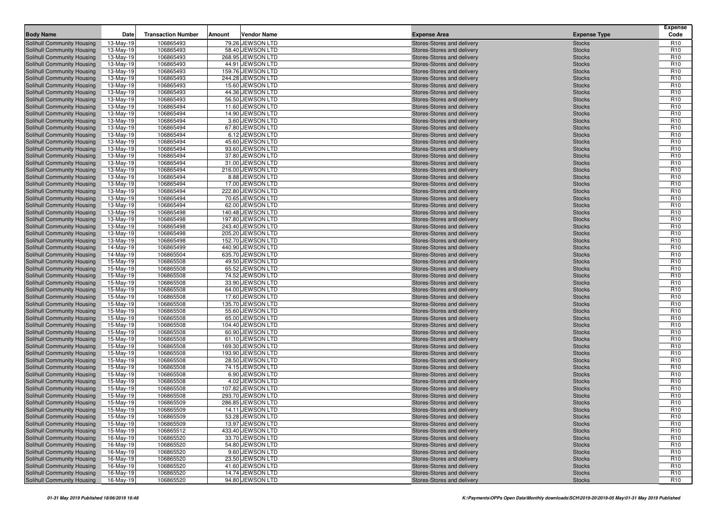| Body Name | Date | Transaction Number | Amount | Vendor Name | Expense Area | Expense Type | Expense Code |
|---|---|---|---|---|---|---|---|
| Solihull Community Housing | 13-May-19 | 106865493 | 79.26 | JEWSON LTD | Stores-Stores and delivery | Stocks | R10 |
| Solihull Community Housing | 13-May-19 | 106865493 | 58.40 | JEWSON LTD | Stores-Stores and delivery | Stocks | R10 |
| Solihull Community Housing | 13-May-19 | 106865493 | 268.95 | JEWSON LTD | Stores-Stores and delivery | Stocks | R10 |
| Solihull Community Housing | 13-May-19 | 106865493 | 44.91 | JEWSON LTD | Stores-Stores and delivery | Stocks | R10 |
| Solihull Community Housing | 13-May-19 | 106865493 | 159.76 | JEWSON LTD | Stores-Stores and delivery | Stocks | R10 |
| Solihull Community Housing | 13-May-19 | 106865493 | 244.28 | JEWSON LTD | Stores-Stores and delivery | Stocks | R10 |
| Solihull Community Housing | 13-May-19 | 106865493 | 15.60 | JEWSON LTD | Stores-Stores and delivery | Stocks | R10 |
| Solihull Community Housing | 13-May-19 | 106865493 | 44.36 | JEWSON LTD | Stores-Stores and delivery | Stocks | R10 |
| Solihull Community Housing | 13-May-19 | 106865493 | 56.50 | JEWSON LTD | Stores-Stores and delivery | Stocks | R10 |
| Solihull Community Housing | 13-May-19 | 106865494 | 11.60 | JEWSON LTD | Stores-Stores and delivery | Stocks | R10 |
| Solihull Community Housing | 13-May-19 | 106865494 | 14.90 | JEWSON LTD | Stores-Stores and delivery | Stocks | R10 |
| Solihull Community Housing | 13-May-19 | 106865494 | 3.60 | JEWSON LTD | Stores-Stores and delivery | Stocks | R10 |
| Solihull Community Housing | 13-May-19 | 106865494 | 67.80 | JEWSON LTD | Stores-Stores and delivery | Stocks | R10 |
| Solihull Community Housing | 13-May-19 | 106865494 | 6.12 | JEWSON LTD | Stores-Stores and delivery | Stocks | R10 |
| Solihull Community Housing | 13-May-19 | 106865494 | 45.60 | JEWSON LTD | Stores-Stores and delivery | Stocks | R10 |
| Solihull Community Housing | 13-May-19 | 106865494 | 93.60 | JEWSON LTD | Stores-Stores and delivery | Stocks | R10 |
| Solihull Community Housing | 13-May-19 | 106865494 | 37.80 | JEWSON LTD | Stores-Stores and delivery | Stocks | R10 |
| Solihull Community Housing | 13-May-19 | 106865494 | 31.00 | JEWSON LTD | Stores-Stores and delivery | Stocks | R10 |
| Solihull Community Housing | 13-May-19 | 106865494 | 216.00 | JEWSON LTD | Stores-Stores and delivery | Stocks | R10 |
| Solihull Community Housing | 13-May-19 | 106865494 | 8.88 | JEWSON LTD | Stores-Stores and delivery | Stocks | R10 |
| Solihull Community Housing | 13-May-19 | 106865494 | 17.00 | JEWSON LTD | Stores-Stores and delivery | Stocks | R10 |
| Solihull Community Housing | 13-May-19 | 106865494 | 222.80 | JEWSON LTD | Stores-Stores and delivery | Stocks | R10 |
| Solihull Community Housing | 13-May-19 | 106865494 | 70.65 | JEWSON LTD | Stores-Stores and delivery | Stocks | R10 |
| Solihull Community Housing | 13-May-19 | 106865494 | 62.00 | JEWSON LTD | Stores-Stores and delivery | Stocks | R10 |
| Solihull Community Housing | 13-May-19 | 106865498 | 140.48 | JEWSON LTD | Stores-Stores and delivery | Stocks | R10 |
| Solihull Community Housing | 13-May-19 | 106865498 | 197.80 | JEWSON LTD | Stores-Stores and delivery | Stocks | R10 |
| Solihull Community Housing | 13-May-19 | 106865498 | 243.40 | JEWSON LTD | Stores-Stores and delivery | Stocks | R10 |
| Solihull Community Housing | 13-May-19 | 106865498 | 205.20 | JEWSON LTD | Stores-Stores and delivery | Stocks | R10 |
| Solihull Community Housing | 13-May-19 | 106865498 | 152.70 | JEWSON LTD | Stores-Stores and delivery | Stocks | R10 |
| Solihull Community Housing | 14-May-19 | 106865499 | 440.90 | JEWSON LTD | Stores-Stores and delivery | Stocks | R10 |
| Solihull Community Housing | 14-May-19 | 106865504 | 635.70 | JEWSON LTD | Stores-Stores and delivery | Stocks | R10 |
| Solihull Community Housing | 15-May-19 | 106865508 | 49.50 | JEWSON LTD | Stores-Stores and delivery | Stocks | R10 |
| Solihull Community Housing | 15-May-19 | 106865508 | 65.52 | JEWSON LTD | Stores-Stores and delivery | Stocks | R10 |
| Solihull Community Housing | 15-May-19 | 106865508 | 74.52 | JEWSON LTD | Stores-Stores and delivery | Stocks | R10 |
| Solihull Community Housing | 15-May-19 | 106865508 | 33.90 | JEWSON LTD | Stores-Stores and delivery | Stocks | R10 |
| Solihull Community Housing | 15-May-19 | 106865508 | 64.00 | JEWSON LTD | Stores-Stores and delivery | Stocks | R10 |
| Solihull Community Housing | 15-May-19 | 106865508 | 17.60 | JEWSON LTD | Stores-Stores and delivery | Stocks | R10 |
| Solihull Community Housing | 15-May-19 | 106865508 | 135.70 | JEWSON LTD | Stores-Stores and delivery | Stocks | R10 |
| Solihull Community Housing | 15-May-19 | 106865508 | 55.60 | JEWSON LTD | Stores-Stores and delivery | Stocks | R10 |
| Solihull Community Housing | 15-May-19 | 106865508 | 65.00 | JEWSON LTD | Stores-Stores and delivery | Stocks | R10 |
| Solihull Community Housing | 15-May-19 | 106865508 | 104.40 | JEWSON LTD | Stores-Stores and delivery | Stocks | R10 |
| Solihull Community Housing | 15-May-19 | 106865508 | 60.90 | JEWSON LTD | Stores-Stores and delivery | Stocks | R10 |
| Solihull Community Housing | 15-May-19 | 106865508 | 61.10 | JEWSON LTD | Stores-Stores and delivery | Stocks | R10 |
| Solihull Community Housing | 15-May-19 | 106865508 | 169.30 | JEWSON LTD | Stores-Stores and delivery | Stocks | R10 |
| Solihull Community Housing | 15-May-19 | 106865508 | 193.90 | JEWSON LTD | Stores-Stores and delivery | Stocks | R10 |
| Solihull Community Housing | 15-May-19 | 106865508 | 28.50 | JEWSON LTD | Stores-Stores and delivery | Stocks | R10 |
| Solihull Community Housing | 15-May-19 | 106865508 | 74.15 | JEWSON LTD | Stores-Stores and delivery | Stocks | R10 |
| Solihull Community Housing | 15-May-19 | 106865508 | 6.90 | JEWSON LTD | Stores-Stores and delivery | Stocks | R10 |
| Solihull Community Housing | 15-May-19 | 106865508 | 4.02 | JEWSON LTD | Stores-Stores and delivery | Stocks | R10 |
| Solihull Community Housing | 15-May-19 | 106865508 | 107.82 | JEWSON LTD | Stores-Stores and delivery | Stocks | R10 |
| Solihull Community Housing | 15-May-19 | 106865508 | 293.70 | JEWSON LTD | Stores-Stores and delivery | Stocks | R10 |
| Solihull Community Housing | 15-May-19 | 106865509 | 286.85 | JEWSON LTD | Stores-Stores and delivery | Stocks | R10 |
| Solihull Community Housing | 15-May-19 | 106865509 | 14.11 | JEWSON LTD | Stores-Stores and delivery | Stocks | R10 |
| Solihull Community Housing | 15-May-19 | 106865509 | 53.28 | JEWSON LTD | Stores-Stores and delivery | Stocks | R10 |
| Solihull Community Housing | 15-May-19 | 106865509 | 13.97 | JEWSON LTD | Stores-Stores and delivery | Stocks | R10 |
| Solihull Community Housing | 15-May-19 | 106865512 | 433.40 | JEWSON LTD | Stores-Stores and delivery | Stocks | R10 |
| Solihull Community Housing | 16-May-19 | 106865520 | 33.70 | JEWSON LTD | Stores-Stores and delivery | Stocks | R10 |
| Solihull Community Housing | 16-May-19 | 106865520 | 54.80 | JEWSON LTD | Stores-Stores and delivery | Stocks | R10 |
| Solihull Community Housing | 16-May-19 | 106865520 | 9.60 | JEWSON LTD | Stores-Stores and delivery | Stocks | R10 |
| Solihull Community Housing | 16-May-19 | 106865520 | 23.50 | JEWSON LTD | Stores-Stores and delivery | Stocks | R10 |
| Solihull Community Housing | 16-May-19 | 106865520 | 41.60 | JEWSON LTD | Stores-Stores and delivery | Stocks | R10 |
| Solihull Community Housing | 16-May-19 | 106865520 | 14.74 | JEWSON LTD | Stores-Stores and delivery | Stocks | R10 |
| Solihull Community Housing | 16-May-19 | 106865520 | 94.80 | JEWSON LTD | Stores-Stores and delivery | Stocks | R10 |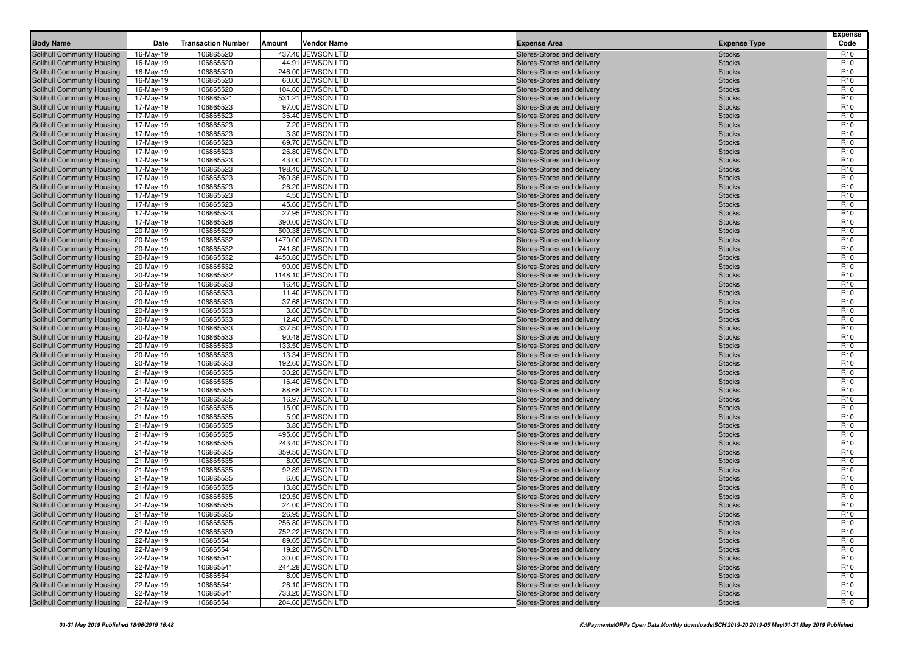| Body Name | Date | Transaction Number | Amount | Vendor Name | Expense Area | Expense Type | Expense Code |
|---|---|---|---|---|---|---|---|
| Solihull Community Housing | 16-May-19 | 106865520 | 437.40 | JEWSON LTD | Stores-Stores and delivery | Stocks | R10 |
| Solihull Community Housing | 16-May-19 | 106865520 | 44.91 | JEWSON LTD | Stores-Stores and delivery | Stocks | R10 |
| Solihull Community Housing | 16-May-19 | 106865520 | 246.00 | JEWSON LTD | Stores-Stores and delivery | Stocks | R10 |
| Solihull Community Housing | 16-May-19 | 106865520 | 60.00 | JEWSON LTD | Stores-Stores and delivery | Stocks | R10 |
| Solihull Community Housing | 16-May-19 | 106865520 | 104.60 | JEWSON LTD | Stores-Stores and delivery | Stocks | R10 |
| Solihull Community Housing | 17-May-19 | 106865521 | 531.21 | JEWSON LTD | Stores-Stores and delivery | Stocks | R10 |
| Solihull Community Housing | 17-May-19 | 106865523 | 97.00 | JEWSON LTD | Stores-Stores and delivery | Stocks | R10 |
| Solihull Community Housing | 17-May-19 | 106865523 | 36.40 | JEWSON LTD | Stores-Stores and delivery | Stocks | R10 |
| Solihull Community Housing | 17-May-19 | 106865523 | 7.20 | JEWSON LTD | Stores-Stores and delivery | Stocks | R10 |
| Solihull Community Housing | 17-May-19 | 106865523 | 3.30 | JEWSON LTD | Stores-Stores and delivery | Stocks | R10 |
| Solihull Community Housing | 17-May-19 | 106865523 | 69.70 | JEWSON LTD | Stores-Stores and delivery | Stocks | R10 |
| Solihull Community Housing | 17-May-19 | 106865523 | 26.80 | JEWSON LTD | Stores-Stores and delivery | Stocks | R10 |
| Solihull Community Housing | 17-May-19 | 106865523 | 43.00 | JEWSON LTD | Stores-Stores and delivery | Stocks | R10 |
| Solihull Community Housing | 17-May-19 | 106865523 | 198.40 | JEWSON LTD | Stores-Stores and delivery | Stocks | R10 |
| Solihull Community Housing | 17-May-19 | 106865523 | 260.36 | JEWSON LTD | Stores-Stores and delivery | Stocks | R10 |
| Solihull Community Housing | 17-May-19 | 106865523 | 26.20 | JEWSON LTD | Stores-Stores and delivery | Stocks | R10 |
| Solihull Community Housing | 17-May-19 | 106865523 | 4.50 | JEWSON LTD | Stores-Stores and delivery | Stocks | R10 |
| Solihull Community Housing | 17-May-19 | 106865523 | 45.60 | JEWSON LTD | Stores-Stores and delivery | Stocks | R10 |
| Solihull Community Housing | 17-May-19 | 106865523 | 27.95 | JEWSON LTD | Stores-Stores and delivery | Stocks | R10 |
| Solihull Community Housing | 17-May-19 | 106865526 | 390.00 | JEWSON LTD | Stores-Stores and delivery | Stocks | R10 |
| Solihull Community Housing | 20-May-19 | 106865529 | 500.38 | JEWSON LTD | Stores-Stores and delivery | Stocks | R10 |
| Solihull Community Housing | 20-May-19 | 106865532 | 1470.00 | JEWSON LTD | Stores-Stores and delivery | Stocks | R10 |
| Solihull Community Housing | 20-May-19 | 106865532 | 741.80 | JEWSON LTD | Stores-Stores and delivery | Stocks | R10 |
| Solihull Community Housing | 20-May-19 | 106865532 | 4450.80 | JEWSON LTD | Stores-Stores and delivery | Stocks | R10 |
| Solihull Community Housing | 20-May-19 | 106865532 | 90.00 | JEWSON LTD | Stores-Stores and delivery | Stocks | R10 |
| Solihull Community Housing | 20-May-19 | 106865532 | 1148.10 | JEWSON LTD | Stores-Stores and delivery | Stocks | R10 |
| Solihull Community Housing | 20-May-19 | 106865533 | 16.40 | JEWSON LTD | Stores-Stores and delivery | Stocks | R10 |
| Solihull Community Housing | 20-May-19 | 106865533 | 11.40 | JEWSON LTD | Stores-Stores and delivery | Stocks | R10 |
| Solihull Community Housing | 20-May-19 | 106865533 | 37.68 | JEWSON LTD | Stores-Stores and delivery | Stocks | R10 |
| Solihull Community Housing | 20-May-19 | 106865533 | 3.60 | JEWSON LTD | Stores-Stores and delivery | Stocks | R10 |
| Solihull Community Housing | 20-May-19 | 106865533 | 12.40 | JEWSON LTD | Stores-Stores and delivery | Stocks | R10 |
| Solihull Community Housing | 20-May-19 | 106865533 | 337.50 | JEWSON LTD | Stores-Stores and delivery | Stocks | R10 |
| Solihull Community Housing | 20-May-19 | 106865533 | 90.48 | JEWSON LTD | Stores-Stores and delivery | Stocks | R10 |
| Solihull Community Housing | 20-May-19 | 106865533 | 133.50 | JEWSON LTD | Stores-Stores and delivery | Stocks | R10 |
| Solihull Community Housing | 20-May-19 | 106865533 | 13.34 | JEWSON LTD | Stores-Stores and delivery | Stocks | R10 |
| Solihull Community Housing | 20-May-19 | 106865533 | 192.60 | JEWSON LTD | Stores-Stores and delivery | Stocks | R10 |
| Solihull Community Housing | 21-May-19 | 106865535 | 30.20 | JEWSON LTD | Stores-Stores and delivery | Stocks | R10 |
| Solihull Community Housing | 21-May-19 | 106865535 | 16.40 | JEWSON LTD | Stores-Stores and delivery | Stocks | R10 |
| Solihull Community Housing | 21-May-19 | 106865535 | 88.68 | JEWSON LTD | Stores-Stores and delivery | Stocks | R10 |
| Solihull Community Housing | 21-May-19 | 106865535 | 16.97 | JEWSON LTD | Stores-Stores and delivery | Stocks | R10 |
| Solihull Community Housing | 21-May-19 | 106865535 | 15.00 | JEWSON LTD | Stores-Stores and delivery | Stocks | R10 |
| Solihull Community Housing | 21-May-19 | 106865535 | 5.90 | JEWSON LTD | Stores-Stores and delivery | Stocks | R10 |
| Solihull Community Housing | 21-May-19 | 106865535 | 3.80 | JEWSON LTD | Stores-Stores and delivery | Stocks | R10 |
| Solihull Community Housing | 21-May-19 | 106865535 | 495.60 | JEWSON LTD | Stores-Stores and delivery | Stocks | R10 |
| Solihull Community Housing | 21-May-19 | 106865535 | 243.40 | JEWSON LTD | Stores-Stores and delivery | Stocks | R10 |
| Solihull Community Housing | 21-May-19 | 106865535 | 359.50 | JEWSON LTD | Stores-Stores and delivery | Stocks | R10 |
| Solihull Community Housing | 21-May-19 | 106865535 | 8.00 | JEWSON LTD | Stores-Stores and delivery | Stocks | R10 |
| Solihull Community Housing | 21-May-19 | 106865535 | 92.89 | JEWSON LTD | Stores-Stores and delivery | Stocks | R10 |
| Solihull Community Housing | 21-May-19 | 106865535 | 6.00 | JEWSON LTD | Stores-Stores and delivery | Stocks | R10 |
| Solihull Community Housing | 21-May-19 | 106865535 | 13.80 | JEWSON LTD | Stores-Stores and delivery | Stocks | R10 |
| Solihull Community Housing | 21-May-19 | 106865535 | 129.50 | JEWSON LTD | Stores-Stores and delivery | Stocks | R10 |
| Solihull Community Housing | 21-May-19 | 106865535 | 24.00 | JEWSON LTD | Stores-Stores and delivery | Stocks | R10 |
| Solihull Community Housing | 21-May-19 | 106865535 | 26.95 | JEWSON LTD | Stores-Stores and delivery | Stocks | R10 |
| Solihull Community Housing | 21-May-19 | 106865535 | 256.80 | JEWSON LTD | Stores-Stores and delivery | Stocks | R10 |
| Solihull Community Housing | 22-May-19 | 106865539 | 752.22 | JEWSON LTD | Stores-Stores and delivery | Stocks | R10 |
| Solihull Community Housing | 22-May-19 | 106865541 | 89.65 | JEWSON LTD | Stores-Stores and delivery | Stocks | R10 |
| Solihull Community Housing | 22-May-19 | 106865541 | 19.20 | JEWSON LTD | Stores-Stores and delivery | Stocks | R10 |
| Solihull Community Housing | 22-May-19 | 106865541 | 30.00 | JEWSON LTD | Stores-Stores and delivery | Stocks | R10 |
| Solihull Community Housing | 22-May-19 | 106865541 | 244.28 | JEWSON LTD | Stores-Stores and delivery | Stocks | R10 |
| Solihull Community Housing | 22-May-19 | 106865541 | 8.00 | JEWSON LTD | Stores-Stores and delivery | Stocks | R10 |
| Solihull Community Housing | 22-May-19 | 106865541 | 26.10 | JEWSON LTD | Stores-Stores and delivery | Stocks | R10 |
| Solihull Community Housing | 22-May-19 | 106865541 | 733.20 | JEWSON LTD | Stores-Stores and delivery | Stocks | R10 |
| Solihull Community Housing | 22-May-19 | 106865541 | 204.60 | JEWSON LTD | Stores-Stores and delivery | Stocks | R10 |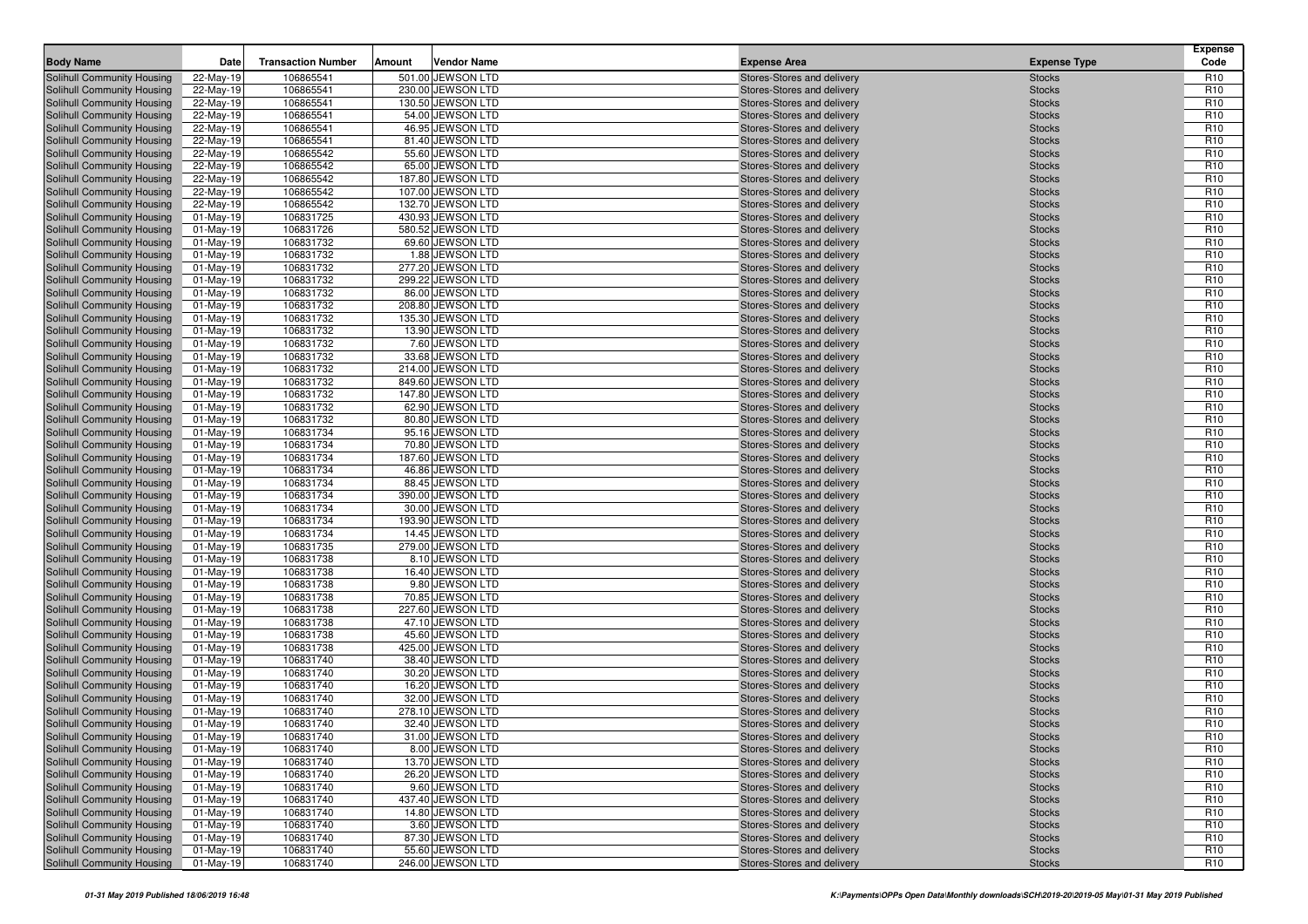| Body Name | Date | Transaction Number | Amount | Vendor Name | Expense Area | Expense Type | Expense Code |
|---|---|---|---|---|---|---|---|
| Solihull Community Housing | 22-May-19 | 106865541 | 501.00 | JEWSON LTD | Stores-Stores and delivery | Stocks | R10 |
| Solihull Community Housing | 22-May-19 | 106865541 | 230.00 | JEWSON LTD | Stores-Stores and delivery | Stocks | R10 |
| Solihull Community Housing | 22-May-19 | 106865541 | 130.50 | JEWSON LTD | Stores-Stores and delivery | Stocks | R10 |
| Solihull Community Housing | 22-May-19 | 106865541 | 54.00 | JEWSON LTD | Stores-Stores and delivery | Stocks | R10 |
| Solihull Community Housing | 22-May-19 | 106865541 | 46.95 | JEWSON LTD | Stores-Stores and delivery | Stocks | R10 |
| Solihull Community Housing | 22-May-19 | 106865541 | 81.40 | JEWSON LTD | Stores-Stores and delivery | Stocks | R10 |
| Solihull Community Housing | 22-May-19 | 106865542 | 55.60 | JEWSON LTD | Stores-Stores and delivery | Stocks | R10 |
| Solihull Community Housing | 22-May-19 | 106865542 | 65.00 | JEWSON LTD | Stores-Stores and delivery | Stocks | R10 |
| Solihull Community Housing | 22-May-19 | 106865542 | 187.80 | JEWSON LTD | Stores-Stores and delivery | Stocks | R10 |
| Solihull Community Housing | 22-May-19 | 106865542 | 107.00 | JEWSON LTD | Stores-Stores and delivery | Stocks | R10 |
| Solihull Community Housing | 22-May-19 | 106865542 | 132.70 | JEWSON LTD | Stores-Stores and delivery | Stocks | R10 |
| Solihull Community Housing | 01-May-19 | 106831725 | 430.93 | JEWSON LTD | Stores-Stores and delivery | Stocks | R10 |
| Solihull Community Housing | 01-May-19 | 106831726 | 580.52 | JEWSON LTD | Stores-Stores and delivery | Stocks | R10 |
| Solihull Community Housing | 01-May-19 | 106831732 | 69.60 | JEWSON LTD | Stores-Stores and delivery | Stocks | R10 |
| Solihull Community Housing | 01-May-19 | 106831732 | 1.88 | JEWSON LTD | Stores-Stores and delivery | Stocks | R10 |
| Solihull Community Housing | 01-May-19 | 106831732 | 277.20 | JEWSON LTD | Stores-Stores and delivery | Stocks | R10 |
| Solihull Community Housing | 01-May-19 | 106831732 | 299.22 | JEWSON LTD | Stores-Stores and delivery | Stocks | R10 |
| Solihull Community Housing | 01-May-19 | 106831732 | 86.00 | JEWSON LTD | Stores-Stores and delivery | Stocks | R10 |
| Solihull Community Housing | 01-May-19 | 106831732 | 208.80 | JEWSON LTD | Stores-Stores and delivery | Stocks | R10 |
| Solihull Community Housing | 01-May-19 | 106831732 | 135.30 | JEWSON LTD | Stores-Stores and delivery | Stocks | R10 |
| Solihull Community Housing | 01-May-19 | 106831732 | 13.90 | JEWSON LTD | Stores-Stores and delivery | Stocks | R10 |
| Solihull Community Housing | 01-May-19 | 106831732 | 7.60 | JEWSON LTD | Stores-Stores and delivery | Stocks | R10 |
| Solihull Community Housing | 01-May-19 | 106831732 | 33.68 | JEWSON LTD | Stores-Stores and delivery | Stocks | R10 |
| Solihull Community Housing | 01-May-19 | 106831732 | 214.00 | JEWSON LTD | Stores-Stores and delivery | Stocks | R10 |
| Solihull Community Housing | 01-May-19 | 106831732 | 849.60 | JEWSON LTD | Stores-Stores and delivery | Stocks | R10 |
| Solihull Community Housing | 01-May-19 | 106831732 | 147.80 | JEWSON LTD | Stores-Stores and delivery | Stocks | R10 |
| Solihull Community Housing | 01-May-19 | 106831732 | 62.90 | JEWSON LTD | Stores-Stores and delivery | Stocks | R10 |
| Solihull Community Housing | 01-May-19 | 106831732 | 80.80 | JEWSON LTD | Stores-Stores and delivery | Stocks | R10 |
| Solihull Community Housing | 01-May-19 | 106831734 | 95.16 | JEWSON LTD | Stores-Stores and delivery | Stocks | R10 |
| Solihull Community Housing | 01-May-19 | 106831734 | 70.80 | JEWSON LTD | Stores-Stores and delivery | Stocks | R10 |
| Solihull Community Housing | 01-May-19 | 106831734 | 187.60 | JEWSON LTD | Stores-Stores and delivery | Stocks | R10 |
| Solihull Community Housing | 01-May-19 | 106831734 | 46.86 | JEWSON LTD | Stores-Stores and delivery | Stocks | R10 |
| Solihull Community Housing | 01-May-19 | 106831734 | 88.45 | JEWSON LTD | Stores-Stores and delivery | Stocks | R10 |
| Solihull Community Housing | 01-May-19 | 106831734 | 390.00 | JEWSON LTD | Stores-Stores and delivery | Stocks | R10 |
| Solihull Community Housing | 01-May-19 | 106831734 | 30.00 | JEWSON LTD | Stores-Stores and delivery | Stocks | R10 |
| Solihull Community Housing | 01-May-19 | 106831734 | 193.90 | JEWSON LTD | Stores-Stores and delivery | Stocks | R10 |
| Solihull Community Housing | 01-May-19 | 106831734 | 14.45 | JEWSON LTD | Stores-Stores and delivery | Stocks | R10 |
| Solihull Community Housing | 01-May-19 | 106831735 | 279.00 | JEWSON LTD | Stores-Stores and delivery | Stocks | R10 |
| Solihull Community Housing | 01-May-19 | 106831738 | 8.10 | JEWSON LTD | Stores-Stores and delivery | Stocks | R10 |
| Solihull Community Housing | 01-May-19 | 106831738 | 16.40 | JEWSON LTD | Stores-Stores and delivery | Stocks | R10 |
| Solihull Community Housing | 01-May-19 | 106831738 | 9.80 | JEWSON LTD | Stores-Stores and delivery | Stocks | R10 |
| Solihull Community Housing | 01-May-19 | 106831738 | 70.85 | JEWSON LTD | Stores-Stores and delivery | Stocks | R10 |
| Solihull Community Housing | 01-May-19 | 106831738 | 227.60 | JEWSON LTD | Stores-Stores and delivery | Stocks | R10 |
| Solihull Community Housing | 01-May-19 | 106831738 | 47.10 | JEWSON LTD | Stores-Stores and delivery | Stocks | R10 |
| Solihull Community Housing | 01-May-19 | 106831738 | 45.60 | JEWSON LTD | Stores-Stores and delivery | Stocks | R10 |
| Solihull Community Housing | 01-May-19 | 106831738 | 425.00 | JEWSON LTD | Stores-Stores and delivery | Stocks | R10 |
| Solihull Community Housing | 01-May-19 | 106831740 | 38.40 | JEWSON LTD | Stores-Stores and delivery | Stocks | R10 |
| Solihull Community Housing | 01-May-19 | 106831740 | 30.20 | JEWSON LTD | Stores-Stores and delivery | Stocks | R10 |
| Solihull Community Housing | 01-May-19 | 106831740 | 16.20 | JEWSON LTD | Stores-Stores and delivery | Stocks | R10 |
| Solihull Community Housing | 01-May-19 | 106831740 | 32.00 | JEWSON LTD | Stores-Stores and delivery | Stocks | R10 |
| Solihull Community Housing | 01-May-19 | 106831740 | 278.10 | JEWSON LTD | Stores-Stores and delivery | Stocks | R10 |
| Solihull Community Housing | 01-May-19 | 106831740 | 32.40 | JEWSON LTD | Stores-Stores and delivery | Stocks | R10 |
| Solihull Community Housing | 01-May-19 | 106831740 | 31.00 | JEWSON LTD | Stores-Stores and delivery | Stocks | R10 |
| Solihull Community Housing | 01-May-19 | 106831740 | 8.00 | JEWSON LTD | Stores-Stores and delivery | Stocks | R10 |
| Solihull Community Housing | 01-May-19 | 106831740 | 13.70 | JEWSON LTD | Stores-Stores and delivery | Stocks | R10 |
| Solihull Community Housing | 01-May-19 | 106831740 | 26.20 | JEWSON LTD | Stores-Stores and delivery | Stocks | R10 |
| Solihull Community Housing | 01-May-19 | 106831740 | 9.60 | JEWSON LTD | Stores-Stores and delivery | Stocks | R10 |
| Solihull Community Housing | 01-May-19 | 106831740 | 437.40 | JEWSON LTD | Stores-Stores and delivery | Stocks | R10 |
| Solihull Community Housing | 01-May-19 | 106831740 | 14.80 | JEWSON LTD | Stores-Stores and delivery | Stocks | R10 |
| Solihull Community Housing | 01-May-19 | 106831740 | 3.60 | JEWSON LTD | Stores-Stores and delivery | Stocks | R10 |
| Solihull Community Housing | 01-May-19 | 106831740 | 87.30 | JEWSON LTD | Stores-Stores and delivery | Stocks | R10 |
| Solihull Community Housing | 01-May-19 | 106831740 | 55.60 | JEWSON LTD | Stores-Stores and delivery | Stocks | R10 |
| Solihull Community Housing | 01-May-19 | 106831740 | 246.00 | JEWSON LTD | Stores-Stores and delivery | Stocks | R10 |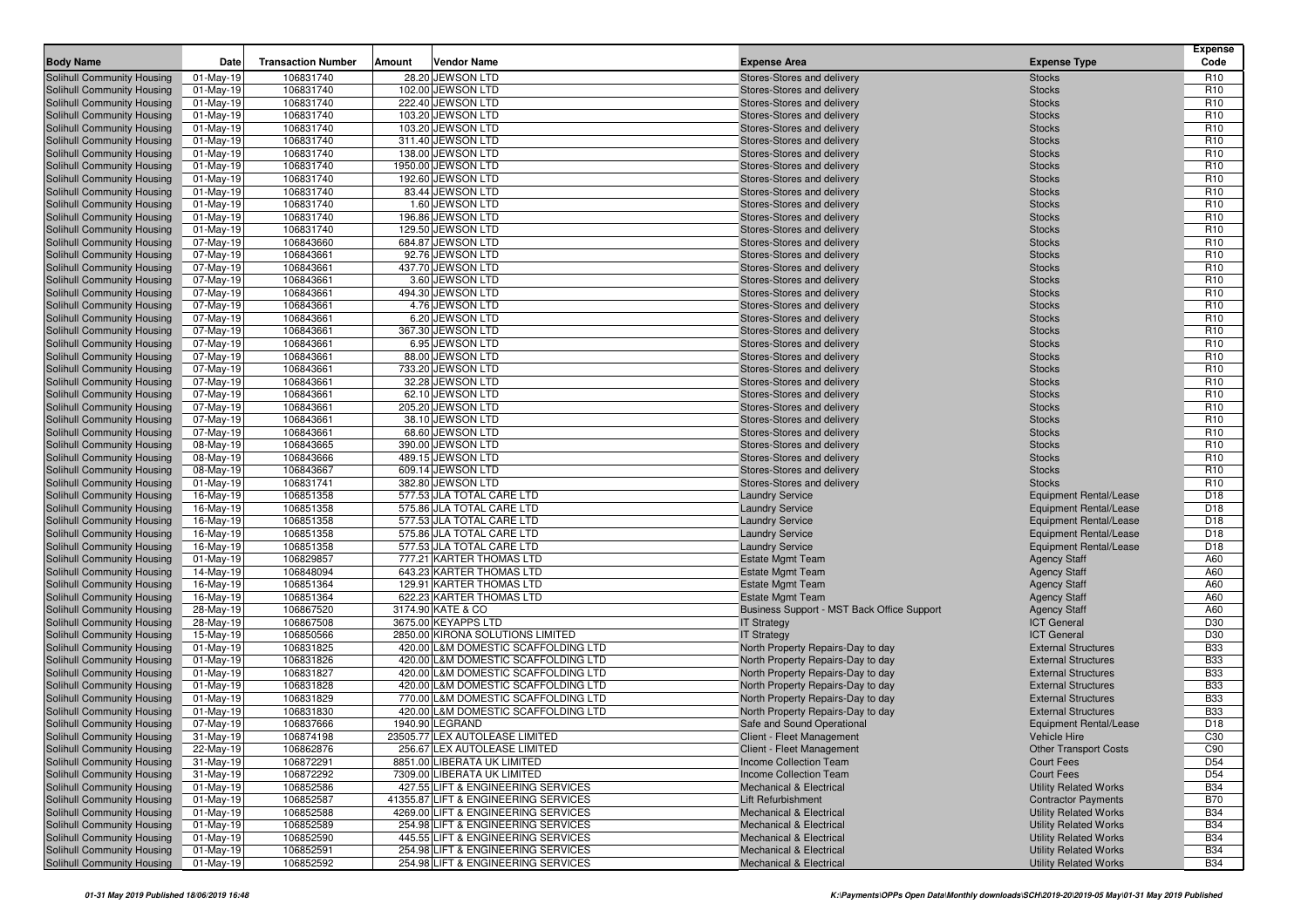| Body Name | Date | Transaction Number | Amount | Vendor Name | Expense Area | Expense Type | Expense Code |
|---|---|---|---|---|---|---|---|
| Solihull Community Housing | 01-May-19 | 106831740 | 28.20 | JEWSON LTD | Stores-Stores and delivery | Stocks | R10 |
| Solihull Community Housing | 01-May-19 | 106831740 | 102.00 | JEWSON LTD | Stores-Stores and delivery | Stocks | R10 |
| Solihull Community Housing | 01-May-19 | 106831740 | 222.40 | JEWSON LTD | Stores-Stores and delivery | Stocks | R10 |
| Solihull Community Housing | 01-May-19 | 106831740 | 103.20 | JEWSON LTD | Stores-Stores and delivery | Stocks | R10 |
| Solihull Community Housing | 01-May-19 | 106831740 | 103.20 | JEWSON LTD | Stores-Stores and delivery | Stocks | R10 |
| Solihull Community Housing | 01-May-19 | 106831740 | 311.40 | JEWSON LTD | Stores-Stores and delivery | Stocks | R10 |
| Solihull Community Housing | 01-May-19 | 106831740 | 138.00 | JEWSON LTD | Stores-Stores and delivery | Stocks | R10 |
| Solihull Community Housing | 01-May-19 | 106831740 | 1950.00 | JEWSON LTD | Stores-Stores and delivery | Stocks | R10 |
| Solihull Community Housing | 01-May-19 | 106831740 | 192.60 | JEWSON LTD | Stores-Stores and delivery | Stocks | R10 |
| Solihull Community Housing | 01-May-19 | 106831740 | 83.44 | JEWSON LTD | Stores-Stores and delivery | Stocks | R10 |
| Solihull Community Housing | 01-May-19 | 106831740 | 1.60 | JEWSON LTD | Stores-Stores and delivery | Stocks | R10 |
| Solihull Community Housing | 01-May-19 | 106831740 | 196.86 | JEWSON LTD | Stores-Stores and delivery | Stocks | R10 |
| Solihull Community Housing | 01-May-19 | 106831740 | 129.50 | JEWSON LTD | Stores-Stores and delivery | Stocks | R10 |
| Solihull Community Housing | 07-May-19 | 106843660 | 684.87 | JEWSON LTD | Stores-Stores and delivery | Stocks | R10 |
| Solihull Community Housing | 07-May-19 | 106843661 | 92.76 | JEWSON LTD | Stores-Stores and delivery | Stocks | R10 |
| Solihull Community Housing | 07-May-19 | 106843661 | 437.70 | JEWSON LTD | Stores-Stores and delivery | Stocks | R10 |
| Solihull Community Housing | 07-May-19 | 106843661 | 3.60 | JEWSON LTD | Stores-Stores and delivery | Stocks | R10 |
| Solihull Community Housing | 07-May-19 | 106843661 | 494.30 | JEWSON LTD | Stores-Stores and delivery | Stocks | R10 |
| Solihull Community Housing | 07-May-19 | 106843661 | 4.76 | JEWSON LTD | Stores-Stores and delivery | Stocks | R10 |
| Solihull Community Housing | 07-May-19 | 106843661 | 6.20 | JEWSON LTD | Stores-Stores and delivery | Stocks | R10 |
| Solihull Community Housing | 07-May-19 | 106843661 | 367.30 | JEWSON LTD | Stores-Stores and delivery | Stocks | R10 |
| Solihull Community Housing | 07-May-19 | 106843661 | 6.95 | JEWSON LTD | Stores-Stores and delivery | Stocks | R10 |
| Solihull Community Housing | 07-May-19 | 106843661 | 88.00 | JEWSON LTD | Stores-Stores and delivery | Stocks | R10 |
| Solihull Community Housing | 07-May-19 | 106843661 | 733.20 | JEWSON LTD | Stores-Stores and delivery | Stocks | R10 |
| Solihull Community Housing | 07-May-19 | 106843661 | 32.28 | JEWSON LTD | Stores-Stores and delivery | Stocks | R10 |
| Solihull Community Housing | 07-May-19 | 106843661 | 62.10 | JEWSON LTD | Stores-Stores and delivery | Stocks | R10 |
| Solihull Community Housing | 07-May-19 | 106843661 | 205.20 | JEWSON LTD | Stores-Stores and delivery | Stocks | R10 |
| Solihull Community Housing | 07-May-19 | 106843661 | 38.10 | JEWSON LTD | Stores-Stores and delivery | Stocks | R10 |
| Solihull Community Housing | 07-May-19 | 106843661 | 68.60 | JEWSON LTD | Stores-Stores and delivery | Stocks | R10 |
| Solihull Community Housing | 08-May-19 | 106843665 | 390.00 | JEWSON LTD | Stores-Stores and delivery | Stocks | R10 |
| Solihull Community Housing | 08-May-19 | 106843666 | 489.15 | JEWSON LTD | Stores-Stores and delivery | Stocks | R10 |
| Solihull Community Housing | 08-May-19 | 106843667 | 609.14 | JEWSON LTD | Stores-Stores and delivery | Stocks | R10 |
| Solihull Community Housing | 01-May-19 | 106831741 | 382.80 | JEWSON LTD | Stores-Stores and delivery | Stocks | R10 |
| Solihull Community Housing | 16-May-19 | 106851358 | 577.53 | JLA TOTAL CARE LTD | Laundry Service | Equipment Rental/Lease | D18 |
| Solihull Community Housing | 16-May-19 | 106851358 | 575.86 | JLA TOTAL CARE LTD | Laundry Service | Equipment Rental/Lease | D18 |
| Solihull Community Housing | 16-May-19 | 106851358 | 577.53 | JLA TOTAL CARE LTD | Laundry Service | Equipment Rental/Lease | D18 |
| Solihull Community Housing | 16-May-19 | 106851358 | 575.86 | JLA TOTAL CARE LTD | Laundry Service | Equipment Rental/Lease | D18 |
| Solihull Community Housing | 16-May-19 | 106851358 | 577.53 | JLA TOTAL CARE LTD | Laundry Service | Equipment Rental/Lease | D18 |
| Solihull Community Housing | 01-May-19 | 106829857 | 777.21 | KARTER THOMAS LTD | Estate Mgmt Team | Agency Staff | A60 |
| Solihull Community Housing | 14-May-19 | 106848094 | 643.23 | KARTER THOMAS LTD | Estate Mgmt Team | Agency Staff | A60 |
| Solihull Community Housing | 16-May-19 | 106851364 | 129.91 | KARTER THOMAS LTD | Estate Mgmt Team | Agency Staff | A60 |
| Solihull Community Housing | 16-May-19 | 106851364 | 622.23 | KARTER THOMAS LTD | Estate Mgmt Team | Agency Staff | A60 |
| Solihull Community Housing | 28-May-19 | 106867520 | 3174.90 | KATE & CO | Business Support - MST Back Office Support | Agency Staff | A60 |
| Solihull Community Housing | 28-May-19 | 106867508 | 3675.00 | KEYAPPS LTD | IT Strategy | ICT General | D30 |
| Solihull Community Housing | 15-May-19 | 106850566 | 2850.00 | KIRONA SOLUTIONS LIMITED | IT Strategy | ICT General | D30 |
| Solihull Community Housing | 01-May-19 | 106831825 | 420.00 | L&M DOMESTIC SCAFFOLDING LTD | North Property Repairs-Day to day | External Structures | B33 |
| Solihull Community Housing | 01-May-19 | 106831826 | 420.00 | L&M DOMESTIC SCAFFOLDING LTD | North Property Repairs-Day to day | External Structures | B33 |
| Solihull Community Housing | 01-May-19 | 106831827 | 420.00 | L&M DOMESTIC SCAFFOLDING LTD | North Property Repairs-Day to day | External Structures | B33 |
| Solihull Community Housing | 01-May-19 | 106831828 | 420.00 | L&M DOMESTIC SCAFFOLDING LTD | North Property Repairs-Day to day | External Structures | B33 |
| Solihull Community Housing | 01-May-19 | 106831829 | 770.00 | L&M DOMESTIC SCAFFOLDING LTD | North Property Repairs-Day to day | External Structures | B33 |
| Solihull Community Housing | 01-May-19 | 106831830 | 420.00 | L&M DOMESTIC SCAFFOLDING LTD | North Property Repairs-Day to day | External Structures | B33 |
| Solihull Community Housing | 07-May-19 | 106837666 | 1940.90 | LEGRAND | Safe and Sound Operational | Equipment Rental/Lease | D18 |
| Solihull Community Housing | 31-May-19 | 106874198 | 23505.77 | LEX AUTOLEASE LIMITED | Client - Fleet Management | Vehicle Hire | C30 |
| Solihull Community Housing | 22-May-19 | 106862876 | 256.67 | LEX AUTOLEASE LIMITED | Client - Fleet Management | Other Transport Costs | C90 |
| Solihull Community Housing | 31-May-19 | 106872291 | 8851.00 | LIBERATA UK LIMITED | Income Collection Team | Court Fees | D54 |
| Solihull Community Housing | 31-May-19 | 106872292 | 7309.00 | LIBERATA UK LIMITED | Income Collection Team | Court Fees | D54 |
| Solihull Community Housing | 01-May-19 | 106852586 | 427.55 | LIFT & ENGINEERING SERVICES | Mechanical & Electrical | Utility Related Works | B34 |
| Solihull Community Housing | 01-May-19 | 106852587 | 41355.87 | LIFT & ENGINEERING SERVICES | Lift Refurbishment | Contractor Payments | B70 |
| Solihull Community Housing | 01-May-19 | 106852588 | 4269.00 | LIFT & ENGINEERING SERVICES | Mechanical & Electrical | Utility Related Works | B34 |
| Solihull Community Housing | 01-May-19 | 106852589 | 254.98 | LIFT & ENGINEERING SERVICES | Mechanical & Electrical | Utility Related Works | B34 |
| Solihull Community Housing | 01-May-19 | 106852590 | 445.55 | LIFT & ENGINEERING SERVICES | Mechanical & Electrical | Utility Related Works | B34 |
| Solihull Community Housing | 01-May-19 | 106852591 | 254.98 | LIFT & ENGINEERING SERVICES | Mechanical & Electrical | Utility Related Works | B34 |
| Solihull Community Housing | 01-May-19 | 106852592 | 254.98 | LIFT & ENGINEERING SERVICES | Mechanical & Electrical | Utility Related Works | B34 |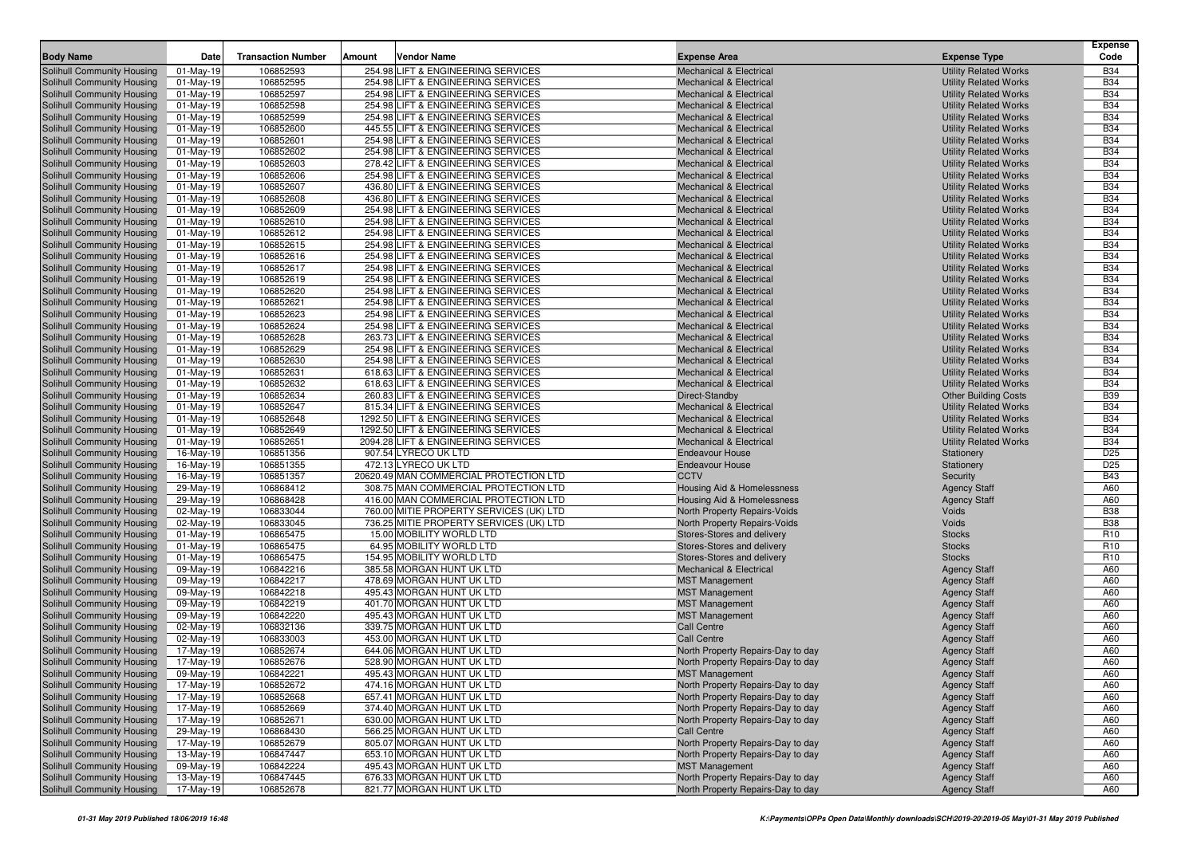| Body Name | Date | Transaction Number | Amount | Vendor Name | Expense Area | Expense Type | Expense Code |
|---|---|---|---|---|---|---|---|
| Solihull Community Housing | 01-May-19 | 106852593 | 254.98 | LIFT & ENGINEERING SERVICES | Mechanical & Electrical | Utility Related Works | B34 |
| Solihull Community Housing | 01-May-19 | 106852595 | 254.98 | LIFT & ENGINEERING SERVICES | Mechanical & Electrical | Utility Related Works | B34 |
| Solihull Community Housing | 01-May-19 | 106852597 | 254.98 | LIFT & ENGINEERING SERVICES | Mechanical & Electrical | Utility Related Works | B34 |
| Solihull Community Housing | 01-May-19 | 106852598 | 254.98 | LIFT & ENGINEERING SERVICES | Mechanical & Electrical | Utility Related Works | B34 |
| Solihull Community Housing | 01-May-19 | 106852599 | 254.98 | LIFT & ENGINEERING SERVICES | Mechanical & Electrical | Utility Related Works | B34 |
| Solihull Community Housing | 01-May-19 | 106852600 | 445.55 | LIFT & ENGINEERING SERVICES | Mechanical & Electrical | Utility Related Works | B34 |
| Solihull Community Housing | 01-May-19 | 106852601 | 254.98 | LIFT & ENGINEERING SERVICES | Mechanical & Electrical | Utility Related Works | B34 |
| Solihull Community Housing | 01-May-19 | 106852602 | 254.98 | LIFT & ENGINEERING SERVICES | Mechanical & Electrical | Utility Related Works | B34 |
| Solihull Community Housing | 01-May-19 | 106852603 | 278.42 | LIFT & ENGINEERING SERVICES | Mechanical & Electrical | Utility Related Works | B34 |
| Solihull Community Housing | 01-May-19 | 106852606 | 254.98 | LIFT & ENGINEERING SERVICES | Mechanical & Electrical | Utility Related Works | B34 |
| Solihull Community Housing | 01-May-19 | 106852607 | 436.80 | LIFT & ENGINEERING SERVICES | Mechanical & Electrical | Utility Related Works | B34 |
| Solihull Community Housing | 01-May-19 | 106852608 | 436.80 | LIFT & ENGINEERING SERVICES | Mechanical & Electrical | Utility Related Works | B34 |
| Solihull Community Housing | 01-May-19 | 106852609 | 254.98 | LIFT & ENGINEERING SERVICES | Mechanical & Electrical | Utility Related Works | B34 |
| Solihull Community Housing | 01-May-19 | 106852610 | 254.98 | LIFT & ENGINEERING SERVICES | Mechanical & Electrical | Utility Related Works | B34 |
| Solihull Community Housing | 01-May-19 | 106852612 | 254.98 | LIFT & ENGINEERING SERVICES | Mechanical & Electrical | Utility Related Works | B34 |
| Solihull Community Housing | 01-May-19 | 106852615 | 254.98 | LIFT & ENGINEERING SERVICES | Mechanical & Electrical | Utility Related Works | B34 |
| Solihull Community Housing | 01-May-19 | 106852616 | 254.98 | LIFT & ENGINEERING SERVICES | Mechanical & Electrical | Utility Related Works | B34 |
| Solihull Community Housing | 01-May-19 | 106852617 | 254.98 | LIFT & ENGINEERING SERVICES | Mechanical & Electrical | Utility Related Works | B34 |
| Solihull Community Housing | 01-May-19 | 106852619 | 254.98 | LIFT & ENGINEERING SERVICES | Mechanical & Electrical | Utility Related Works | B34 |
| Solihull Community Housing | 01-May-19 | 106852620 | 254.98 | LIFT & ENGINEERING SERVICES | Mechanical & Electrical | Utility Related Works | B34 |
| Solihull Community Housing | 01-May-19 | 106852621 | 254.98 | LIFT & ENGINEERING SERVICES | Mechanical & Electrical | Utility Related Works | B34 |
| Solihull Community Housing | 01-May-19 | 106852623 | 254.98 | LIFT & ENGINEERING SERVICES | Mechanical & Electrical | Utility Related Works | B34 |
| Solihull Community Housing | 01-May-19 | 106852624 | 254.98 | LIFT & ENGINEERING SERVICES | Mechanical & Electrical | Utility Related Works | B34 |
| Solihull Community Housing | 01-May-19 | 106852628 | 263.73 | LIFT & ENGINEERING SERVICES | Mechanical & Electrical | Utility Related Works | B34 |
| Solihull Community Housing | 01-May-19 | 106852629 | 254.98 | LIFT & ENGINEERING SERVICES | Mechanical & Electrical | Utility Related Works | B34 |
| Solihull Community Housing | 01-May-19 | 106852630 | 254.98 | LIFT & ENGINEERING SERVICES | Mechanical & Electrical | Utility Related Works | B34 |
| Solihull Community Housing | 01-May-19 | 106852631 | 618.63 | LIFT & ENGINEERING SERVICES | Mechanical & Electrical | Utility Related Works | B34 |
| Solihull Community Housing | 01-May-19 | 106852632 | 618.63 | LIFT & ENGINEERING SERVICES | Mechanical & Electrical | Utility Related Works | B34 |
| Solihull Community Housing | 01-May-19 | 106852634 | 260.83 | LIFT & ENGINEERING SERVICES | Direct-Standby | Other Building Costs | B39 |
| Solihull Community Housing | 01-May-19 | 106852647 | 815.34 | LIFT & ENGINEERING SERVICES | Mechanical & Electrical | Utility Related Works | B34 |
| Solihull Community Housing | 01-May-19 | 106852648 | 1292.50 | LIFT & ENGINEERING SERVICES | Mechanical & Electrical | Utility Related Works | B34 |
| Solihull Community Housing | 01-May-19 | 106852649 | 1292.50 | LIFT & ENGINEERING SERVICES | Mechanical & Electrical | Utility Related Works | B34 |
| Solihull Community Housing | 01-May-19 | 106852651 | 2094.28 | LIFT & ENGINEERING SERVICES | Mechanical & Electrical | Utility Related Works | B34 |
| Solihull Community Housing | 16-May-19 | 106851356 | 907.54 | LYRECO UK LTD | Endeavour House | Stationery | D25 |
| Solihull Community Housing | 16-May-19 | 106851355 | 472.13 | LYRECO UK LTD | Endeavour House | Stationery | D25 |
| Solihull Community Housing | 16-May-19 | 106851357 | 20620.49 | MAN COMMERCIAL PROTECTION LTD | CCTV | Security | B43 |
| Solihull Community Housing | 29-May-19 | 106868412 | 308.75 | MAN COMMERCIAL PROTECTION LTD | Housing Aid & Homelessness | Agency Staff | A60 |
| Solihull Community Housing | 29-May-19 | 106868428 | 416.00 | MAN COMMERCIAL PROTECTION LTD | Housing Aid & Homelessness | Agency Staff | A60 |
| Solihull Community Housing | 02-May-19 | 106833044 | 760.00 | MITIE PROPERTY SERVICES (UK) LTD | North Property Repairs-Voids | Voids | B38 |
| Solihull Community Housing | 02-May-19 | 106833045 | 736.25 | MITIE PROPERTY SERVICES (UK) LTD | North Property Repairs-Voids | Voids | B38 |
| Solihull Community Housing | 01-May-19 | 106865475 | 15.00 | MOBILITY WORLD LTD | Stores-Stores and delivery | Stocks | R10 |
| Solihull Community Housing | 01-May-19 | 106865475 | 64.95 | MOBILITY WORLD LTD | Stores-Stores and delivery | Stocks | R10 |
| Solihull Community Housing | 01-May-19 | 106865475 | 154.95 | MOBILITY WORLD LTD | Stores-Stores and delivery | Stocks | R10 |
| Solihull Community Housing | 09-May-19 | 106842216 | 385.58 | MORGAN HUNT UK LTD | Mechanical & Electrical | Agency Staff | A60 |
| Solihull Community Housing | 09-May-19 | 106842217 | 478.69 | MORGAN HUNT UK LTD | MST Management | Agency Staff | A60 |
| Solihull Community Housing | 09-May-19 | 106842218 | 495.43 | MORGAN HUNT UK LTD | MST Management | Agency Staff | A60 |
| Solihull Community Housing | 09-May-19 | 106842219 | 401.70 | MORGAN HUNT UK LTD | MST Management | Agency Staff | A60 |
| Solihull Community Housing | 09-May-19 | 106842220 | 495.43 | MORGAN HUNT UK LTD | MST Management | Agency Staff | A60 |
| Solihull Community Housing | 02-May-19 | 106832136 | 339.75 | MORGAN HUNT UK LTD | Call Centre | Agency Staff | A60 |
| Solihull Community Housing | 02-May-19 | 106833003 | 453.00 | MORGAN HUNT UK LTD | Call Centre | Agency Staff | A60 |
| Solihull Community Housing | 17-May-19 | 106852674 | 644.06 | MORGAN HUNT UK LTD | North Property Repairs-Day to day | Agency Staff | A60 |
| Solihull Community Housing | 17-May-19 | 106852676 | 528.90 | MORGAN HUNT UK LTD | North Property Repairs-Day to day | Agency Staff | A60 |
| Solihull Community Housing | 09-May-19 | 106842221 | 495.43 | MORGAN HUNT UK LTD | MST Management | Agency Staff | A60 |
| Solihull Community Housing | 17-May-19 | 106852672 | 474.16 | MORGAN HUNT UK LTD | North Property Repairs-Day to day | Agency Staff | A60 |
| Solihull Community Housing | 17-May-19 | 106852668 | 657.41 | MORGAN HUNT UK LTD | North Property Repairs-Day to day | Agency Staff | A60 |
| Solihull Community Housing | 17-May-19 | 106852669 | 374.40 | MORGAN HUNT UK LTD | North Property Repairs-Day to day | Agency Staff | A60 |
| Solihull Community Housing | 17-May-19 | 106852671 | 630.00 | MORGAN HUNT UK LTD | North Property Repairs-Day to day | Agency Staff | A60 |
| Solihull Community Housing | 29-May-19 | 106868430 | 566.25 | MORGAN HUNT UK LTD | Call Centre | Agency Staff | A60 |
| Solihull Community Housing | 17-May-19 | 106852679 | 805.07 | MORGAN HUNT UK LTD | North Property Repairs-Day to day | Agency Staff | A60 |
| Solihull Community Housing | 13-May-19 | 106847447 | 653.10 | MORGAN HUNT UK LTD | North Property Repairs-Day to day | Agency Staff | A60 |
| Solihull Community Housing | 09-May-19 | 106842224 | 495.43 | MORGAN HUNT UK LTD | MST Management | Agency Staff | A60 |
| Solihull Community Housing | 13-May-19 | 106847445 | 676.33 | MORGAN HUNT UK LTD | North Property Repairs-Day to day | Agency Staff | A60 |
| Solihull Community Housing | 17-May-19 | 106852678 | 821.77 | MORGAN HUNT UK LTD | North Property Repairs-Day to day | Agency Staff | A60 |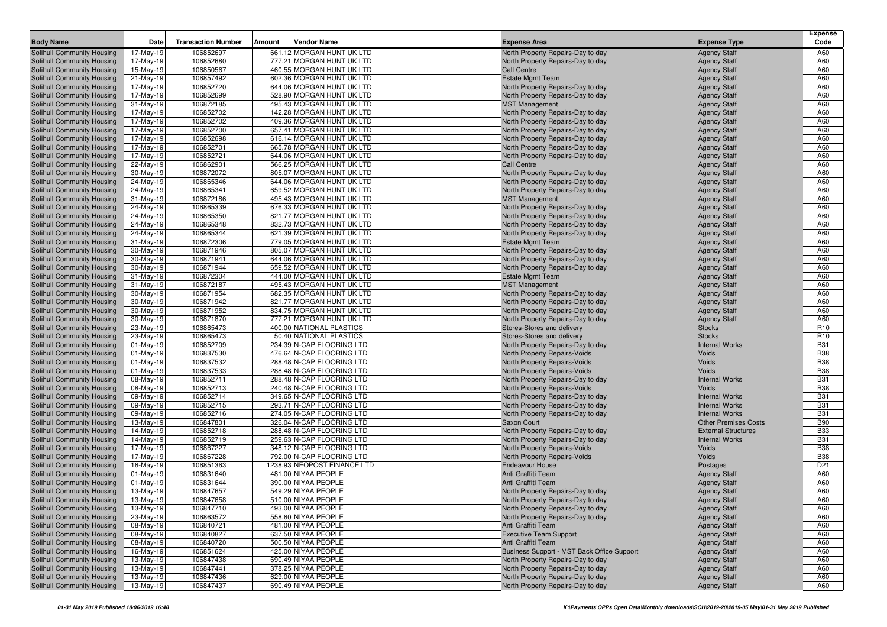| Body Name | Date | Transaction Number | Amount | Vendor Name | Expense Area | Expense Type | Expense Code |
|---|---|---|---|---|---|---|---|
| Solihull Community Housing | 17-May-19 | 106852697 | 661.12 | MORGAN HUNT UK LTD | North Property Repairs-Day to day | Agency Staff | A60 |
| Solihull Community Housing | 17-May-19 | 106852680 | 777.21 | MORGAN HUNT UK LTD | North Property Repairs-Day to day | Agency Staff | A60 |
| Solihull Community Housing | 15-May-19 | 106850567 | 460.55 | MORGAN HUNT UK LTD | Call Centre | Agency Staff | A60 |
| Solihull Community Housing | 21-May-19 | 106857492 | 602.36 | MORGAN HUNT UK LTD | Estate Mgmt Team | Agency Staff | A60 |
| Solihull Community Housing | 17-May-19 | 106852720 | 644.06 | MORGAN HUNT UK LTD | North Property Repairs-Day to day | Agency Staff | A60 |
| Solihull Community Housing | 17-May-19 | 106852699 | 528.90 | MORGAN HUNT UK LTD | North Property Repairs-Day to day | Agency Staff | A60 |
| Solihull Community Housing | 31-May-19 | 106872185 | 495.43 | MORGAN HUNT UK LTD | MST Management | Agency Staff | A60 |
| Solihull Community Housing | 17-May-19 | 106852702 | 142.28 | MORGAN HUNT UK LTD | North Property Repairs-Day to day | Agency Staff | A60 |
| Solihull Community Housing | 17-May-19 | 106852702 | 409.36 | MORGAN HUNT UK LTD | North Property Repairs-Day to day | Agency Staff | A60 |
| Solihull Community Housing | 17-May-19 | 106852700 | 657.41 | MORGAN HUNT UK LTD | North Property Repairs-Day to day | Agency Staff | A60 |
| Solihull Community Housing | 17-May-19 | 106852698 | 616.14 | MORGAN HUNT UK LTD | North Property Repairs-Day to day | Agency Staff | A60 |
| Solihull Community Housing | 17-May-19 | 106852701 | 665.78 | MORGAN HUNT UK LTD | North Property Repairs-Day to day | Agency Staff | A60 |
| Solihull Community Housing | 17-May-19 | 106852721 | 644.06 | MORGAN HUNT UK LTD | North Property Repairs-Day to day | Agency Staff | A60 |
| Solihull Community Housing | 22-May-19 | 106862901 | 566.25 | MORGAN HUNT UK LTD | Call Centre | Agency Staff | A60 |
| Solihull Community Housing | 30-May-19 | 106872072 | 805.07 | MORGAN HUNT UK LTD | North Property Repairs-Day to day | Agency Staff | A60 |
| Solihull Community Housing | 24-May-19 | 106865346 | 644.06 | MORGAN HUNT UK LTD | North Property Repairs-Day to day | Agency Staff | A60 |
| Solihull Community Housing | 24-May-19 | 106865341 | 659.52 | MORGAN HUNT UK LTD | North Property Repairs-Day to day | Agency Staff | A60 |
| Solihull Community Housing | 31-May-19 | 106872186 | 495.43 | MORGAN HUNT UK LTD | MST Management | Agency Staff | A60 |
| Solihull Community Housing | 24-May-19 | 106865339 | 676.33 | MORGAN HUNT UK LTD | North Property Repairs-Day to day | Agency Staff | A60 |
| Solihull Community Housing | 24-May-19 | 106865350 | 821.77 | MORGAN HUNT UK LTD | North Property Repairs-Day to day | Agency Staff | A60 |
| Solihull Community Housing | 24-May-19 | 106865348 | 832.73 | MORGAN HUNT UK LTD | North Property Repairs-Day to day | Agency Staff | A60 |
| Solihull Community Housing | 24-May-19 | 106865344 | 621.39 | MORGAN HUNT UK LTD | North Property Repairs-Day to day | Agency Staff | A60 |
| Solihull Community Housing | 31-May-19 | 106872306 | 779.05 | MORGAN HUNT UK LTD | Estate Mgmt Team | Agency Staff | A60 |
| Solihull Community Housing | 30-May-19 | 106871946 | 805.07 | MORGAN HUNT UK LTD | North Property Repairs-Day to day | Agency Staff | A60 |
| Solihull Community Housing | 30-May-19 | 106871941 | 644.06 | MORGAN HUNT UK LTD | North Property Repairs-Day to day | Agency Staff | A60 |
| Solihull Community Housing | 30-May-19 | 106871944 | 659.52 | MORGAN HUNT UK LTD | North Property Repairs-Day to day | Agency Staff | A60 |
| Solihull Community Housing | 31-May-19 | 106872304 | 444.00 | MORGAN HUNT UK LTD | Estate Mgmt Team | Agency Staff | A60 |
| Solihull Community Housing | 31-May-19 | 106872187 | 495.43 | MORGAN HUNT UK LTD | MST Management | Agency Staff | A60 |
| Solihull Community Housing | 30-May-19 | 106871954 | 682.35 | MORGAN HUNT UK LTD | North Property Repairs-Day to day | Agency Staff | A60 |
| Solihull Community Housing | 30-May-19 | 106871942 | 821.77 | MORGAN HUNT UK LTD | North Property Repairs-Day to day | Agency Staff | A60 |
| Solihull Community Housing | 30-May-19 | 106871952 | 834.75 | MORGAN HUNT UK LTD | North Property Repairs-Day to day | Agency Staff | A60 |
| Solihull Community Housing | 30-May-19 | 106871870 | 777.21 | MORGAN HUNT UK LTD | North Property Repairs-Day to day | Agency Staff | A60 |
| Solihull Community Housing | 23-May-19 | 106865473 | 400.00 | NATIONAL PLASTICS | Stores-Stores and delivery | Stocks | R10 |
| Solihull Community Housing | 23-May-19 | 106865473 | 50.40 | NATIONAL PLASTICS | Stores-Stores and delivery | Stocks | R10 |
| Solihull Community Housing | 01-May-19 | 106852709 | 234.39 | N-CAP FLOORING LTD | North Property Repairs-Day to day | Internal Works | B31 |
| Solihull Community Housing | 01-May-19 | 106837530 | 476.64 | N-CAP FLOORING LTD | North Property Repairs-Voids | Voids | B38 |
| Solihull Community Housing | 01-May-19 | 106837532 | 288.48 | N-CAP FLOORING LTD | North Property Repairs-Voids | Voids | B38 |
| Solihull Community Housing | 01-May-19 | 106837533 | 288.48 | N-CAP FLOORING LTD | North Property Repairs-Voids | Voids | B38 |
| Solihull Community Housing | 08-May-19 | 106852711 | 288.48 | N-CAP FLOORING LTD | North Property Repairs-Day to day | Internal Works | B31 |
| Solihull Community Housing | 08-May-19 | 106852713 | 240.48 | N-CAP FLOORING LTD | North Property Repairs-Voids | Voids | B38 |
| Solihull Community Housing | 09-May-19 | 106852714 | 349.65 | N-CAP FLOORING LTD | North Property Repairs-Day to day | Internal Works | B31 |
| Solihull Community Housing | 09-May-19 | 106852715 | 293.71 | N-CAP FLOORING LTD | North Property Repairs-Day to day | Internal Works | B31 |
| Solihull Community Housing | 09-May-19 | 106852716 | 274.05 | N-CAP FLOORING LTD | North Property Repairs-Day to day | Internal Works | B31 |
| Solihull Community Housing | 13-May-19 | 106847801 | 326.04 | N-CAP FLOORING LTD | Saxon Court | Other Premises Costs | B90 |
| Solihull Community Housing | 14-May-19 | 106852718 | 288.48 | N-CAP FLOORING LTD | North Property Repairs-Day to day | External Structures | B33 |
| Solihull Community Housing | 14-May-19 | 106852719 | 259.63 | N-CAP FLOORING LTD | North Property Repairs-Day to day | Internal Works | B31 |
| Solihull Community Housing | 17-May-19 | 106867227 | 348.12 | N-CAP FLOORING LTD | North Property Repairs-Voids | Voids | B38 |
| Solihull Community Housing | 17-May-19 | 106867228 | 792.00 | N-CAP FLOORING LTD | North Property Repairs-Voids | Voids | B38 |
| Solihull Community Housing | 16-May-19 | 106851363 | 1238.93 | NEOPOST FINANCE LTD | Endeavour House | Postages | D21 |
| Solihull Community Housing | 01-May-19 | 106831640 | 481.00 | NIYAA PEOPLE | Anti Graffiti Team | Agency Staff | A60 |
| Solihull Community Housing | 01-May-19 | 106831644 | 390.00 | NIYAA PEOPLE | Anti Graffiti Team | Agency Staff | A60 |
| Solihull Community Housing | 13-May-19 | 106847657 | 549.29 | NIYAA PEOPLE | North Property Repairs-Day to day | Agency Staff | A60 |
| Solihull Community Housing | 13-May-19 | 106847658 | 510.00 | NIYAA PEOPLE | North Property Repairs-Day to day | Agency Staff | A60 |
| Solihull Community Housing | 13-May-19 | 106847710 | 493.00 | NIYAA PEOPLE | North Property Repairs-Day to day | Agency Staff | A60 |
| Solihull Community Housing | 23-May-19 | 106863572 | 558.60 | NIYAA PEOPLE | North Property Repairs-Day to day | Agency Staff | A60 |
| Solihull Community Housing | 08-May-19 | 106840721 | 481.00 | NIYAA PEOPLE | Anti Graffiti Team | Agency Staff | A60 |
| Solihull Community Housing | 08-May-19 | 106840827 | 637.50 | NIYAA PEOPLE | Executive Team Support | Agency Staff | A60 |
| Solihull Community Housing | 08-May-19 | 106840720 | 500.50 | NIYAA PEOPLE | Anti Graffiti Team | Agency Staff | A60 |
| Solihull Community Housing | 16-May-19 | 106851624 | 425.00 | NIYAA PEOPLE | Business Support - MST Back Office Support | Agency Staff | A60 |
| Solihull Community Housing | 13-May-19 | 106847438 | 690.49 | NIYAA PEOPLE | North Property Repairs-Day to day | Agency Staff | A60 |
| Solihull Community Housing | 13-May-19 | 106847441 | 378.25 | NIYAA PEOPLE | North Property Repairs-Day to day | Agency Staff | A60 |
| Solihull Community Housing | 13-May-19 | 106847436 | 629.00 | NIYAA PEOPLE | North Property Repairs-Day to day | Agency Staff | A60 |
| Solihull Community Housing | 13-May-19 | 106847437 | 690.49 | NIYAA PEOPLE | North Property Repairs-Day to day | Agency Staff | A60 |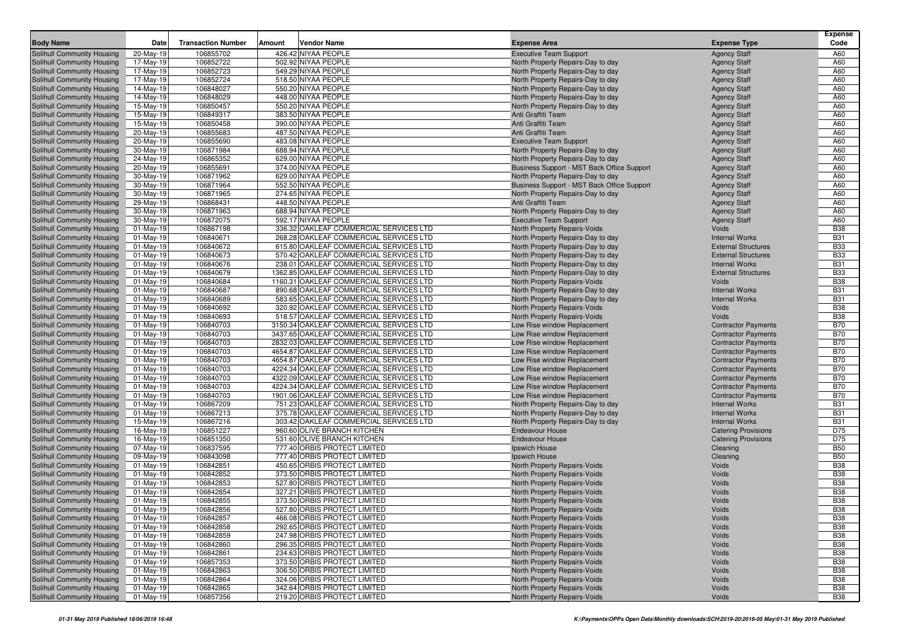| Body Name | Date | Transaction Number | Amount | Vendor Name | Expense Area | Expense Type | Expense Code |
|---|---|---|---|---|---|---|---|
| Solihull Community Housing | 20-May-19 | 106855702 | 426.42 | NIYAA PEOPLE | Executive Team Support | Agency Staff | A60 |
| Solihull Community Housing | 17-May-19 | 106852722 | 502.92 | NIYAA PEOPLE | North Property Repairs-Day to day | Agency Staff | A60 |
| Solihull Community Housing | 17-May-19 | 106852723 | 549.29 | NIYAA PEOPLE | North Property Repairs-Day to day | Agency Staff | A60 |
| Solihull Community Housing | 17-May-19 | 106852724 | 518.50 | NIYAA PEOPLE | North Property Repairs-Day to day | Agency Staff | A60 |
| Solihull Community Housing | 14-May-19 | 106848027 | 550.20 | NIYAA PEOPLE | North Property Repairs-Day to day | Agency Staff | A60 |
| Solihull Community Housing | 14-May-19 | 106848029 | 448.00 | NIYAA PEOPLE | North Property Repairs-Day to day | Agency Staff | A60 |
| Solihull Community Housing | 15-May-19 | 106850457 | 550.20 | NIYAA PEOPLE | North Property Repairs-Day to day | Agency Staff | A60 |
| Solihull Community Housing | 15-May-19 | 106849317 | 383.50 | NIYAA PEOPLE | Anti Graffiti Team | Agency Staff | A60 |
| Solihull Community Housing | 15-May-19 | 106850458 | 390.00 | NIYAA PEOPLE | Anti Graffiti Team | Agency Staff | A60 |
| Solihull Community Housing | 20-May-19 | 106855683 | 487.50 | NIYAA PEOPLE | Anti Graffiti Team | Agency Staff | A60 |
| Solihull Community Housing | 20-May-19 | 106855690 | 483.08 | NIYAA PEOPLE | Executive Team Support | Agency Staff | A60 |
| Solihull Community Housing | 30-May-19 | 106871984 | 688.94 | NIYAA PEOPLE | North Property Repairs-Day to day | Agency Staff | A60 |
| Solihull Community Housing | 24-May-19 | 106865352 | 629.00 | NIYAA PEOPLE | North Property Repairs-Day to day | Agency Staff | A60 |
| Solihull Community Housing | 20-May-19 | 106855691 | 374.00 | NIYAA PEOPLE | Business Support - MST Back Office Support | Agency Staff | A60 |
| Solihull Community Housing | 30-May-19 | 106871962 | 629.00 | NIYAA PEOPLE | North Property Repairs-Day to day | Agency Staff | A60 |
| Solihull Community Housing | 30-May-19 | 106871964 | 552.50 | NIYAA PEOPLE | Business Support - MST Back Office Support | Agency Staff | A60 |
| Solihull Community Housing | 30-May-19 | 106871965 | 274.65 | NIYAA PEOPLE | North Property Repairs-Day to day | Agency Staff | A60 |
| Solihull Community Housing | 29-May-19 | 106868431 | 448.50 | NIYAA PEOPLE | Anti Graffiti Team | Agency Staff | A60 |
| Solihull Community Housing | 30-May-19 | 106871963 | 688.94 | NIYAA PEOPLE | North Property Repairs-Day to day | Agency Staff | A60 |
| Solihull Community Housing | 30-May-19 | 106872075 | 592.17 | NIYAA PEOPLE | Executive Team Support | Agency Staff | A60 |
| Solihull Community Housing | 01-May-19 | 106867198 | 336.32 | OAKLEAF COMMERCIAL SERVICES LTD | North Property Repairs-Voids | Voids | B38 |
| Solihull Community Housing | 01-May-19 | 106840671 | 268.28 | OAKLEAF COMMERCIAL SERVICES LTD | North Property Repairs-Day to day | Internal Works | B31 |
| Solihull Community Housing | 01-May-19 | 106840672 | 615.80 | OAKLEAF COMMERCIAL SERVICES LTD | North Property Repairs-Day to day | External Structures | B33 |
| Solihull Community Housing | 01-May-19 | 106840673 | 570.42 | OAKLEAF COMMERCIAL SERVICES LTD | North Property Repairs-Day to day | External Structures | B33 |
| Solihull Community Housing | 01-May-19 | 106840676 | 238.01 | OAKLEAF COMMERCIAL SERVICES LTD | North Property Repairs-Day to day | Internal Works | B31 |
| Solihull Community Housing | 01-May-19 | 106840679 | 1362.85 | OAKLEAF COMMERCIAL SERVICES LTD | North Property Repairs-Day to day | External Structures | B33 |
| Solihull Community Housing | 01-May-19 | 106840684 | 1160.31 | OAKLEAF COMMERCIAL SERVICES LTD | North Property Repairs-Voids | Voids | B38 |
| Solihull Community Housing | 01-May-19 | 106840687 | 890.68 | OAKLEAF COMMERCIAL SERVICES LTD | North Property Repairs-Day to day | Internal Works | B31 |
| Solihull Community Housing | 01-May-19 | 106840689 | 583.65 | OAKLEAF COMMERCIAL SERVICES LTD | North Property Repairs-Day to day | Internal Works | B31 |
| Solihull Community Housing | 01-May-19 | 106840692 | 320.92 | OAKLEAF COMMERCIAL SERVICES LTD | North Property Repairs-Voids | Voids | B38 |
| Solihull Community Housing | 01-May-19 | 106840693 | 518.57 | OAKLEAF COMMERCIAL SERVICES LTD | North Property Repairs-Voids | Voids | B38 |
| Solihull Community Housing | 01-May-19 | 106840703 | 3150.34 | OAKLEAF COMMERCIAL SERVICES LTD | Low Rise window Replacement | Contractor Payments | B70 |
| Solihull Community Housing | 01-May-19 | 106840703 | 3437.65 | OAKLEAF COMMERCIAL SERVICES LTD | Low Rise window Replacement | Contractor Payments | B70 |
| Solihull Community Housing | 01-May-19 | 106840703 | 2832.03 | OAKLEAF COMMERCIAL SERVICES LTD | Low Rise window Replacement | Contractor Payments | B70 |
| Solihull Community Housing | 01-May-19 | 106840703 | 4654.87 | OAKLEAF COMMERCIAL SERVICES LTD | Low Rise window Replacement | Contractor Payments | B70 |
| Solihull Community Housing | 01-May-19 | 106840703 | 4654.87 | OAKLEAF COMMERCIAL SERVICES LTD | Low Rise window Replacement | Contractor Payments | B70 |
| Solihull Community Housing | 01-May-19 | 106840703 | 4224.34 | OAKLEAF COMMERCIAL SERVICES LTD | Low Rise window Replacement | Contractor Payments | B70 |
| Solihull Community Housing | 01-May-19 | 106840703 | 4322.09 | OAKLEAF COMMERCIAL SERVICES LTD | Low Rise window Replacement | Contractor Payments | B70 |
| Solihull Community Housing | 01-May-19 | 106840703 | 4224.34 | OAKLEAF COMMERCIAL SERVICES LTD | Low Rise window Replacement | Contractor Payments | B70 |
| Solihull Community Housing | 01-May-19 | 106840703 | 1901.06 | OAKLEAF COMMERCIAL SERVICES LTD | Low Rise window Replacement | Contractor Payments | B70 |
| Solihull Community Housing | 01-May-19 | 106867209 | 751.23 | OAKLEAF COMMERCIAL SERVICES LTD | North Property Repairs-Day to day | Internal Works | B31 |
| Solihull Community Housing | 01-May-19 | 106867213 | 375.78 | OAKLEAF COMMERCIAL SERVICES LTD | North Property Repairs-Day to day | Internal Works | B31 |
| Solihull Community Housing | 15-May-19 | 106867216 | 303.42 | OAKLEAF COMMERCIAL SERVICES LTD | North Property Repairs-Day to day | Internal Works | B31 |
| Solihull Community Housing | 16-May-19 | 106851227 | 960.60 | OLIVE BRANCH KITCHEN | Endeavour House | Catering Provisions | D75 |
| Solihull Community Housing | 16-May-19 | 106851350 | 531.60 | OLIVE BRANCH KITCHEN | Endeavour House | Catering Provisions | D75 |
| Solihull Community Housing | 07-May-19 | 106837595 | 777.40 | ORBIS PROTECT LIMITED | Ipswich House | Cleaning | B50 |
| Solihull Community Housing | 09-May-19 | 106843098 | 777.40 | ORBIS PROTECT LIMITED | Ipswich House | Cleaning | B50 |
| Solihull Community Housing | 01-May-19 | 106842851 | 450.65 | ORBIS PROTECT LIMITED | North Property Repairs-Voids | Voids | B38 |
| Solihull Community Housing | 01-May-19 | 106842852 | 373.50 | ORBIS PROTECT LIMITED | North Property Repairs-Voids | Voids | B38 |
| Solihull Community Housing | 01-May-19 | 106842853 | 527.80 | ORBIS PROTECT LIMITED | North Property Repairs-Voids | Voids | B38 |
| Solihull Community Housing | 01-May-19 | 106842854 | 327.21 | ORBIS PROTECT LIMITED | North Property Repairs-Voids | Voids | B38 |
| Solihull Community Housing | 01-May-19 | 106842855 | 373.50 | ORBIS PROTECT LIMITED | North Property Repairs-Voids | Voids | B38 |
| Solihull Community Housing | 01-May-19 | 106842856 | 527.80 | ORBIS PROTECT LIMITED | North Property Repairs-Voids | Voids | B38 |
| Solihull Community Housing | 01-May-19 | 106842857 | 466.08 | ORBIS PROTECT LIMITED | North Property Repairs-Voids | Voids | B38 |
| Solihull Community Housing | 01-May-19 | 106842858 | 292.65 | ORBIS PROTECT LIMITED | North Property Repairs-Voids | Voids | B38 |
| Solihull Community Housing | 01-May-19 | 106842859 | 247.98 | ORBIS PROTECT LIMITED | North Property Repairs-Voids | Voids | B38 |
| Solihull Community Housing | 01-May-19 | 106842860 | 296.35 | ORBIS PROTECT LIMITED | North Property Repairs-Voids | Voids | B38 |
| Solihull Community Housing | 01-May-19 | 106842861 | 234.63 | ORBIS PROTECT LIMITED | North Property Repairs-Voids | Voids | B38 |
| Solihull Community Housing | 01-May-19 | 106857353 | 373.50 | ORBIS PROTECT LIMITED | North Property Repairs-Voids | Voids | B38 |
| Solihull Community Housing | 01-May-19 | 106842863 | 306.50 | ORBIS PROTECT LIMITED | North Property Repairs-Voids | Voids | B38 |
| Solihull Community Housing | 01-May-19 | 106842864 | 324.06 | ORBIS PROTECT LIMITED | North Property Repairs-Voids | Voids | B38 |
| Solihull Community Housing | 01-May-19 | 106842865 | 342.64 | ORBIS PROTECT LIMITED | North Property Repairs-Voids | Voids | B38 |
| Solihull Community Housing | 01-May-19 | 106857356 | 219.20 | ORBIS PROTECT LIMITED | North Property Repairs-Voids | Voids | B38 |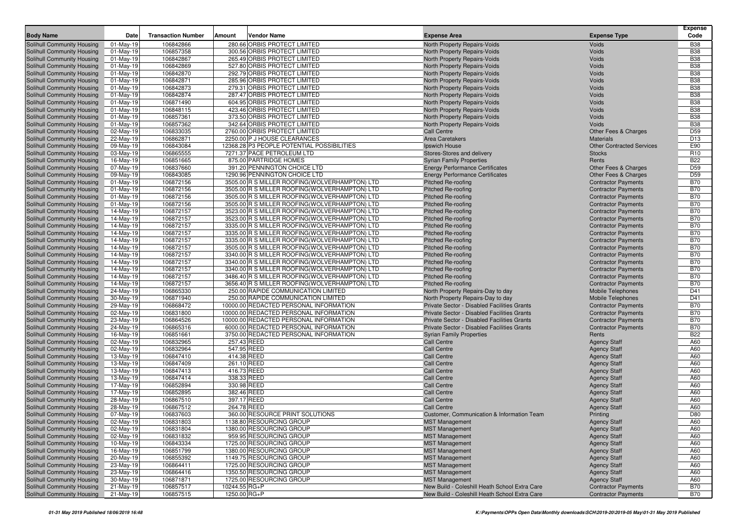| Body Name | Date | Transaction Number | Amount | Vendor Name | Expense Area | Expense Type | Expense Code |
|---|---|---|---|---|---|---|---|
| Solihull Community Housing | 01-May-19 | 106842866 | 280.66 | ORBIS PROTECT LIMITED | North Property Repairs-Voids | Voids | B38 |
| Solihull Community Housing | 01-May-19 | 106857358 | 300.56 | ORBIS PROTECT LIMITED | North Property Repairs-Voids | Voids | B38 |
| Solihull Community Housing | 01-May-19 | 106842867 | 265.49 | ORBIS PROTECT LIMITED | North Property Repairs-Voids | Voids | B38 |
| Solihull Community Housing | 01-May-19 | 106842869 | 527.80 | ORBIS PROTECT LIMITED | North Property Repairs-Voids | Voids | B38 |
| Solihull Community Housing | 01-May-19 | 106842870 | 292.79 | ORBIS PROTECT LIMITED | North Property Repairs-Voids | Voids | B38 |
| Solihull Community Housing | 01-May-19 | 106842871 | 285.96 | ORBIS PROTECT LIMITED | North Property Repairs-Voids | Voids | B38 |
| Solihull Community Housing | 01-May-19 | 106842873 | 279.31 | ORBIS PROTECT LIMITED | North Property Repairs-Voids | Voids | B38 |
| Solihull Community Housing | 01-May-19 | 106842874 | 287.47 | ORBIS PROTECT LIMITED | North Property Repairs-Voids | Voids | B38 |
| Solihull Community Housing | 01-May-19 | 106871490 | 604.95 | ORBIS PROTECT LIMITED | North Property Repairs-Voids | Voids | B38 |
| Solihull Community Housing | 01-May-19 | 106848115 | 423.46 | ORBIS PROTECT LIMITED | North Property Repairs-Voids | Voids | B38 |
| Solihull Community Housing | 01-May-19 | 106857361 | 373.50 | ORBIS PROTECT LIMITED | North Property Repairs-Voids | Voids | B38 |
| Solihull Community Housing | 01-May-19 | 106857362 | 342.64 | ORBIS PROTECT LIMITED | North Property Repairs-Voids | Voids | B38 |
| Solihull Community Housing | 02-May-19 | 106833035 | 2760.00 | ORBIS PROTECT LIMITED | Call Centre | Other Fees & Charges | D59 |
| Solihull Community Housing | 22-May-19 | 106862871 | 2250.00 | P J HOUSE CLEARANCES | Area Caretakers | Materials | D13 |
| Solihull Community Housing | 09-May-19 | 106843084 | 12368.28 | P3 PEOPLE POTENTIAL POSSIBILITIES | Ipswich House | Other Contracted Services | E90 |
| Solihull Community Housing | 03-May-19 | 106865555 | 7271.37 | PACE PETROLEUM LTD | Stores-Stores and delivery | Stocks | R10 |
| Solihull Community Housing | 16-May-19 | 106851665 | 875.00 | PARTRIDGE HOMES | Syrian Family Properties | Rents | B22 |
| Solihull Community Housing | 07-May-19 | 106837660 | 391.20 | PENNINGTON CHOICE LTD | Energy Performance Certificates | Other Fees & Charges | D59 |
| Solihull Community Housing | 09-May-19 | 106843085 | 1290.96 | PENNINGTON CHOICE LTD | Energy Performance Certificates | Other Fees & Charges | D59 |
| Solihull Community Housing | 01-May-19 | 106872156 | 3505.00 | R S MILLER ROOFING(WOLVERHAMPTON) LTD | Pitched Re-roofing | Contractor Payments | B70 |
| Solihull Community Housing | 01-May-19 | 106872156 | 3505.00 | R S MILLER ROOFING(WOLVERHAMPTON) LTD | Pitched Re-roofing | Contractor Payments | B70 |
| Solihull Community Housing | 01-May-19 | 106872156 | 3505.00 | R S MILLER ROOFING(WOLVERHAMPTON) LTD | Pitched Re-roofing | Contractor Payments | B70 |
| Solihull Community Housing | 01-May-19 | 106872156 | 3505.00 | R S MILLER ROOFING(WOLVERHAMPTON) LTD | Pitched Re-roofing | Contractor Payments | B70 |
| Solihull Community Housing | 14-May-19 | 106872157 | 3523.00 | R S MILLER ROOFING(WOLVERHAMPTON) LTD | Pitched Re-roofing | Contractor Payments | B70 |
| Solihull Community Housing | 14-May-19 | 106872157 | 3523.00 | R S MILLER ROOFING(WOLVERHAMPTON) LTD | Pitched Re-roofing | Contractor Payments | B70 |
| Solihull Community Housing | 14-May-19 | 106872157 | 3335.00 | R S MILLER ROOFING(WOLVERHAMPTON) LTD | Pitched Re-roofing | Contractor Payments | B70 |
| Solihull Community Housing | 14-May-19 | 106872157 | 3335.00 | R S MILLER ROOFING(WOLVERHAMPTON) LTD | Pitched Re-roofing | Contractor Payments | B70 |
| Solihull Community Housing | 14-May-19 | 106872157 | 3335.00 | R S MILLER ROOFING(WOLVERHAMPTON) LTD | Pitched Re-roofing | Contractor Payments | B70 |
| Solihull Community Housing | 14-May-19 | 106872157 | 3505.00 | R S MILLER ROOFING(WOLVERHAMPTON) LTD | Pitched Re-roofing | Contractor Payments | B70 |
| Solihull Community Housing | 14-May-19 | 106872157 | 3340.00 | R S MILLER ROOFING(WOLVERHAMPTON) LTD | Pitched Re-roofing | Contractor Payments | B70 |
| Solihull Community Housing | 14-May-19 | 106872157 | 3340.00 | R S MILLER ROOFING(WOLVERHAMPTON) LTD | Pitched Re-roofing | Contractor Payments | B70 |
| Solihull Community Housing | 14-May-19 | 106872157 | 3340.00 | R S MILLER ROOFING(WOLVERHAMPTON) LTD | Pitched Re-roofing | Contractor Payments | B70 |
| Solihull Community Housing | 14-May-19 | 106872157 | 3486.40 | R S MILLER ROOFING(WOLVERHAMPTON) LTD | Pitched Re-roofing | Contractor Payments | B70 |
| Solihull Community Housing | 14-May-19 | 106872157 | 3656.40 | R S MILLER ROOFING(WOLVERHAMPTON) LTD | Pitched Re-roofing | Contractor Payments | B70 |
| Solihull Community Housing | 24-May-19 | 106865330 | 250.00 | RAPIDE COMMUNICATION LIMITED | North Property Repairs-Day to day | Mobile Telephones | D41 |
| Solihull Community Housing | 30-May-19 | 106871940 | 250.00 | RAPIDE COMMUNICATION LIMITED | North Property Repairs-Day to day | Mobile Telephones | D41 |
| Solihull Community Housing | 29-May-19 | 106868472 | 10000.00 | REDACTED PERSONAL INFORMATION | Private Sector - Disabled Facilities Grants | Contractor Payments | B70 |
| Solihull Community Housing | 02-May-19 | 106831800 | 10000.00 | REDACTED PERSONAL INFORMATION | Private Sector - Disabled Facilities Grants | Contractor Payments | B70 |
| Solihull Community Housing | 23-May-19 | 106864526 | 10000.00 | REDACTED PERSONAL INFORMATION | Private Sector - Disabled Facilities Grants | Contractor Payments | B70 |
| Solihull Community Housing | 24-May-19 | 106865316 | 6000.00 | REDACTED PERSONAL INFORMATION | Private Sector - Disabled Facilities Grants | Contractor Payments | B70 |
| Solihull Community Housing | 16-May-19 | 106851661 | 3750.00 | REDACTED PERSONAL INFORMATION | Syrian Family Properties | Rents | B22 |
| Solihull Community Housing | 02-May-19 | 106832965 | 257.43 | REED | Call Centre | Agency Staff | A60 |
| Solihull Community Housing | 02-May-19 | 106832964 | 547.95 | REED | Call Centre | Agency Staff | A60 |
| Solihull Community Housing | 13-May-19 | 106847410 | 414.38 | REED | Call Centre | Agency Staff | A60 |
| Solihull Community Housing | 13-May-19 | 106847409 | 261.10 | REED | Call Centre | Agency Staff | A60 |
| Solihull Community Housing | 13-May-19 | 106847413 | 416.73 | REED | Call Centre | Agency Staff | A60 |
| Solihull Community Housing | 13-May-19 | 106847414 | 338.33 | REED | Call Centre | Agency Staff | A60 |
| Solihull Community Housing | 17-May-19 | 106852894 | 330.98 | REED | Call Centre | Agency Staff | A60 |
| Solihull Community Housing | 17-May-19 | 106852895 | 382.46 | REED | Call Centre | Agency Staff | A60 |
| Solihull Community Housing | 28-May-19 | 106867510 | 397.17 | REED | Call Centre | Agency Staff | A60 |
| Solihull Community Housing | 28-May-19 | 106867512 | 264.78 | REED | Call Centre | Agency Staff | A60 |
| Solihull Community Housing | 07-May-19 | 106837603 | 360.00 | RESOURCE PRINT SOLUTIONS | Customer, Communication & Information Team | Printing | D80 |
| Solihull Community Housing | 02-May-19 | 106831803 | 1138.80 | RESOURCING GROUP | MST Management | Agency Staff | A60 |
| Solihull Community Housing | 02-May-19 | 106831804 | 1380.00 | RESOURCING GROUP | MST Management | Agency Staff | A60 |
| Solihull Community Housing | 02-May-19 | 106831832 | 959.95 | RESOURCING GROUP | MST Management | Agency Staff | A60 |
| Solihull Community Housing | 10-May-19 | 106843334 | 1725.00 | RESOURCING GROUP | MST Management | Agency Staff | A60 |
| Solihull Community Housing | 16-May-19 | 106851799 | 1380.00 | RESOURCING GROUP | MST Management | Agency Staff | A60 |
| Solihull Community Housing | 20-May-19 | 106855392 | 1149.75 | RESOURCING GROUP | MST Management | Agency Staff | A60 |
| Solihull Community Housing | 23-May-19 | 106864411 | 1725.00 | RESOURCING GROUP | MST Management | Agency Staff | A60 |
| Solihull Community Housing | 23-May-19 | 106864416 | 1350.50 | RESOURCING GROUP | MST Management | Agency Staff | A60 |
| Solihull Community Housing | 30-May-19 | 106871871 | 1725.00 | RESOURCING GROUP | MST Management | Agency Staff | A60 |
| Solihull Community Housing | 21-May-19 | 106857517 | 10244.55 | RG+P | New Build - Coleshill Heath School Extra Care | Contractor Payments | B70 |
| Solihull Community Housing | 21-May-19 | 106857515 | 1250.00 | RG+P | New Build - Coleshill Heath School Extra Care | Contractor Payments | B70 |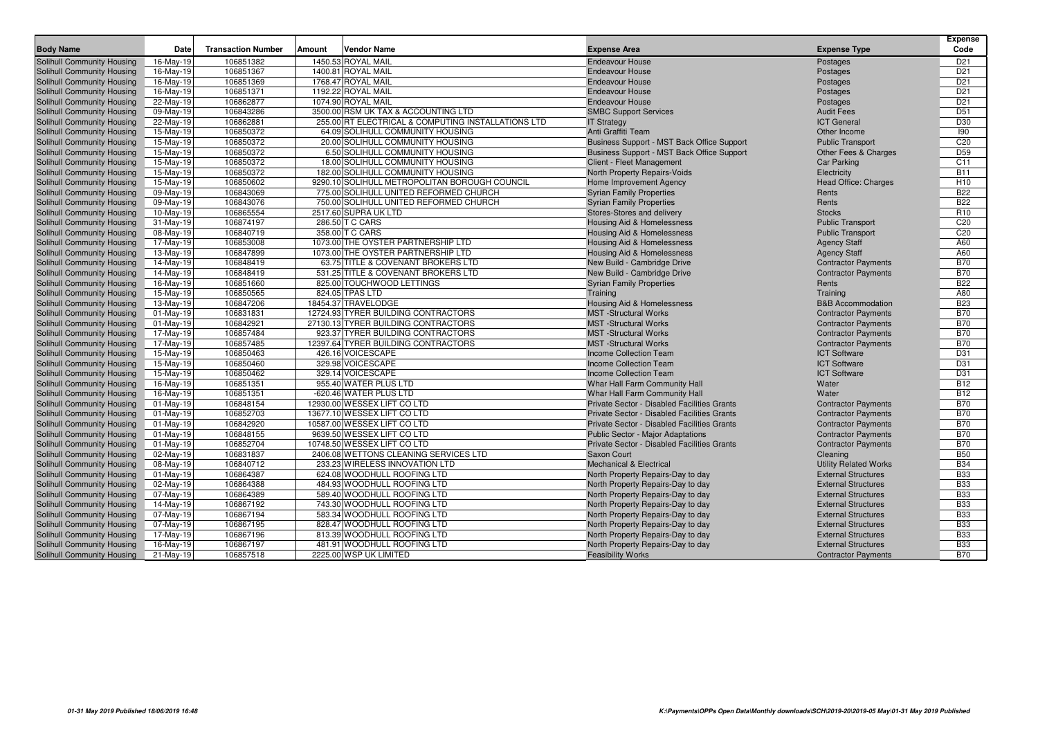| Body Name | Date | Transaction Number | Amount | Vendor Name | Expense Area | Expense Type | Expense Code |
|---|---|---|---|---|---|---|---|
| Solihull Community Housing | 16-May-19 | 106851382 | 1450.53 | ROYAL MAIL | Endeavour House | Postages | D21 |
| Solihull Community Housing | 16-May-19 | 106851367 | 1400.81 | ROYAL MAIL | Endeavour House | Postages | D21 |
| Solihull Community Housing | 16-May-19 | 106851369 | 1768.47 | ROYAL MAIL | Endeavour House | Postages | D21 |
| Solihull Community Housing | 16-May-19 | 106851371 | 1192.22 | ROYAL MAIL | Endeavour House | Postages | D21 |
| Solihull Community Housing | 22-May-19 | 106862877 | 1074.90 | ROYAL MAIL | Endeavour House | Postages | D21 |
| Solihull Community Housing | 09-May-19 | 106843286 | 3500.00 | RSM UK TAX & ACCOUNTING LTD | SMBC Support Services | Audit Fees | D51 |
| Solihull Community Housing | 22-May-19 | 106862881 | 255.00 | RT ELECTRICAL & COMPUTING INSTALLATIONS LTD | IT Strategy | ICT General | D30 |
| Solihull Community Housing | 15-May-19 | 106850372 | 64.09 | SOLIHULL COMMUNITY HOUSING | Anti Graffiti Team | Other Income | I90 |
| Solihull Community Housing | 15-May-19 | 106850372 | 20.00 | SOLIHULL COMMUNITY HOUSING | Business Support - MST Back Office Support | Public Transport | C20 |
| Solihull Community Housing | 15-May-19 | 106850372 | 6.50 | SOLIHULL COMMUNITY HOUSING | Business Support - MST Back Office Support | Other Fees & Charges | D59 |
| Solihull Community Housing | 15-May-19 | 106850372 | 18.00 | SOLIHULL COMMUNITY HOUSING | Client - Fleet Management | Car Parking | C11 |
| Solihull Community Housing | 15-May-19 | 106850372 | 182.00 | SOLIHULL COMMUNITY HOUSING | North Property Repairs-Voids | Electricity | B11 |
| Solihull Community Housing | 15-May-19 | 106850602 | 9290.10 | SOLIHULL METROPOLITAN BOROUGH COUNCIL | Home Improvement Agency | Head Office: Charges | H10 |
| Solihull Community Housing | 09-May-19 | 106843069 | 775.00 | SOLIHULL UNITED REFORMED CHURCH | Syrian Family Properties | Rents | B22 |
| Solihull Community Housing | 09-May-19 | 106843076 | 750.00 | SOLIHULL UNITED REFORMED CHURCH | Syrian Family Properties | Rents | B22 |
| Solihull Community Housing | 10-May-19 | 106865554 | 2517.60 | SUPRA UK LTD | Stores-Stores and delivery | Stocks | R10 |
| Solihull Community Housing | 31-May-19 | 106874197 | 286.50 | T C CARS | Housing Aid & Homelessness | Public Transport | C20 |
| Solihull Community Housing | 08-May-19 | 106840719 | 358.00 | T C CARS | Housing Aid & Homelessness | Public Transport | C20 |
| Solihull Community Housing | 17-May-19 | 106853008 | 1073.00 | THE OYSTER PARTNERSHIP LTD | Housing Aid & Homelessness | Agency Staff | A60 |
| Solihull Community Housing | 13-May-19 | 106847899 | 1073.00 | THE OYSTER PARTNERSHIP LTD | Housing Aid & Homelessness | Agency Staff | A60 |
| Solihull Community Housing | 14-May-19 | 106848419 | 63.75 | TITLE & COVENANT BROKERS LTD | New Build - Cambridge Drive | Contractor Payments | B70 |
| Solihull Community Housing | 14-May-19 | 106848419 | 531.25 | TITLE & COVENANT BROKERS LTD | New Build - Cambridge Drive | Contractor Payments | B70 |
| Solihull Community Housing | 16-May-19 | 106851660 | 825.00 | TOUCHWOOD LETTINGS | Syrian Family Properties | Rents | B22 |
| Solihull Community Housing | 15-May-19 | 106850565 | 824.05 | TPAS LTD | Training | Training | A80 |
| Solihull Community Housing | 13-May-19 | 106847206 | 18454.37 | TRAVELODGE | Housing Aid & Homelessness | B&B Accommodation | B23 |
| Solihull Community Housing | 01-May-19 | 106831831 | 12724.93 | TYRER BUILDING CONTRACTORS | MST -Structural Works | Contractor Payments | B70 |
| Solihull Community Housing | 01-May-19 | 106842921 | 27130.13 | TYRER BUILDING CONTRACTORS | MST -Structural Works | Contractor Payments | B70 |
| Solihull Community Housing | 17-May-19 | 106857484 | 923.37 | TYRER BUILDING CONTRACTORS | MST -Structural Works | Contractor Payments | B70 |
| Solihull Community Housing | 17-May-19 | 106857485 | 12397.64 | TYRER BUILDING CONTRACTORS | MST -Structural Works | Contractor Payments | B70 |
| Solihull Community Housing | 15-May-19 | 106850463 | 426.16 | VOICESCAPE | Income Collection Team | ICT Software | D31 |
| Solihull Community Housing | 15-May-19 | 106850460 | 329.98 | VOICESCAPE | Income Collection Team | ICT Software | D31 |
| Solihull Community Housing | 15-May-19 | 106850462 | 329.14 | VOICESCAPE | Income Collection Team | ICT Software | D31 |
| Solihull Community Housing | 16-May-19 | 106851351 | 955.40 | WATER PLUS LTD | Whar Hall Farm Community Hall | Water | B12 |
| Solihull Community Housing | 16-May-19 | 106851351 | -620.46 | WATER PLUS LTD | Whar Hall Farm Community Hall | Water | B12 |
| Solihull Community Housing | 01-May-19 | 106848154 | 12930.00 | WESSEX LIFT CO LTD | Private Sector - Disabled Facilities Grants | Contractor Payments | B70 |
| Solihull Community Housing | 01-May-19 | 106852703 | 13677.10 | WESSEX LIFT CO LTD | Private Sector - Disabled Facilities Grants | Contractor Payments | B70 |
| Solihull Community Housing | 01-May-19 | 106842920 | 10587.00 | WESSEX LIFT CO LTD | Private Sector - Disabled Facilities Grants | Contractor Payments | B70 |
| Solihull Community Housing | 01-May-19 | 106848155 | 9639.50 | WESSEX LIFT CO LTD | Public Sector - Major Adaptations | Contractor Payments | B70 |
| Solihull Community Housing | 01-May-19 | 106852704 | 10748.50 | WESSEX LIFT CO LTD | Private Sector - Disabled Facilities Grants | Contractor Payments | B70 |
| Solihull Community Housing | 02-May-19 | 106831837 | 2406.08 | WETTONS CLEANING SERVICES LTD | Saxon Court | Cleaning | B50 |
| Solihull Community Housing | 08-May-19 | 106840712 | 233.23 | WIRELESS INNOVATION LTD | Mechanical & Electrical | Utility Related Works | B34 |
| Solihull Community Housing | 01-May-19 | 106864387 | 624.08 | WOODHULL ROOFING LTD | North Property Repairs-Day to day | External Structures | B33 |
| Solihull Community Housing | 02-May-19 | 106864388 | 484.93 | WOODHULL ROOFING LTD | North Property Repairs-Day to day | External Structures | B33 |
| Solihull Community Housing | 07-May-19 | 106864389 | 589.40 | WOODHULL ROOFING LTD | North Property Repairs-Day to day | External Structures | B33 |
| Solihull Community Housing | 14-May-19 | 106867192 | 743.30 | WOODHULL ROOFING LTD | North Property Repairs-Day to day | External Structures | B33 |
| Solihull Community Housing | 07-May-19 | 106867194 | 583.34 | WOODHULL ROOFING LTD | North Property Repairs-Day to day | External Structures | B33 |
| Solihull Community Housing | 07-May-19 | 106867195 | 828.47 | WOODHULL ROOFING LTD | North Property Repairs-Day to day | External Structures | B33 |
| Solihull Community Housing | 17-May-19 | 106867196 | 813.39 | WOODHULL ROOFING LTD | North Property Repairs-Day to day | External Structures | B33 |
| Solihull Community Housing | 16-May-19 | 106867197 | 481.91 | WOODHULL ROOFING LTD | North Property Repairs-Day to day | External Structures | B33 |
| Solihull Community Housing | 21-May-19 | 106857518 | 2225.00 | WSP UK LIMITED | Feasibility Works | Contractor Payments | B70 |